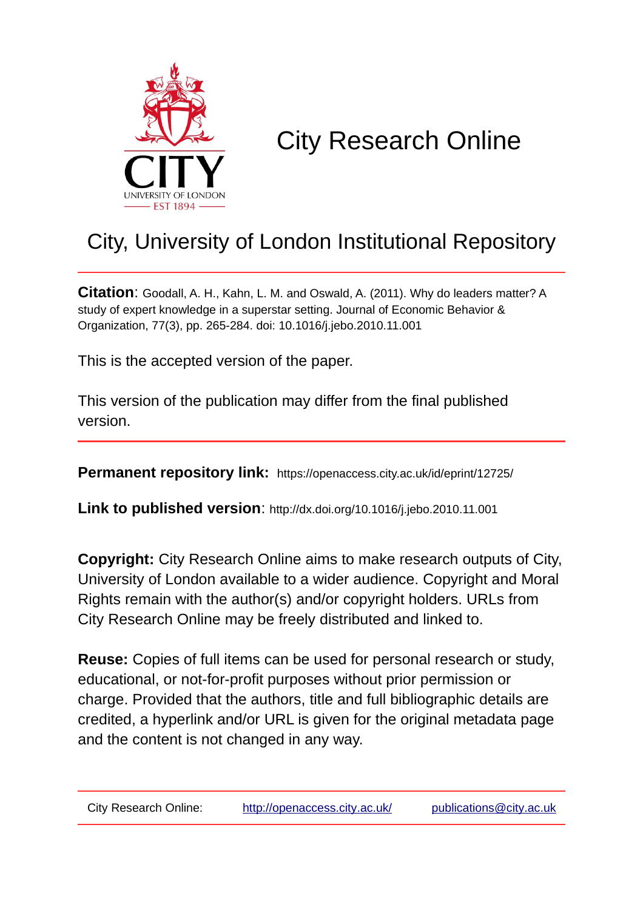# City Research Online

## City, University of London Institutional Repository

**Citation**: Goodall, A. H., Kahn, L. M. and Oswald, A. (2011). Why do leaders matter? A study of expert knowledge in a superstar setting. Journal of Economic Behavior & Organization, 77(3), pp. 265-284. doi: 10.1016/j.jebo.2010.11.001

This is the accepted version of the paper.

This version of the publication may differ from the final published version.

**Permanent repository link:** https://openaccess.city.ac.uk/id/eprint/12725/

**Link to published version**: http://dx.doi.org/10.1016/j.jebo.2010.11.001

**Copyright:** City Research Online aims to make research outputs of City, University of London available to a wider audience. Copyright and Moral Rights remain with the author(s) and/or copyright holders. URLs from City Research Online may be freely distributed and linked to.

**Reuse:** Copies of full items can be used for personal research or study, educational, or not-for-profit purposes without prior permission or charge. Provided that the authors, title and full bibliographic details are credited, a hyperlink and/or URL is given for the original metadata page and the content is not changed in any way.

| City Research Online: | http://openaccess.city.ac.uk/ | publications@city.ac.uk |
|---|---|---|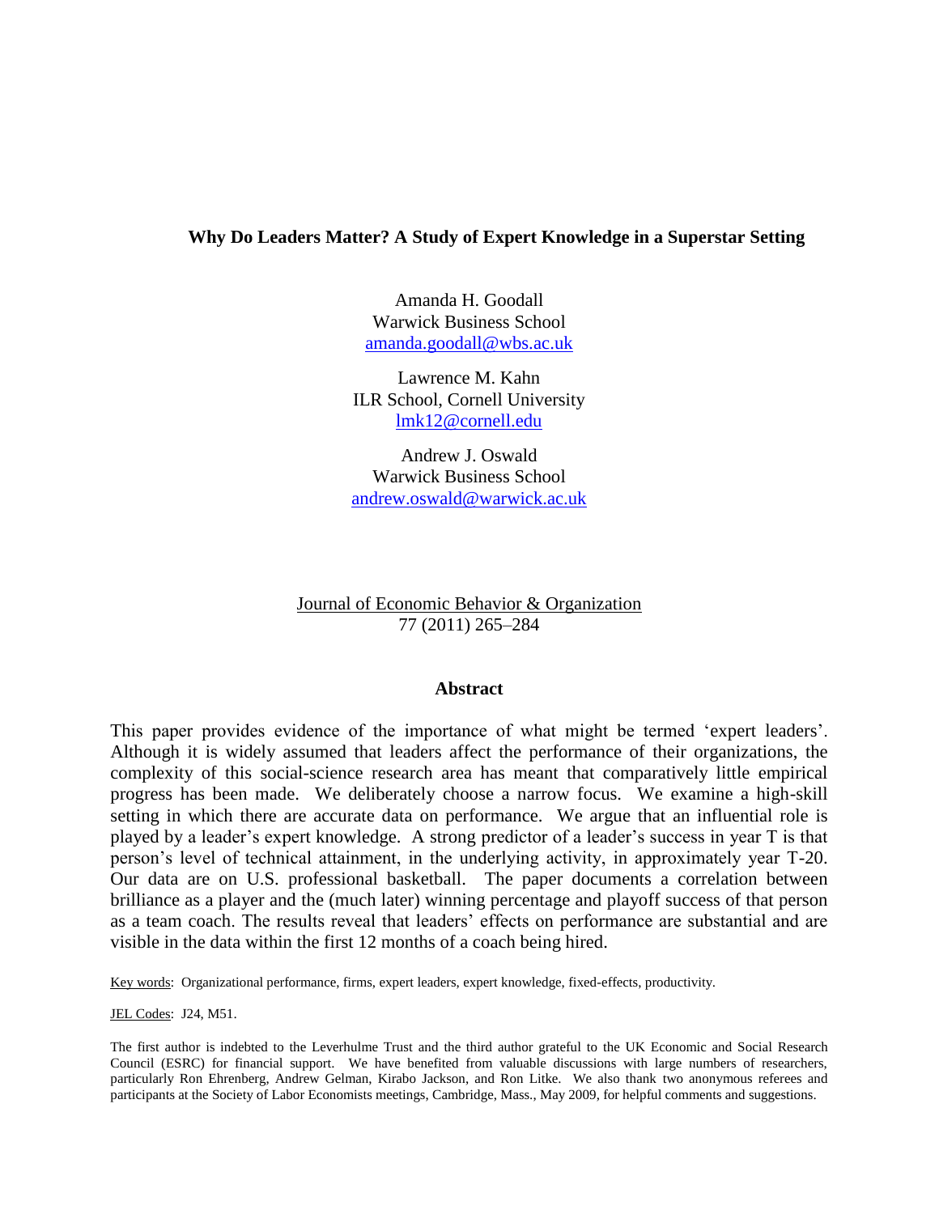# Why Do Leaders Matter? A Study of Expert Knowledge in a Superstar Setting

Amanda H. Goodall
Warwick Business School
amanda.goodall@wbs.ac.uk

Lawrence M. Kahn
ILR School, Cornell University
lmk12@cornell.edu

Andrew J. Oswald
Warwick Business School
andrew.oswald@warwick.ac.uk

Journal of Economic Behavior & Organization
77 (2011) 265–284

## Abstract

This paper provides evidence of the importance of what might be termed 'expert leaders'. Although it is widely assumed that leaders affect the performance of their organizations, the complexity of this social-science research area has meant that comparatively little empirical progress has been made. We deliberately choose a narrow focus. We examine a high-skill setting in which there are accurate data on performance. We argue that an influential role is played by a leader's expert knowledge. A strong predictor of a leader's success in year T is that person's level of technical attainment, in the underlying activity, in approximately year T-20. Our data are on U.S. professional basketball. The paper documents a correlation between brilliance as a player and the (much later) winning percentage and playoff success of that person as a team coach. The results reveal that leaders' effects on performance are substantial and are visible in the data within the first 12 months of a coach being hired.

Key words: Organizational performance, firms, expert leaders, expert knowledge, fixed-effects, productivity.

JEL Codes: J24, M51.

The first author is indebted to the Leverhulme Trust and the third author grateful to the UK Economic and Social Research Council (ESRC) for financial support. We have benefited from valuable discussions with large numbers of researchers, particularly Ron Ehrenberg, Andrew Gelman, Kirabo Jackson, and Ron Litke. We also thank two anonymous referees and participants at the Society of Labor Economists meetings, Cambridge, Mass., May 2009, for helpful comments and suggestions.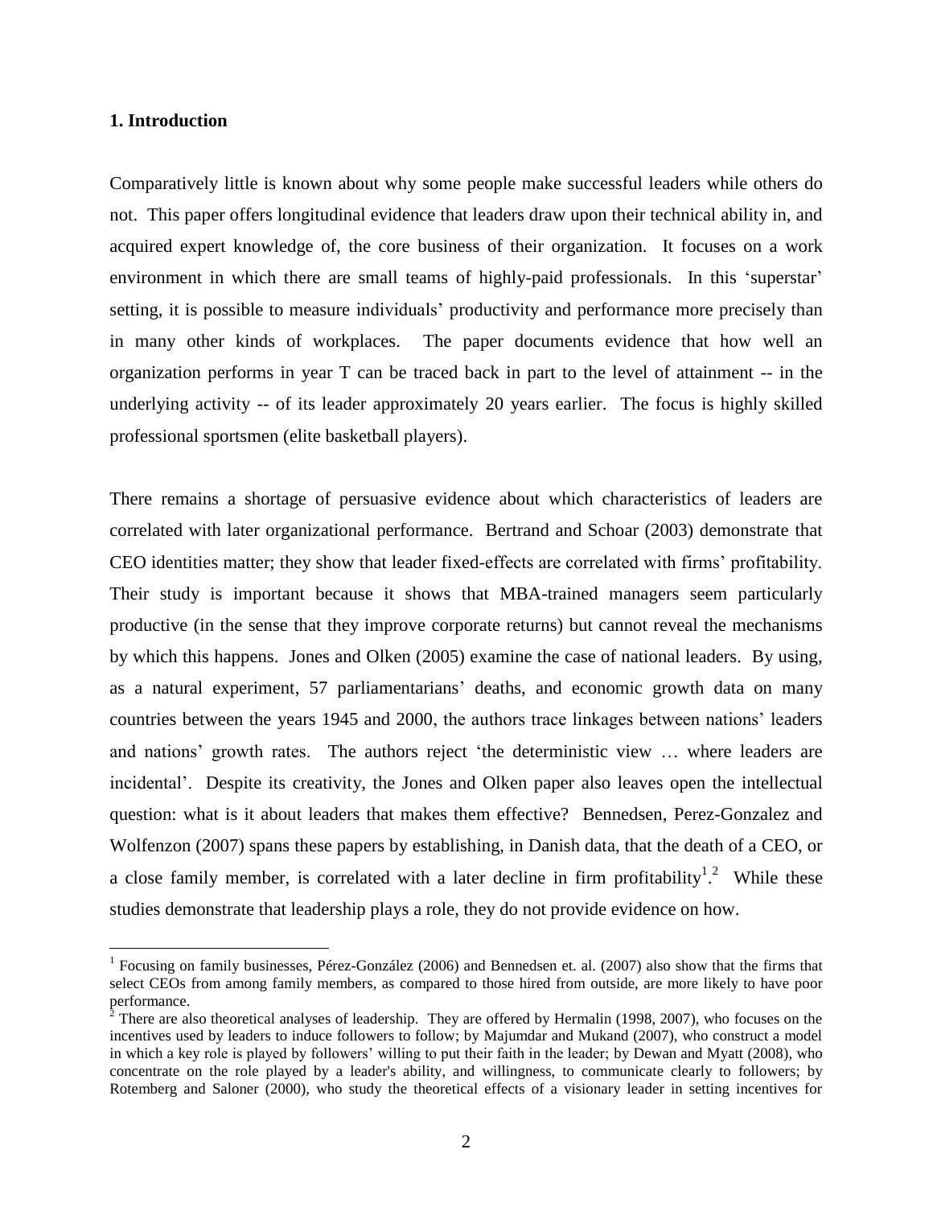## 1. Introduction

Comparatively little is known about why some people make successful leaders while others do not. This paper offers longitudinal evidence that leaders draw upon their technical ability in, and acquired expert knowledge of, the core business of their organization. It focuses on a work environment in which there are small teams of highly-paid professionals. In this 'superstar' setting, it is possible to measure individuals' productivity and performance more precisely than in many other kinds of workplaces. The paper documents evidence that how well an organization performs in year T can be traced back in part to the level of attainment -- in the underlying activity -- of its leader approximately 20 years earlier. The focus is highly skilled professional sportsmen (elite basketball players).

There remains a shortage of persuasive evidence about which characteristics of leaders are correlated with later organizational performance. Bertrand and Schoar (2003) demonstrate that CEO identities matter; they show that leader fixed-effects are correlated with firms' profitability. Their study is important because it shows that MBA-trained managers seem particularly productive (in the sense that they improve corporate returns) but cannot reveal the mechanisms by which this happens. Jones and Olken (2005) examine the case of national leaders. By using, as a natural experiment, 57 parliamentarians' deaths, and economic growth data on many countries between the years 1945 and 2000, the authors trace linkages between nations' leaders and nations' growth rates. The authors reject 'the deterministic view … where leaders are incidental'. Despite its creativity, the Jones and Olken paper also leaves open the intellectual question: what is it about leaders that makes them effective? Bennedsen, Perez-Gonzalez and Wolfenzon (2007) spans these papers by establishing, in Danish data, that the death of a CEO, or a close family member, is correlated with a later decline in firm profitability[1].[2] While these studies demonstrate that leadership plays a role, they do not provide evidence on how.

[1] Focusing on family businesses, Pérez-González (2006) and Bennedsen et. al. (2007) also show that the firms that select CEOs from among family members, as compared to those hired from outside, are more likely to have poor performance.

[2] There are also theoretical analyses of leadership. They are offered by Hermalin (1998, 2007), who focuses on the incentives used by leaders to induce followers to follow; by Majumdar and Mukand (2007), who construct a model in which a key role is played by followers' willing to put their faith in the leader; by Dewan and Myatt (2008), who concentrate on the role played by a leader's ability, and willingness, to communicate clearly to followers; by Rotemberg and Saloner (2000), who study the theoretical effects of a visionary leader in setting incentives for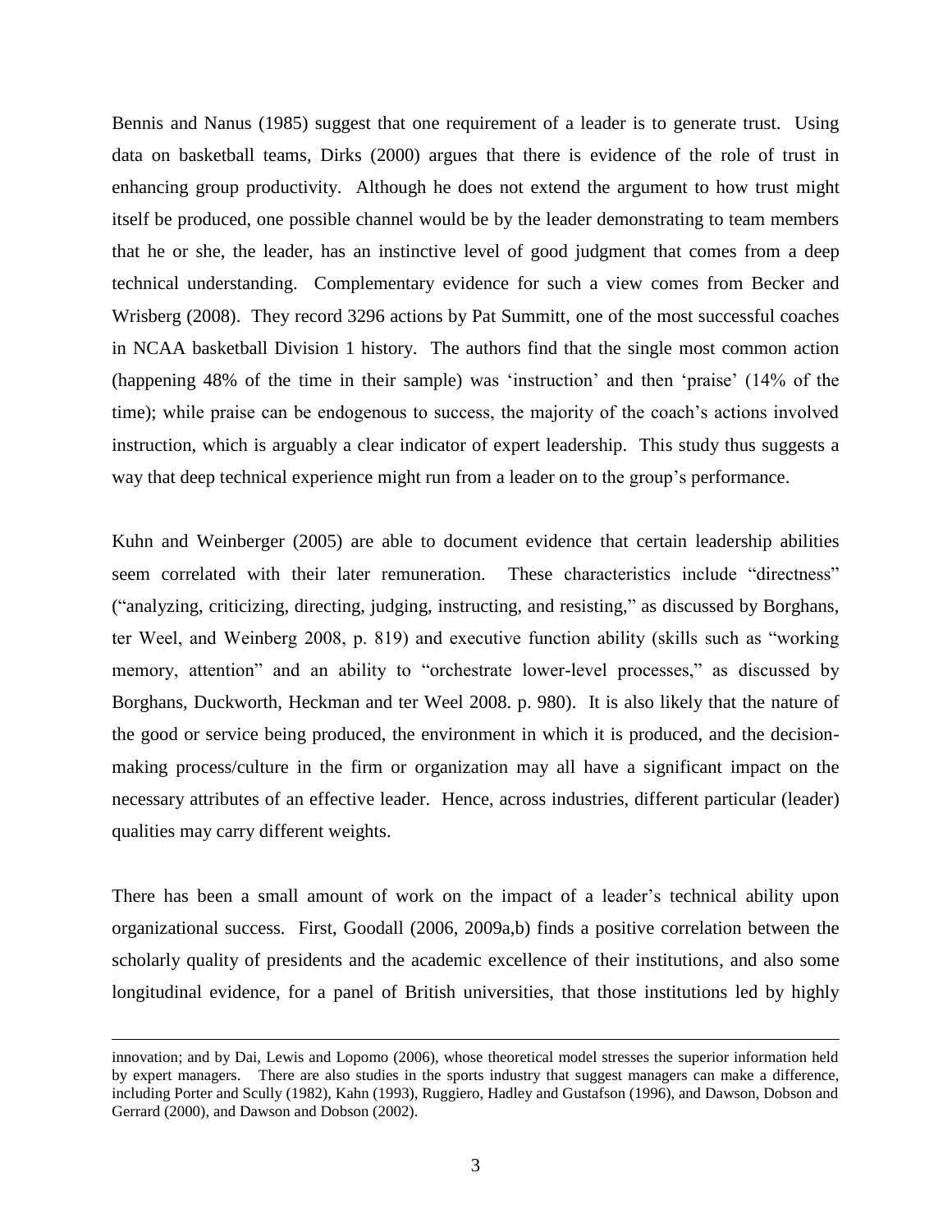Bennis and Nanus (1985) suggest that one requirement of a leader is to generate trust. Using data on basketball teams, Dirks (2000) argues that there is evidence of the role of trust in enhancing group productivity. Although he does not extend the argument to how trust might itself be produced, one possible channel would be by the leader demonstrating to team members that he or she, the leader, has an instinctive level of good judgment that comes from a deep technical understanding. Complementary evidence for such a view comes from Becker and Wrisberg (2008). They record 3296 actions by Pat Summitt, one of the most successful coaches in NCAA basketball Division 1 history. The authors find that the single most common action (happening 48% of the time in their sample) was 'instruction' and then 'praise' (14% of the time); while praise can be endogenous to success, the majority of the coach's actions involved instruction, which is arguably a clear indicator of expert leadership. This study thus suggests a way that deep technical experience might run from a leader on to the group's performance.

Kuhn and Weinberger (2005) are able to document evidence that certain leadership abilities seem correlated with their later remuneration. These characteristics include "directness" ("analyzing, criticizing, directing, judging, instructing, and resisting," as discussed by Borghans, ter Weel, and Weinberg 2008, p. 819) and executive function ability (skills such as "working memory, attention" and an ability to "orchestrate lower-level processes," as discussed by Borghans, Duckworth, Heckman and ter Weel 2008. p. 980). It is also likely that the nature of the good or service being produced, the environment in which it is produced, and the decision-making process/culture in the firm or organization may all have a significant impact on the necessary attributes of an effective leader. Hence, across industries, different particular (leader) qualities may carry different weights.

There has been a small amount of work on the impact of a leader's technical ability upon organizational success. First, Goodall (2006, 2009a,b) finds a positive correlation between the scholarly quality of presidents and the academic excellence of their institutions, and also some longitudinal evidence, for a panel of British universities, that those institutions led by highly

---

innovation; and by Dai, Lewis and Lopomo (2006), whose theoretical model stresses the superior information held by expert managers. There are also studies in the sports industry that suggest managers can make a difference, including Porter and Scully (1982), Kahn (1993), Ruggiero, Hadley and Gustafson (1996), and Dawson, Dobson and Gerrard (2000), and Dawson and Dobson (2002).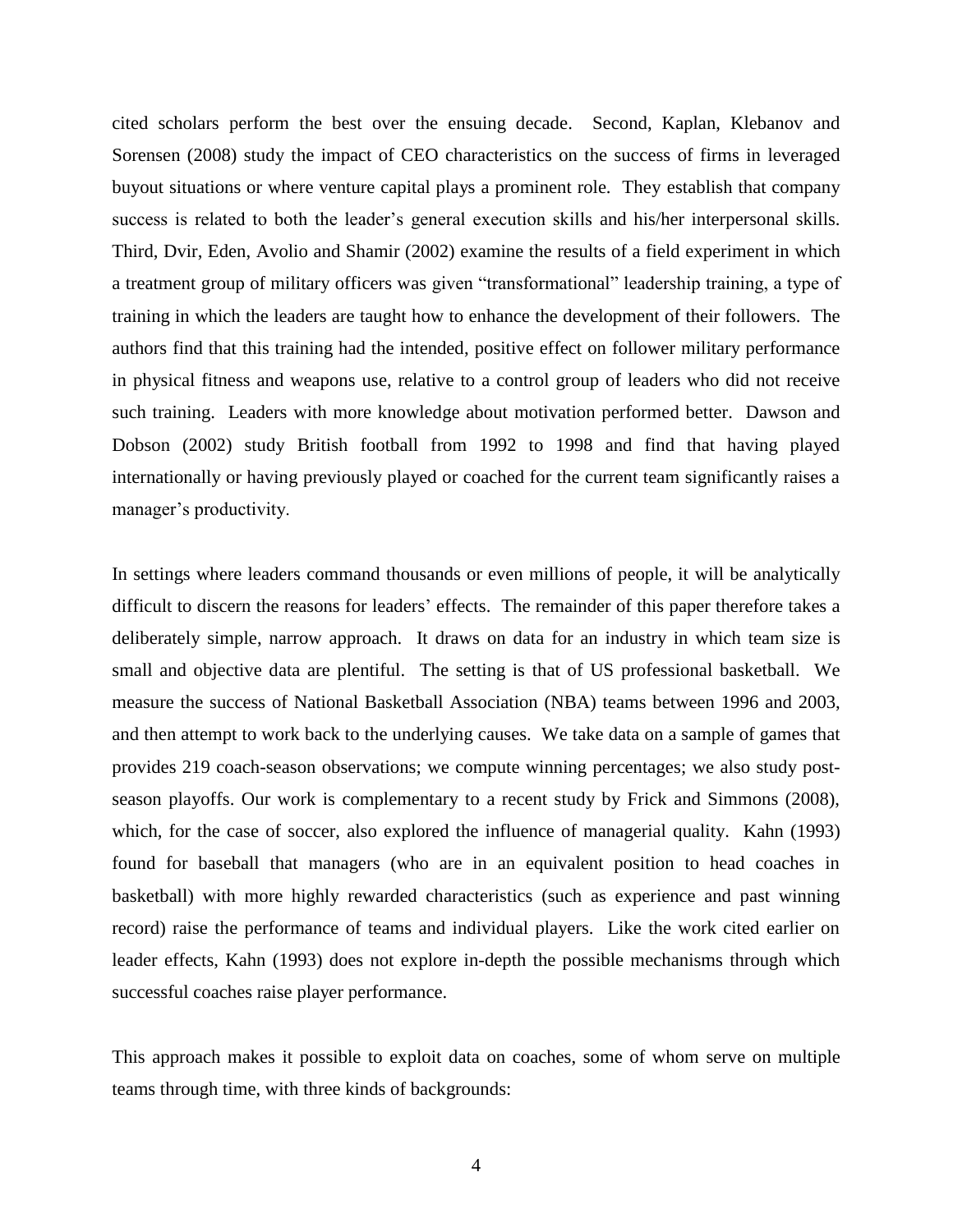cited scholars perform the best over the ensuing decade. Second, Kaplan, Klebanov and Sorensen (2008) study the impact of CEO characteristics on the success of firms in leveraged buyout situations or where venture capital plays a prominent role. They establish that company success is related to both the leader's general execution skills and his/her interpersonal skills. Third, Dvir, Eden, Avolio and Shamir (2002) examine the results of a field experiment in which a treatment group of military officers was given "transformational" leadership training, a type of training in which the leaders are taught how to enhance the development of their followers. The authors find that this training had the intended, positive effect on follower military performance in physical fitness and weapons use, relative to a control group of leaders who did not receive such training. Leaders with more knowledge about motivation performed better. Dawson and Dobson (2002) study British football from 1992 to 1998 and find that having played internationally or having previously played or coached for the current team significantly raises a manager's productivity.

In settings where leaders command thousands or even millions of people, it will be analytically difficult to discern the reasons for leaders' effects. The remainder of this paper therefore takes a deliberately simple, narrow approach. It draws on data for an industry in which team size is small and objective data are plentiful. The setting is that of US professional basketball. We measure the success of National Basketball Association (NBA) teams between 1996 and 2003, and then attempt to work back to the underlying causes. We take data on a sample of games that provides 219 coach-season observations; we compute winning percentages; we also study post-season playoffs. Our work is complementary to a recent study by Frick and Simmons (2008), which, for the case of soccer, also explored the influence of managerial quality. Kahn (1993) found for baseball that managers (who are in an equivalent position to head coaches in basketball) with more highly rewarded characteristics (such as experience and past winning record) raise the performance of teams and individual players. Like the work cited earlier on leader effects, Kahn (1993) does not explore in-depth the possible mechanisms through which successful coaches raise player performance.

This approach makes it possible to exploit data on coaches, some of whom serve on multiple teams through time, with three kinds of backgrounds: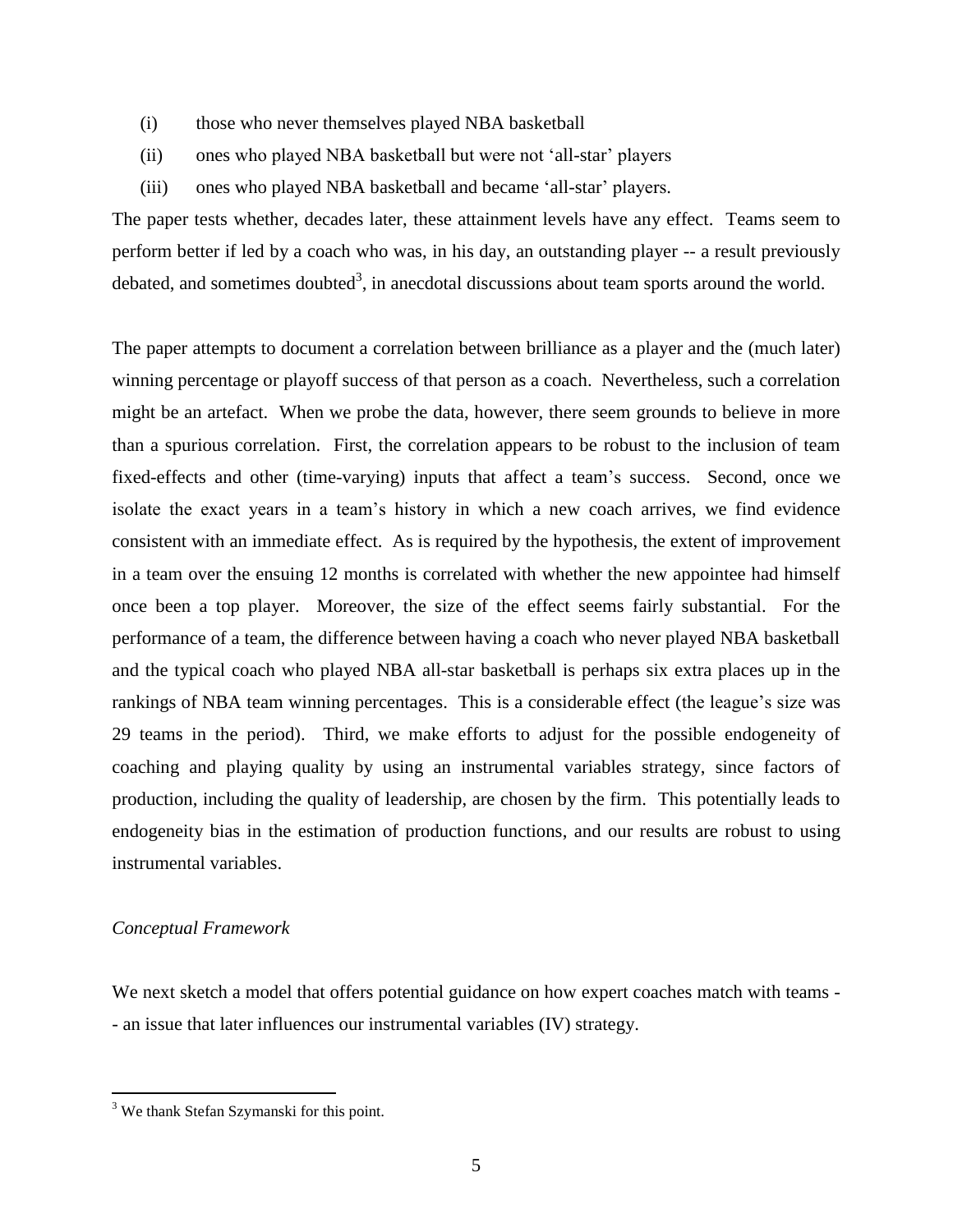(i) those who never themselves played NBA basketball

(ii) ones who played NBA basketball but were not 'all-star' players

(iii) ones who played NBA basketball and became 'all-star' players.

The paper tests whether, decades later, these attainment levels have any effect. Teams seem to perform better if led by a coach who was, in his day, an outstanding player -- a result previously debated, and sometimes doubted[3], in anecdotal discussions about team sports around the world.

The paper attempts to document a correlation between brilliance as a player and the (much later) winning percentage or playoff success of that person as a coach. Nevertheless, such a correlation might be an artefact. When we probe the data, however, there seem grounds to believe in more than a spurious correlation. First, the correlation appears to be robust to the inclusion of team fixed-effects and other (time-varying) inputs that affect a team's success. Second, once we isolate the exact years in a team's history in which a new coach arrives, we find evidence consistent with an immediate effect. As is required by the hypothesis, the extent of improvement in a team over the ensuing 12 months is correlated with whether the new appointee had himself once been a top player. Moreover, the size of the effect seems fairly substantial. For the performance of a team, the difference between having a coach who never played NBA basketball and the typical coach who played NBA all-star basketball is perhaps six extra places up in the rankings of NBA team winning percentages. This is a considerable effect (the league's size was 29 teams in the period). Third, we make efforts to adjust for the possible endogeneity of coaching and playing quality by using an instrumental variables strategy, since factors of production, including the quality of leadership, are chosen by the firm. This potentially leads to endogeneity bias in the estimation of production functions, and our results are robust to using instrumental variables.

*Conceptual Framework*

We next sketch a model that offers potential guidance on how expert coaches match with teams -- an issue that later influences our instrumental variables (IV) strategy.

[3] We thank Stefan Szymanski for this point.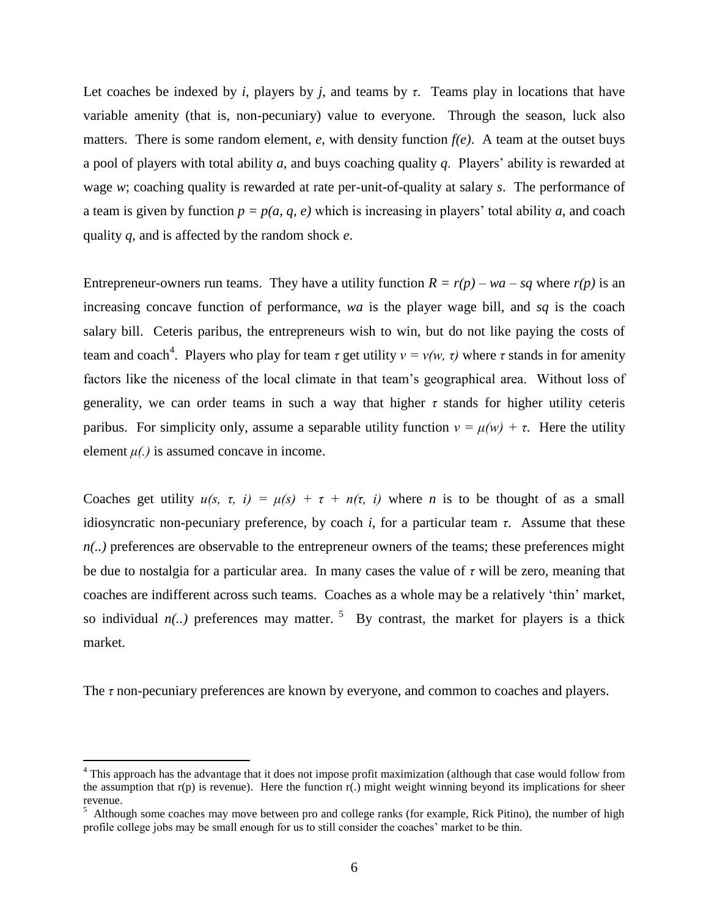Let coaches be indexed by $i$, players by $j$, and teams by $\tau$. Teams play in locations that have variable amenity (that is, non-pecuniary) value to everyone. Through the season, luck also matters. There is some random element, $e$, with density function $f(e)$. A team at the outset buys a pool of players with total ability $a$, and buys coaching quality $q$. Players' ability is rewarded at wage $w$; coaching quality is rewarded at rate per-unit-of-quality at salary $s$. The performance of a team is given by function $p = p(a, q, e)$ which is increasing in players' total ability $a$, and coach quality $q$, and is affected by the random shock $e$.

Entrepreneur-owners run teams. They have a utility function $R = r(p) - wa - sq$ where $r(p)$ is an increasing concave function of performance, $wa$ is the player wage bill, and $sq$ is the coach salary bill. Ceteris paribus, the entrepreneurs wish to win, but do not like paying the costs of team and coach[4]. Players who play for team $\tau$ get utility $v = v(w, \tau)$ where $\tau$ stands in for amenity factors like the niceness of the local climate in that team's geographical area. Without loss of generality, we can order teams in such a way that higher $\tau$ stands for higher utility ceteris paribus. For simplicity only, assume a separable utility function $v = \mu(w) + \tau$. Here the utility element $\mu(.)$ is assumed concave in income.

Coaches get utility $u(s, \tau, i) = \mu(s) + \tau + n(\tau, i)$ where $n$ is to be thought of as a small idiosyncratic non-pecuniary preference, by coach $i$, for a particular team $\tau$. Assume that these $n(..)$ preferences are observable to the entrepreneur owners of the teams; these preferences might be due to nostalgia for a particular area. In many cases the value of $\tau$ will be zero, meaning that coaches are indifferent across such teams. Coaches as a whole may be a relatively 'thin' market, so individual $n(..)$ preferences may matter.[5] By contrast, the market for players is a thick market.

The $\tau$ non-pecuniary preferences are known by everyone, and common to coaches and players.

---

[4] This approach has the advantage that it does not impose profit maximization (although that case would follow from the assumption that r(p) is revenue). Here the function r(.) might weight winning beyond its implications for sheer revenue.

[5] Although some coaches may move between pro and college ranks (for example, Rick Pitino), the number of high profile college jobs may be small enough for us to still consider the coaches' market to be thin.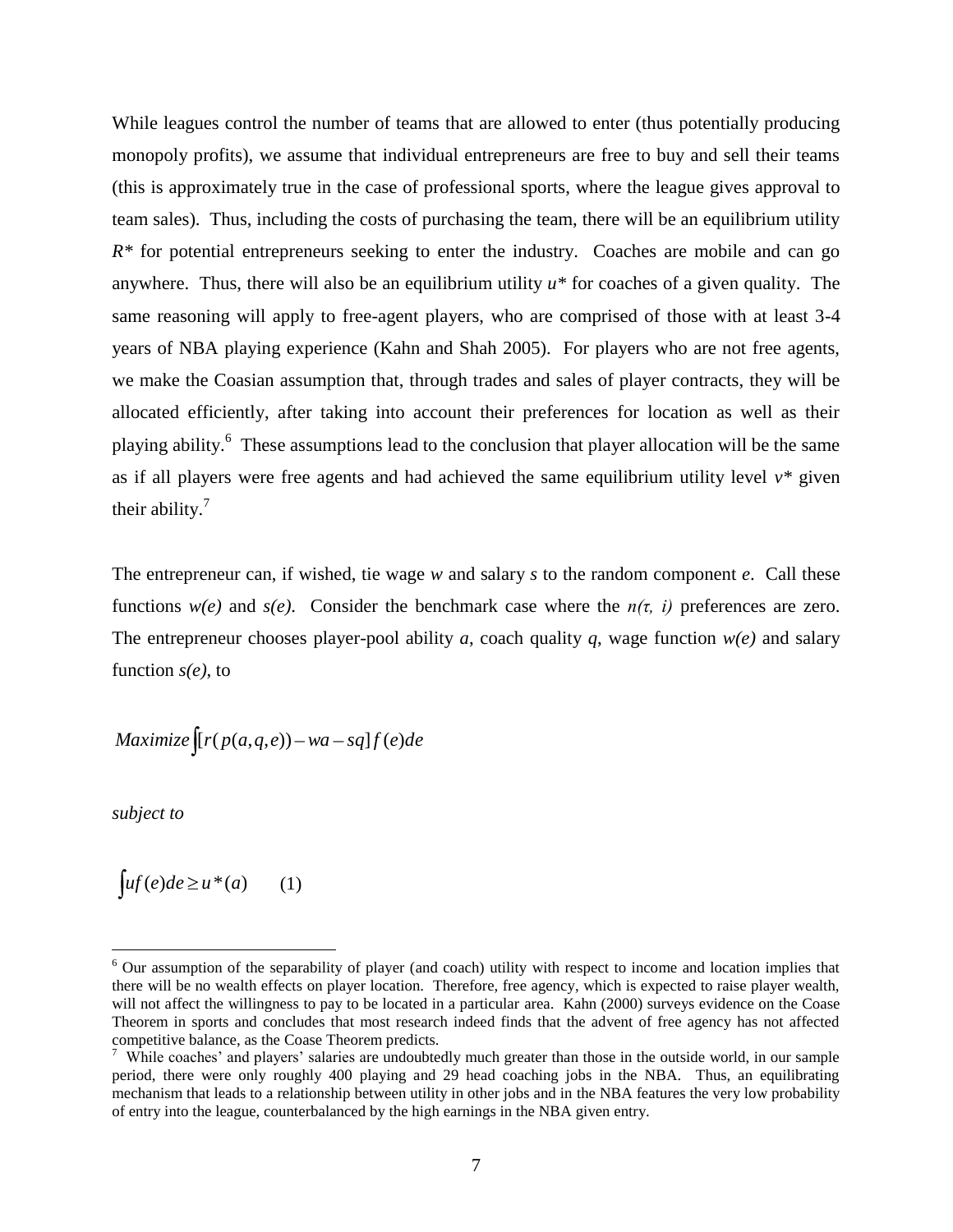While leagues control the number of teams that are allowed to enter (thus potentially producing monopoly profits), we assume that individual entrepreneurs are free to buy and sell their teams (this is approximately true in the case of professional sports, where the league gives approval to team sales). Thus, including the costs of purchasing the team, there will be an equilibrium utility $R^*$ for potential entrepreneurs seeking to enter the industry. Coaches are mobile and can go anywhere. Thus, there will also be an equilibrium utility $u^*$ for coaches of a given quality. The same reasoning will apply to free-agent players, who are comprised of those with at least 3-4 years of NBA playing experience (Kahn and Shah 2005). For players who are not free agents, we make the Coasian assumption that, through trades and sales of player contracts, they will be allocated efficiently, after taking into account their preferences for location as well as their playing ability.[6] These assumptions lead to the conclusion that player allocation will be the same as if all players were free agents and had achieved the same equilibrium utility level $v^*$ given their ability.[7]

The entrepreneur can, if wished, tie wage $w$ and salary $s$ to the random component $e$. Call these functions $w(e)$ and $s(e)$. Consider the benchmark case where the $n(\tau, i)$ preferences are zero. The entrepreneur chooses player-pool ability $a$, coach quality $q$, wage function $w(e)$ and salary function $s(e)$, to

$$Maximize \int [r(p(a,q,e)) - wa - sq] f(e) de$$

*subject to*

$$\int u f(e) de \geq u^*(a) \qquad (1)$$

---

[6] Our assumption of the separability of player (and coach) utility with respect to income and location implies that there will be no wealth effects on player location. Therefore, free agency, which is expected to raise player wealth, will not affect the willingness to pay to be located in a particular area. Kahn (2000) surveys evidence on the Coase Theorem in sports and concludes that most research indeed finds that the advent of free agency has not affected competitive balance, as the Coase Theorem predicts.

[7] While coaches' and players' salaries are undoubtedly much greater than those in the outside world, in our sample period, there were only roughly 400 playing and 29 head coaching jobs in the NBA. Thus, an equilibrating mechanism that leads to a relationship between utility in other jobs and in the NBA features the very low probability of entry into the league, counterbalanced by the high earnings in the NBA given entry.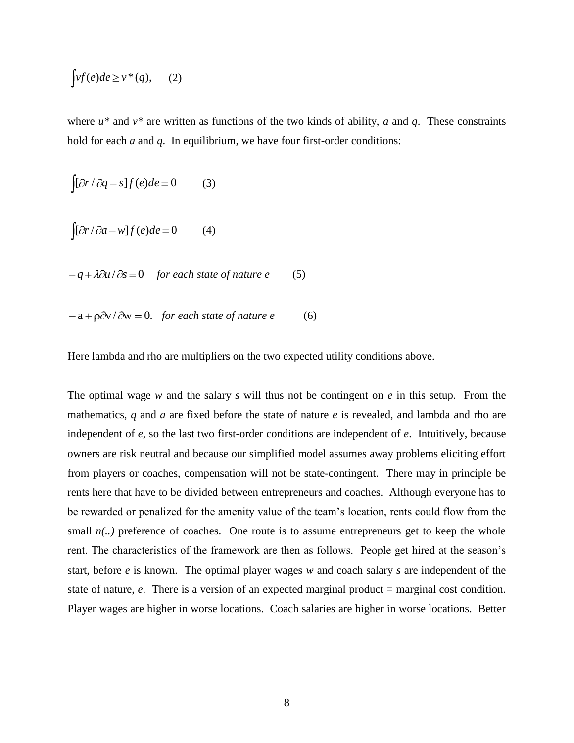$$\int v f(e) de \geq v^*(q), \qquad (2)$$

where $u^*$ and $v^*$ are written as functions of the two kinds of ability, $a$ and $q$. These constraints hold for each $a$ and $q$. In equilibrium, we have four first-order conditions:

$$\int [\partial r / \partial q - s] f(e) de = 0 \qquad (3)$$

$$\int [\partial r / \partial a - w] f(e) de = 0 \qquad (4)$$

$$-q + \lambda \partial u / \partial s = 0 \quad \textit{for each state of nature } e \qquad (5)$$

$$-a + \rho \partial v / \partial w = 0. \quad \textit{for each state of nature } e \qquad (6)$$

Here lambda and rho are multipliers on the two expected utility conditions above.

The optimal wage $w$ and the salary $s$ will thus not be contingent on $e$ in this setup. From the mathematics, $q$ and $a$ are fixed before the state of nature $e$ is revealed, and lambda and rho are independent of $e$, so the last two first-order conditions are independent of $e$. Intuitively, because owners are risk neutral and because our simplified model assumes away problems eliciting effort from players or coaches, compensation will not be state-contingent. There may in principle be rents here that have to be divided between entrepreneurs and coaches. Although everyone has to be rewarded or penalized for the amenity value of the team's location, rents could flow from the small *n(..)* preference of coaches. One route is to assume entrepreneurs get to keep the whole rent. The characteristics of the framework are then as follows. People get hired at the season's start, before $e$ is known. The optimal player wages $w$ and coach salary $s$ are independent of the state of nature, $e$. There is a version of an expected marginal product = marginal cost condition. Player wages are higher in worse locations. Coach salaries are higher in worse locations. Better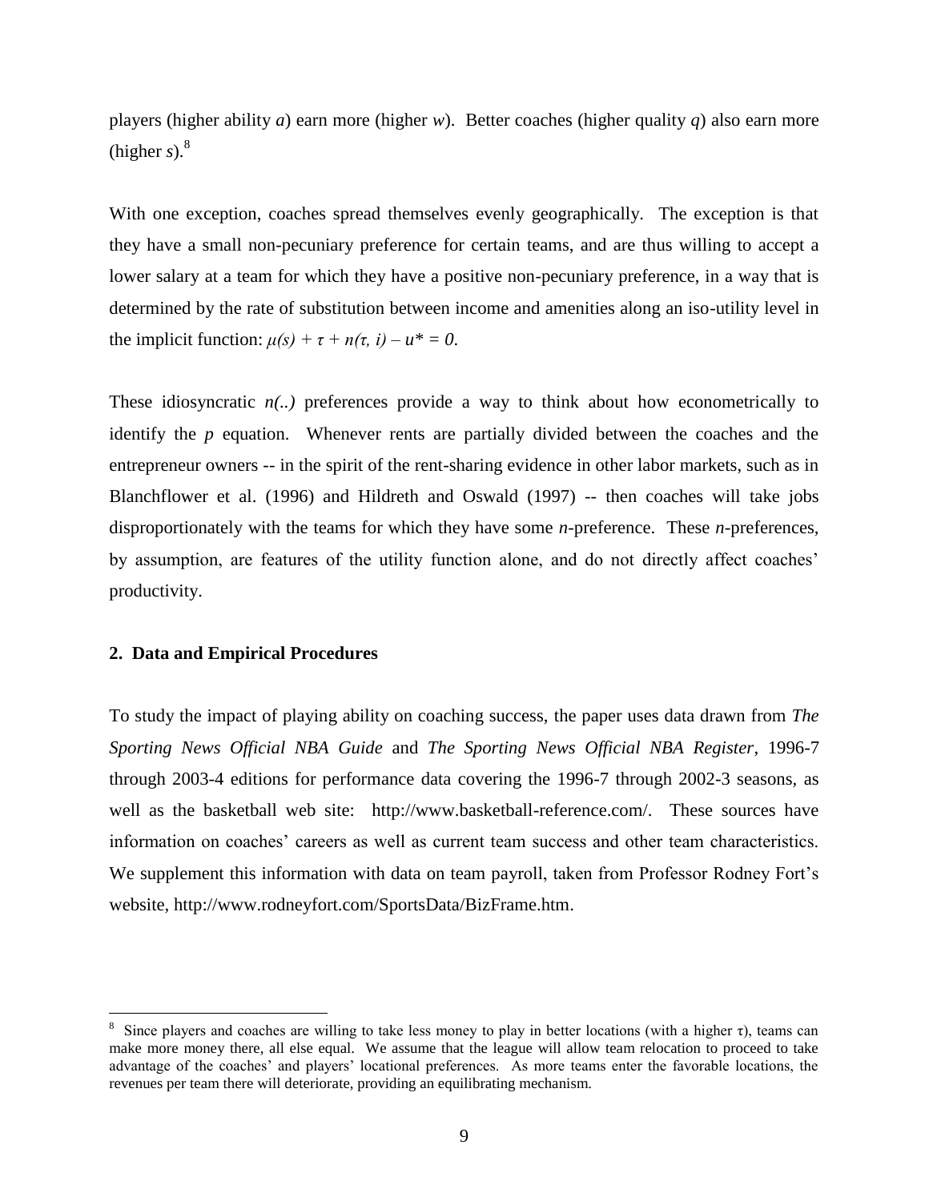players (higher ability $a$) earn more (higher $w$). Better coaches (higher quality $q$) also earn more (higher $s$).[8]

With one exception, coaches spread themselves evenly geographically. The exception is that they have a small non-pecuniary preference for certain teams, and are thus willing to accept a lower salary at a team for which they have a positive non-pecuniary preference, in a way that is determined by the rate of substitution between income and amenities along an iso-utility level in the implicit function: $\mu(s) + \tau + n(\tau, i) - u^* = 0$.

These idiosyncratic $n(..)$ preferences provide a way to think about how econometrically to identify the $p$ equation. Whenever rents are partially divided between the coaches and the entrepreneur owners -- in the spirit of the rent-sharing evidence in other labor markets, such as in Blanchflower et al. (1996) and Hildreth and Oswald (1997) -- then coaches will take jobs disproportionately with the teams for which they have some $n$-preference. These $n$-preferences, by assumption, are features of the utility function alone, and do not directly affect coaches' productivity.

## 2. Data and Empirical Procedures

To study the impact of playing ability on coaching success, the paper uses data drawn from *The Sporting News Official NBA Guide* and *The Sporting News Official NBA Register*, 1996-7 through 2003-4 editions for performance data covering the 1996-7 through 2002-3 seasons, as well as the basketball web site: http://www.basketball-reference.com/. These sources have information on coaches' careers as well as current team success and other team characteristics. We supplement this information with data on team payroll, taken from Professor Rodney Fort's website, http://www.rodneyfort.com/SportsData/BizFrame.htm.

---

[8] Since players and coaches are willing to take less money to play in better locations (with a higher $\tau$), teams can make more money there, all else equal. We assume that the league will allow team relocation to proceed to take advantage of the coaches' and players' locational preferences. As more teams enter the favorable locations, the revenues per team there will deteriorate, providing an equilibrating mechanism.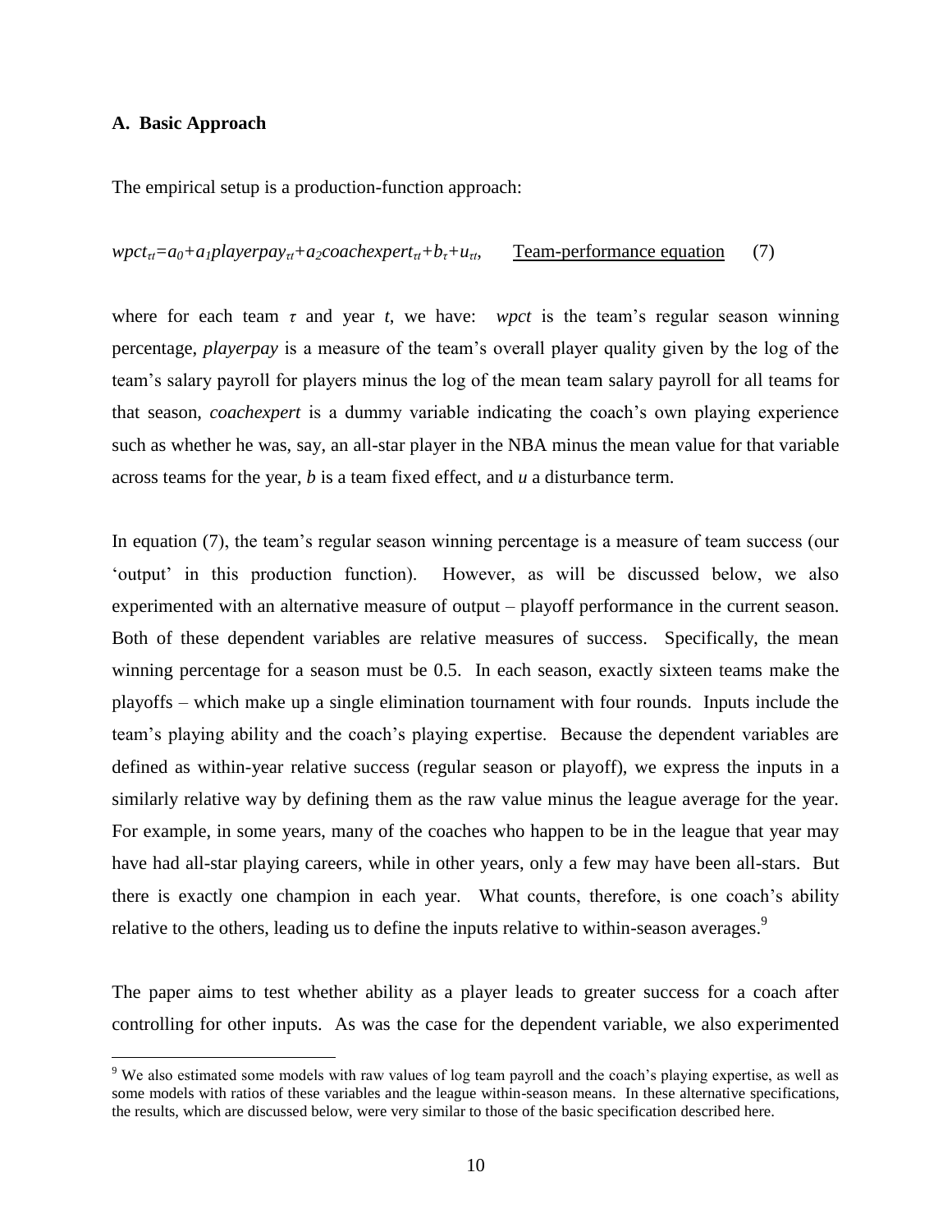### A. Basic Approach

The empirical setup is a production-function approach:

$$wpct_{\tau t}=a_0+a_1 playerpay_{\tau t}+a_2 coachexpert_{\tau t}+b_{\tau}+u_{\tau t}, \qquad \underline{\text{Team-performance equation}} \qquad (7)$$

where for each team $\tau$ and year $t$, we have: *wpct* is the team's regular season winning percentage, *playerpay* is a measure of the team's overall player quality given by the log of the team's salary payroll for players minus the log of the mean team salary payroll for all teams for that season, *coachexpert* is a dummy variable indicating the coach's own playing experience such as whether he was, say, an all-star player in the NBA minus the mean value for that variable across teams for the year, *b* is a team fixed effect, and *u* a disturbance term.

In equation (7), the team's regular season winning percentage is a measure of team success (our 'output' in this production function). However, as will be discussed below, we also experimented with an alternative measure of output – playoff performance in the current season. Both of these dependent variables are relative measures of success. Specifically, the mean winning percentage for a season must be 0.5. In each season, exactly sixteen teams make the playoffs – which make up a single elimination tournament with four rounds. Inputs include the team's playing ability and the coach's playing expertise. Because the dependent variables are defined as within-year relative success (regular season or playoff), we express the inputs in a similarly relative way by defining them as the raw value minus the league average for the year. For example, in some years, many of the coaches who happen to be in the league that year may have had all-star playing careers, while in other years, only a few may have been all-stars. But there is exactly one champion in each year. What counts, therefore, is one coach's ability relative to the others, leading us to define the inputs relative to within-season averages.[9]

The paper aims to test whether ability as a player leads to greater success for a coach after controlling for other inputs. As was the case for the dependent variable, we also experimented

[9] We also estimated some models with raw values of log team payroll and the coach's playing expertise, as well as some models with ratios of these variables and the league within-season means. In these alternative specifications, the results, which are discussed below, were very similar to those of the basic specification described here.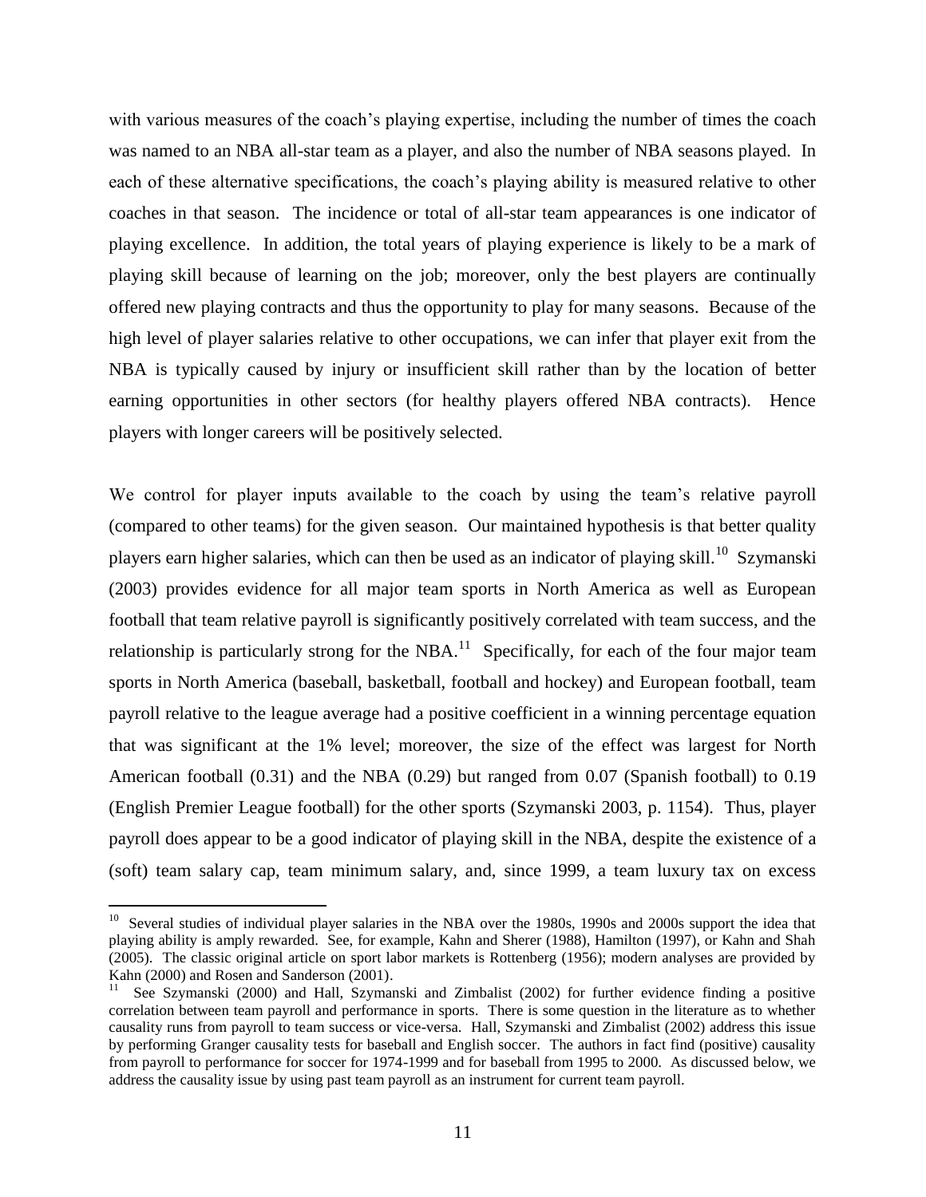with various measures of the coach's playing expertise, including the number of times the coach was named to an NBA all-star team as a player, and also the number of NBA seasons played. In each of these alternative specifications, the coach's playing ability is measured relative to other coaches in that season. The incidence or total of all-star team appearances is one indicator of playing excellence. In addition, the total years of playing experience is likely to be a mark of playing skill because of learning on the job; moreover, only the best players are continually offered new playing contracts and thus the opportunity to play for many seasons. Because of the high level of player salaries relative to other occupations, we can infer that player exit from the NBA is typically caused by injury or insufficient skill rather than by the location of better earning opportunities in other sectors (for healthy players offered NBA contracts). Hence players with longer careers will be positively selected.

We control for player inputs available to the coach by using the team's relative payroll (compared to other teams) for the given season. Our maintained hypothesis is that better quality players earn higher salaries, which can then be used as an indicator of playing skill.[10] Szymanski (2003) provides evidence for all major team sports in North America as well as European football that team relative payroll is significantly positively correlated with team success, and the relationship is particularly strong for the NBA.[11] Specifically, for each of the four major team sports in North America (baseball, basketball, football and hockey) and European football, team payroll relative to the league average had a positive coefficient in a winning percentage equation that was significant at the 1% level; moreover, the size of the effect was largest for North American football (0.31) and the NBA (0.29) but ranged from 0.07 (Spanish football) to 0.19 (English Premier League football) for the other sports (Szymanski 2003, p. 1154). Thus, player payroll does appear to be a good indicator of playing skill in the NBA, despite the existence of a (soft) team salary cap, team minimum salary, and, since 1999, a team luxury tax on excess

[10] Several studies of individual player salaries in the NBA over the 1980s, 1990s and 2000s support the idea that playing ability is amply rewarded. See, for example, Kahn and Sherer (1988), Hamilton (1997), or Kahn and Shah (2005). The classic original article on sport labor markets is Rottenberg (1956); modern analyses are provided by Kahn (2000) and Rosen and Sanderson (2001).

[11] See Szymanski (2000) and Hall, Szymanski and Zimbalist (2002) for further evidence finding a positive correlation between team payroll and performance in sports. There is some question in the literature as to whether causality runs from payroll to team success or vice-versa. Hall, Szymanski and Zimbalist (2002) address this issue by performing Granger causality tests for baseball and English soccer. The authors in fact find (positive) causality from payroll to performance for soccer for 1974-1999 and for baseball from 1995 to 2000. As discussed below, we address the causality issue by using past team payroll as an instrument for current team payroll.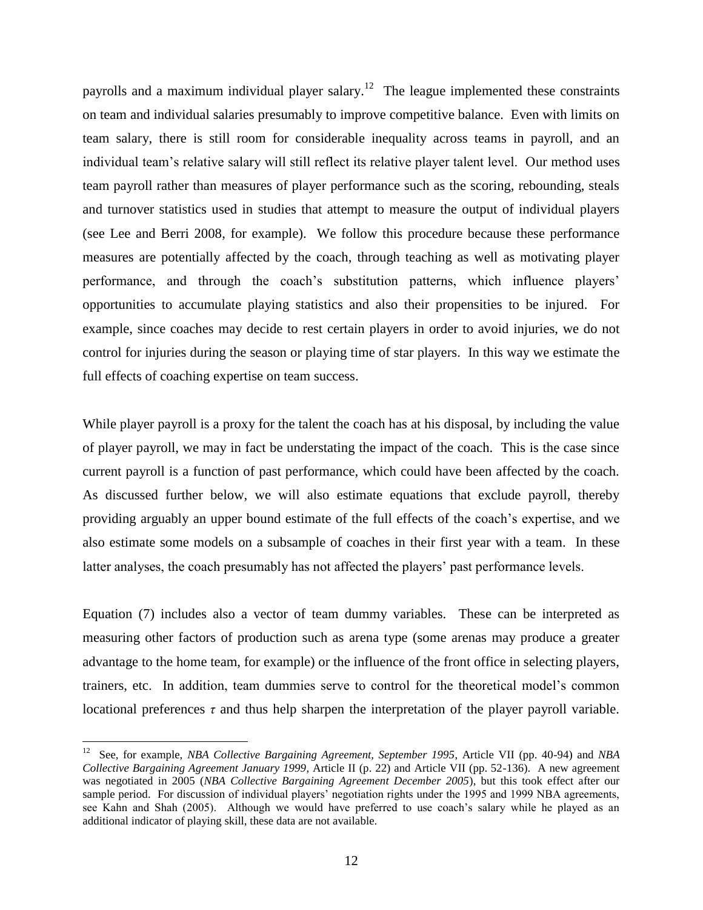payrolls and a maximum individual player salary.[12] The league implemented these constraints on team and individual salaries presumably to improve competitive balance. Even with limits on team salary, there is still room for considerable inequality across teams in payroll, and an individual team's relative salary will still reflect its relative player talent level. Our method uses team payroll rather than measures of player performance such as the scoring, rebounding, steals and turnover statistics used in studies that attempt to measure the output of individual players (see Lee and Berri 2008, for example). We follow this procedure because these performance measures are potentially affected by the coach, through teaching as well as motivating player performance, and through the coach's substitution patterns, which influence players' opportunities to accumulate playing statistics and also their propensities to be injured. For example, since coaches may decide to rest certain players in order to avoid injuries, we do not control for injuries during the season or playing time of star players. In this way we estimate the full effects of coaching expertise on team success.

While player payroll is a proxy for the talent the coach has at his disposal, by including the value of player payroll, we may in fact be understating the impact of the coach. This is the case since current payroll is a function of past performance, which could have been affected by the coach. As discussed further below, we will also estimate equations that exclude payroll, thereby providing arguably an upper bound estimate of the full effects of the coach's expertise, and we also estimate some models on a subsample of coaches in their first year with a team. In these latter analyses, the coach presumably has not affected the players' past performance levels.

Equation (7) includes also a vector of team dummy variables. These can be interpreted as measuring other factors of production such as arena type (some arenas may produce a greater advantage to the home team, for example) or the influence of the front office in selecting players, trainers, etc. In addition, team dummies serve to control for the theoretical model's common locational preferences $\tau$ and thus help sharpen the interpretation of the player payroll variable.

[12] See, for example, *NBA Collective Bargaining Agreement, September 1995*, Article VII (pp. 40-94) and *NBA Collective Bargaining Agreement January 1999*, Article II (p. 22) and Article VII (pp. 52-136). A new agreement was negotiated in 2005 (*NBA Collective Bargaining Agreement December 2005*), but this took effect after our sample period. For discussion of individual players' negotiation rights under the 1995 and 1999 NBA agreements, see Kahn and Shah (2005). Although we would have preferred to use coach's salary while he played as an additional indicator of playing skill, these data are not available.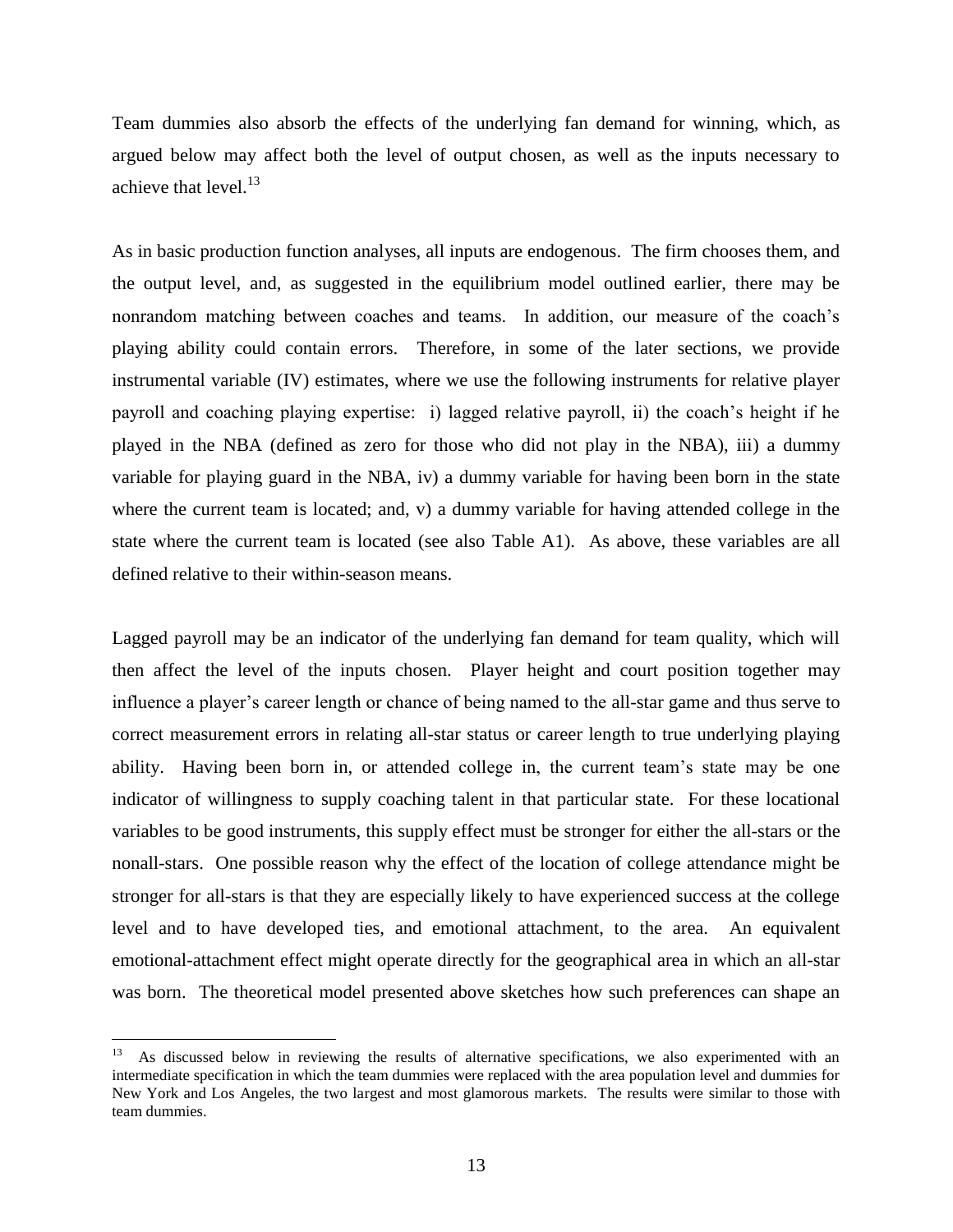Team dummies also absorb the effects of the underlying fan demand for winning, which, as argued below may affect both the level of output chosen, as well as the inputs necessary to achieve that level.[13]

As in basic production function analyses, all inputs are endogenous. The firm chooses them, and the output level, and, as suggested in the equilibrium model outlined earlier, there may be nonrandom matching between coaches and teams. In addition, our measure of the coach's playing ability could contain errors. Therefore, in some of the later sections, we provide instrumental variable (IV) estimates, where we use the following instruments for relative player payroll and coaching playing expertise: i) lagged relative payroll, ii) the coach's height if he played in the NBA (defined as zero for those who did not play in the NBA), iii) a dummy variable for playing guard in the NBA, iv) a dummy variable for having been born in the state where the current team is located; and, v) a dummy variable for having attended college in the state where the current team is located (see also Table A1). As above, these variables are all defined relative to their within-season means.

Lagged payroll may be an indicator of the underlying fan demand for team quality, which will then affect the level of the inputs chosen. Player height and court position together may influence a player's career length or chance of being named to the all-star game and thus serve to correct measurement errors in relating all-star status or career length to true underlying playing ability. Having been born in, or attended college in, the current team's state may be one indicator of willingness to supply coaching talent in that particular state. For these locational variables to be good instruments, this supply effect must be stronger for either the all-stars or the nonall-stars. One possible reason why the effect of the location of college attendance might be stronger for all-stars is that they are especially likely to have experienced success at the college level and to have developed ties, and emotional attachment, to the area. An equivalent emotional-attachment effect might operate directly for the geographical area in which an all-star was born. The theoretical model presented above sketches how such preferences can shape an

[13] As discussed below in reviewing the results of alternative specifications, we also experimented with an intermediate specification in which the team dummies were replaced with the area population level and dummies for New York and Los Angeles, the two largest and most glamorous markets. The results were similar to those with team dummies.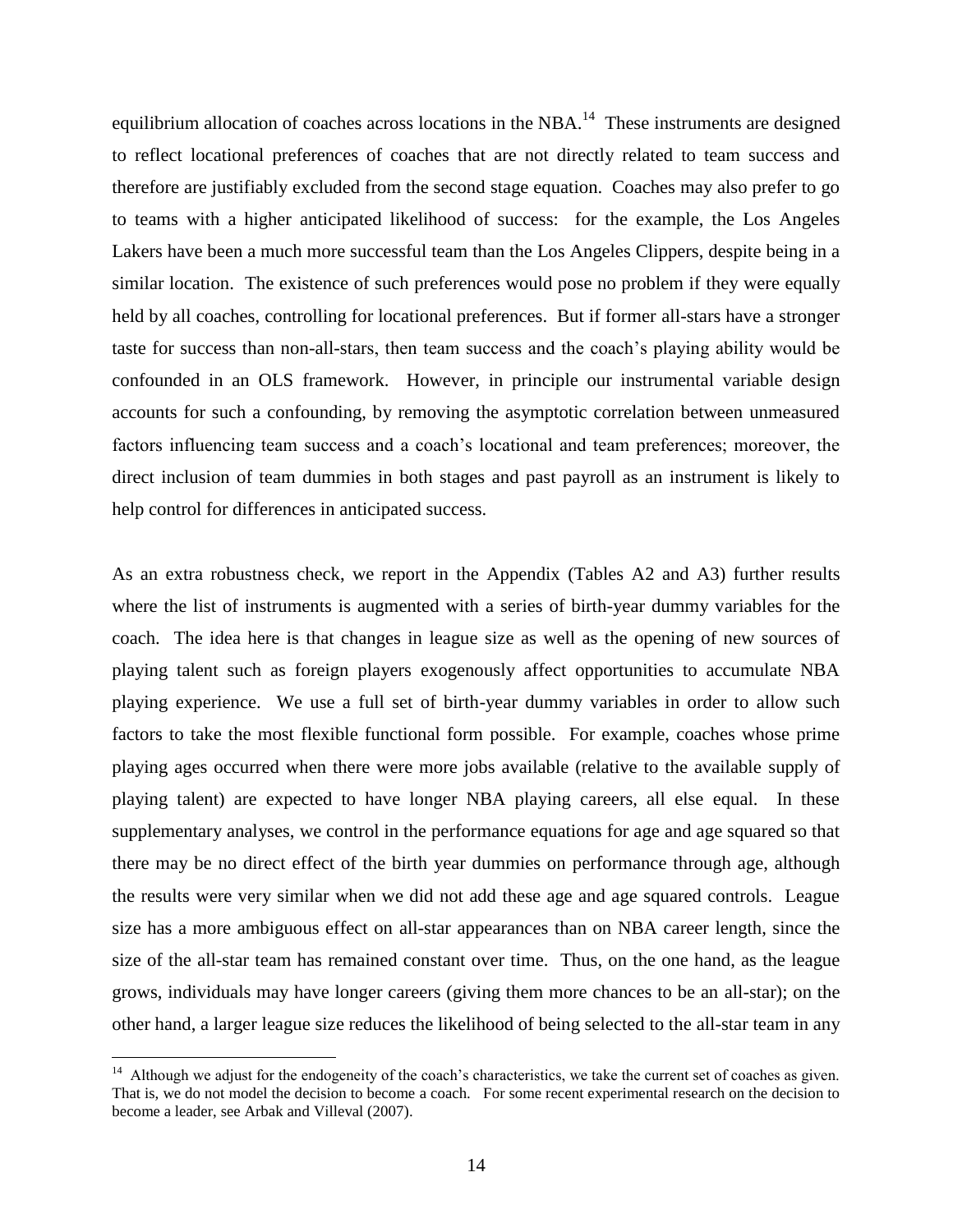equilibrium allocation of coaches across locations in the NBA.[14] These instruments are designed to reflect locational preferences of coaches that are not directly related to team success and therefore are justifiably excluded from the second stage equation. Coaches may also prefer to go to teams with a higher anticipated likelihood of success: for the example, the Los Angeles Lakers have been a much more successful team than the Los Angeles Clippers, despite being in a similar location. The existence of such preferences would pose no problem if they were equally held by all coaches, controlling for locational preferences. But if former all-stars have a stronger taste for success than non-all-stars, then team success and the coach's playing ability would be confounded in an OLS framework. However, in principle our instrumental variable design accounts for such a confounding, by removing the asymptotic correlation between unmeasured factors influencing team success and a coach's locational and team preferences; moreover, the direct inclusion of team dummies in both stages and past payroll as an instrument is likely to help control for differences in anticipated success.

As an extra robustness check, we report in the Appendix (Tables A2 and A3) further results where the list of instruments is augmented with a series of birth-year dummy variables for the coach. The idea here is that changes in league size as well as the opening of new sources of playing talent such as foreign players exogenously affect opportunities to accumulate NBA playing experience. We use a full set of birth-year dummy variables in order to allow such factors to take the most flexible functional form possible. For example, coaches whose prime playing ages occurred when there were more jobs available (relative to the available supply of playing talent) are expected to have longer NBA playing careers, all else equal. In these supplementary analyses, we control in the performance equations for age and age squared so that there may be no direct effect of the birth year dummies on performance through age, although the results were very similar when we did not add these age and age squared controls. League size has a more ambiguous effect on all-star appearances than on NBA career length, since the size of the all-star team has remained constant over time. Thus, on the one hand, as the league grows, individuals may have longer careers (giving them more chances to be an all-star); on the other hand, a larger league size reduces the likelihood of being selected to the all-star team in any

[14] Although we adjust for the endogeneity of the coach's characteristics, we take the current set of coaches as given. That is, we do not model the decision to become a coach. For some recent experimental research on the decision to become a leader, see Arbak and Villeval (2007).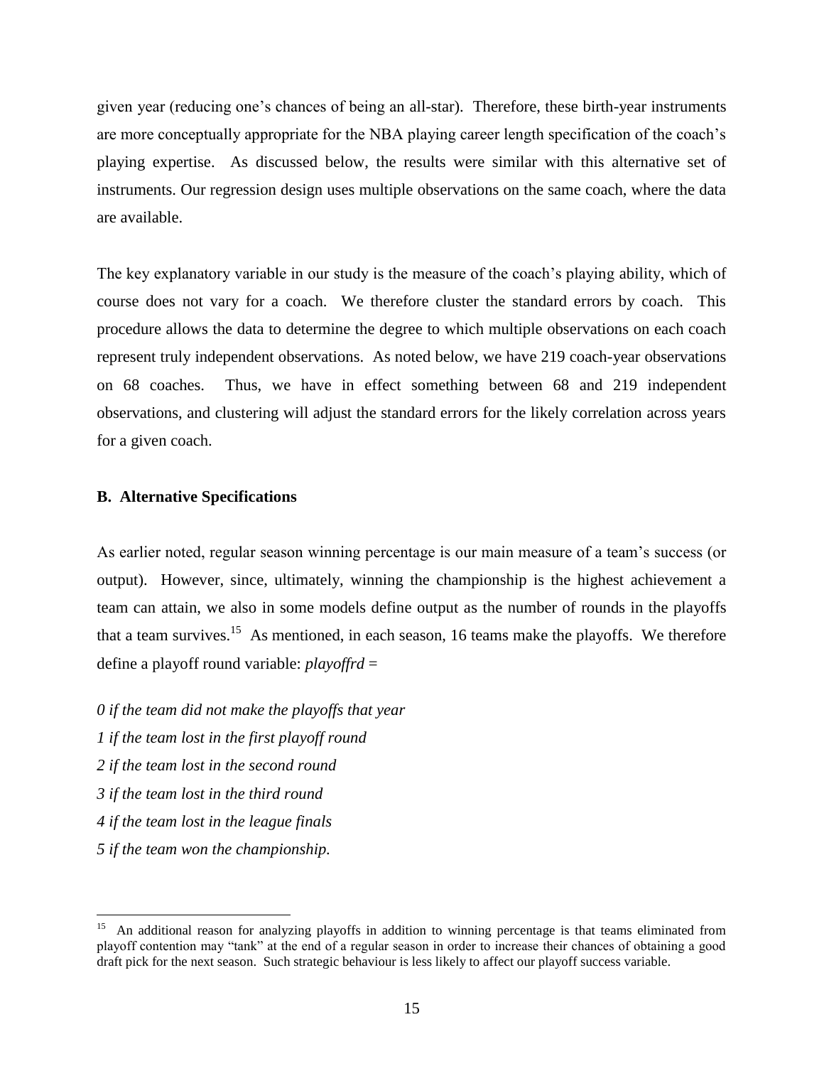given year (reducing one's chances of being an all-star). Therefore, these birth-year instruments are more conceptually appropriate for the NBA playing career length specification of the coach's playing expertise. As discussed below, the results were similar with this alternative set of instruments. Our regression design uses multiple observations on the same coach, where the data are available.

The key explanatory variable in our study is the measure of the coach's playing ability, which of course does not vary for a coach. We therefore cluster the standard errors by coach. This procedure allows the data to determine the degree to which multiple observations on each coach represent truly independent observations. As noted below, we have 219 coach-year observations on 68 coaches. Thus, we have in effect something between 68 and 219 independent observations, and clustering will adjust the standard errors for the likely correlation across years for a given coach.

### B. Alternative Specifications

As earlier noted, regular season winning percentage is our main measure of a team's success (or output). However, since, ultimately, winning the championship is the highest achievement a team can attain, we also in some models define output as the number of rounds in the playoffs that a team survives.[15] As mentioned, in each season, 16 teams make the playoffs. We therefore define a playoff round variable: *playoffrd* =

*0 if the team did not make the playoffs that year*
*1 if the team lost in the first playoff round*
*2 if the team lost in the second round*
*3 if the team lost in the third round*
*4 if the team lost in the league finals*
*5 if the team won the championship.*

[15] An additional reason for analyzing playoffs in addition to winning percentage is that teams eliminated from playoff contention may "tank" at the end of a regular season in order to increase their chances of obtaining a good draft pick for the next season. Such strategic behaviour is less likely to affect our playoff success variable.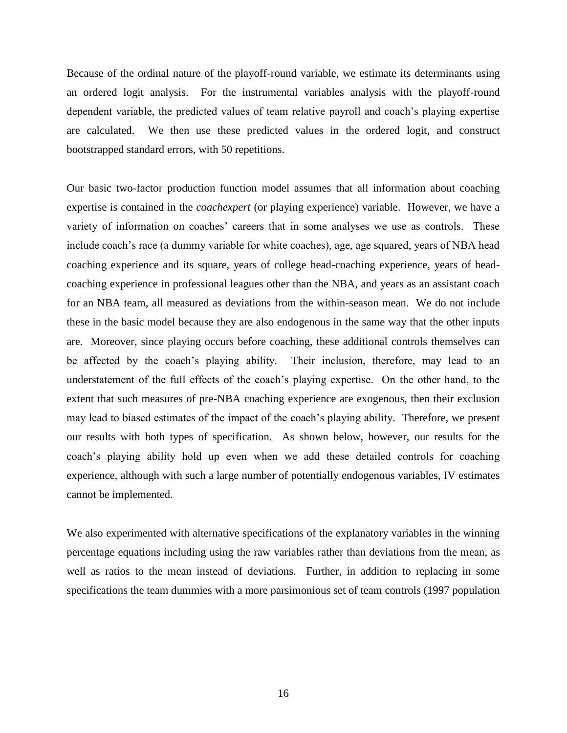Because of the ordinal nature of the playoff-round variable, we estimate its determinants using an ordered logit analysis. For the instrumental variables analysis with the playoff-round dependent variable, the predicted values of team relative payroll and coach's playing expertise are calculated. We then use these predicted values in the ordered logit, and construct bootstrapped standard errors, with 50 repetitions.

Our basic two-factor production function model assumes that all information about coaching expertise is contained in the *coachexpert* (or playing experience) variable. However, we have a variety of information on coaches' careers that in some analyses we use as controls. These include coach's race (a dummy variable for white coaches), age, age squared, years of NBA head coaching experience and its square, years of college head-coaching experience, years of head-coaching experience in professional leagues other than the NBA, and years as an assistant coach for an NBA team, all measured as deviations from the within-season mean. We do not include these in the basic model because they are also endogenous in the same way that the other inputs are. Moreover, since playing occurs before coaching, these additional controls themselves can be affected by the coach's playing ability. Their inclusion, therefore, may lead to an understatement of the full effects of the coach's playing expertise. On the other hand, to the extent that such measures of pre-NBA coaching experience are exogenous, then their exclusion may lead to biased estimates of the impact of the coach's playing ability. Therefore, we present our results with both types of specification. As shown below, however, our results for the coach's playing ability hold up even when we add these detailed controls for coaching experience, although with such a large number of potentially endogenous variables, IV estimates cannot be implemented.

We also experimented with alternative specifications of the explanatory variables in the winning percentage equations including using the raw variables rather than deviations from the mean, as well as ratios to the mean instead of deviations. Further, in addition to replacing in some specifications the team dummies with a more parsimonious set of team controls (1997 population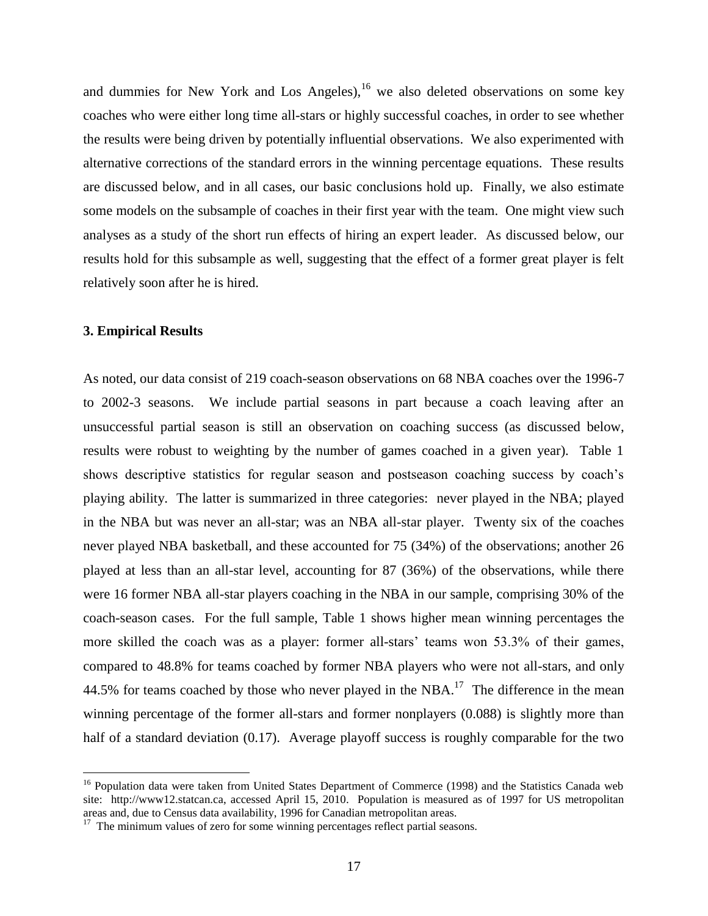and dummies for New York and Los Angeles),[16] we also deleted observations on some key coaches who were either long time all-stars or highly successful coaches, in order to see whether the results were being driven by potentially influential observations. We also experimented with alternative corrections of the standard errors in the winning percentage equations. These results are discussed below, and in all cases, our basic conclusions hold up. Finally, we also estimate some models on the subsample of coaches in their first year with the team. One might view such analyses as a study of the short run effects of hiring an expert leader. As discussed below, our results hold for this subsample as well, suggesting that the effect of a former great player is felt relatively soon after he is hired.

### 3. Empirical Results

As noted, our data consist of 219 coach-season observations on 68 NBA coaches over the 1996-7 to 2002-3 seasons. We include partial seasons in part because a coach leaving after an unsuccessful partial season is still an observation on coaching success (as discussed below, results were robust to weighting by the number of games coached in a given year). Table 1 shows descriptive statistics for regular season and postseason coaching success by coach's playing ability. The latter is summarized in three categories: never played in the NBA; played in the NBA but was never an all-star; was an NBA all-star player. Twenty six of the coaches never played NBA basketball, and these accounted for 75 (34%) of the observations; another 26 played at less than an all-star level, accounting for 87 (36%) of the observations, while there were 16 former NBA all-star players coaching in the NBA in our sample, comprising 30% of the coach-season cases. For the full sample, Table 1 shows higher mean winning percentages the more skilled the coach was as a player: former all-stars' teams won 53.3% of their games, compared to 48.8% for teams coached by former NBA players who were not all-stars, and only 44.5% for teams coached by those who never played in the NBA.[17] The difference in the mean winning percentage of the former all-stars and former nonplayers (0.088) is slightly more than half of a standard deviation (0.17). Average playoff success is roughly comparable for the two

---

[16] Population data were taken from United States Department of Commerce (1998) and the Statistics Canada web site: http://www12.statcan.ca, accessed April 15, 2010. Population is measured as of 1997 for US metropolitan areas and, due to Census data availability, 1996 for Canadian metropolitan areas.

[17] The minimum values of zero for some winning percentages reflect partial seasons.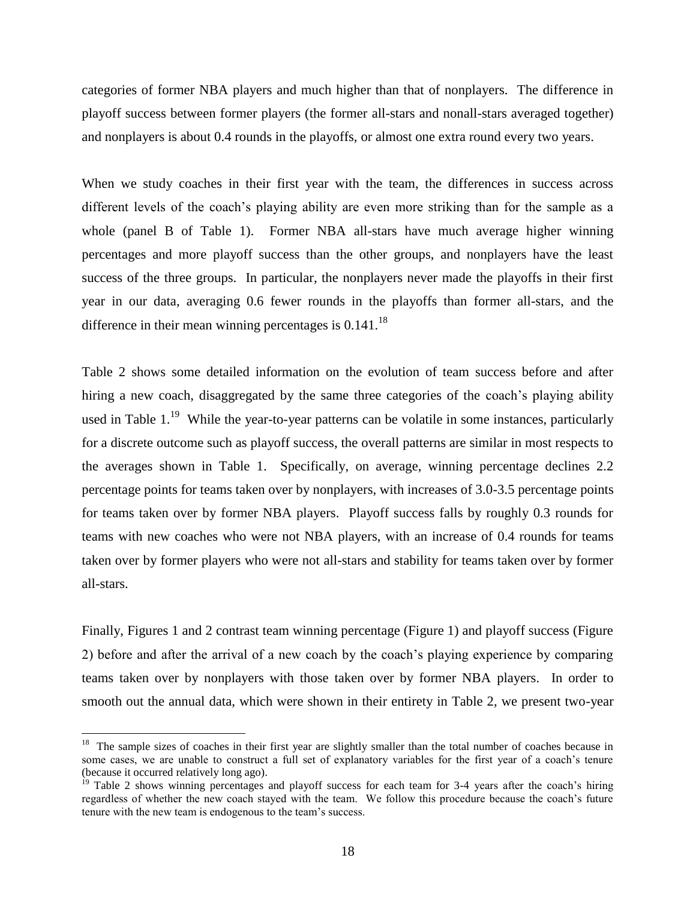categories of former NBA players and much higher than that of nonplayers. The difference in playoff success between former players (the former all-stars and nonall-stars averaged together) and nonplayers is about 0.4 rounds in the playoffs, or almost one extra round every two years.

When we study coaches in their first year with the team, the differences in success across different levels of the coach's playing ability are even more striking than for the sample as a whole (panel B of Table 1). Former NBA all-stars have much average higher winning percentages and more playoff success than the other groups, and nonplayers have the least success of the three groups. In particular, the nonplayers never made the playoffs in their first year in our data, averaging 0.6 fewer rounds in the playoffs than former all-stars, and the difference in their mean winning percentages is 0.141.[18]

Table 2 shows some detailed information on the evolution of team success before and after hiring a new coach, disaggregated by the same three categories of the coach's playing ability used in Table 1.[19] While the year-to-year patterns can be volatile in some instances, particularly for a discrete outcome such as playoff success, the overall patterns are similar in most respects to the averages shown in Table 1. Specifically, on average, winning percentage declines 2.2 percentage points for teams taken over by nonplayers, with increases of 3.0-3.5 percentage points for teams taken over by former NBA players. Playoff success falls by roughly 0.3 rounds for teams with new coaches who were not NBA players, with an increase of 0.4 rounds for teams taken over by former players who were not all-stars and stability for teams taken over by former all-stars.

Finally, Figures 1 and 2 contrast team winning percentage (Figure 1) and playoff success (Figure 2) before and after the arrival of a new coach by the coach's playing experience by comparing teams taken over by nonplayers with those taken over by former NBA players. In order to smooth out the annual data, which were shown in their entirety in Table 2, we present two-year

[18] The sample sizes of coaches in their first year are slightly smaller than the total number of coaches because in some cases, we are unable to construct a full set of explanatory variables for the first year of a coach's tenure (because it occurred relatively long ago).

[19] Table 2 shows winning percentages and playoff success for each team for 3-4 years after the coach's hiring regardless of whether the new coach stayed with the team. We follow this procedure because the coach's future tenure with the new team is endogenous to the team's success.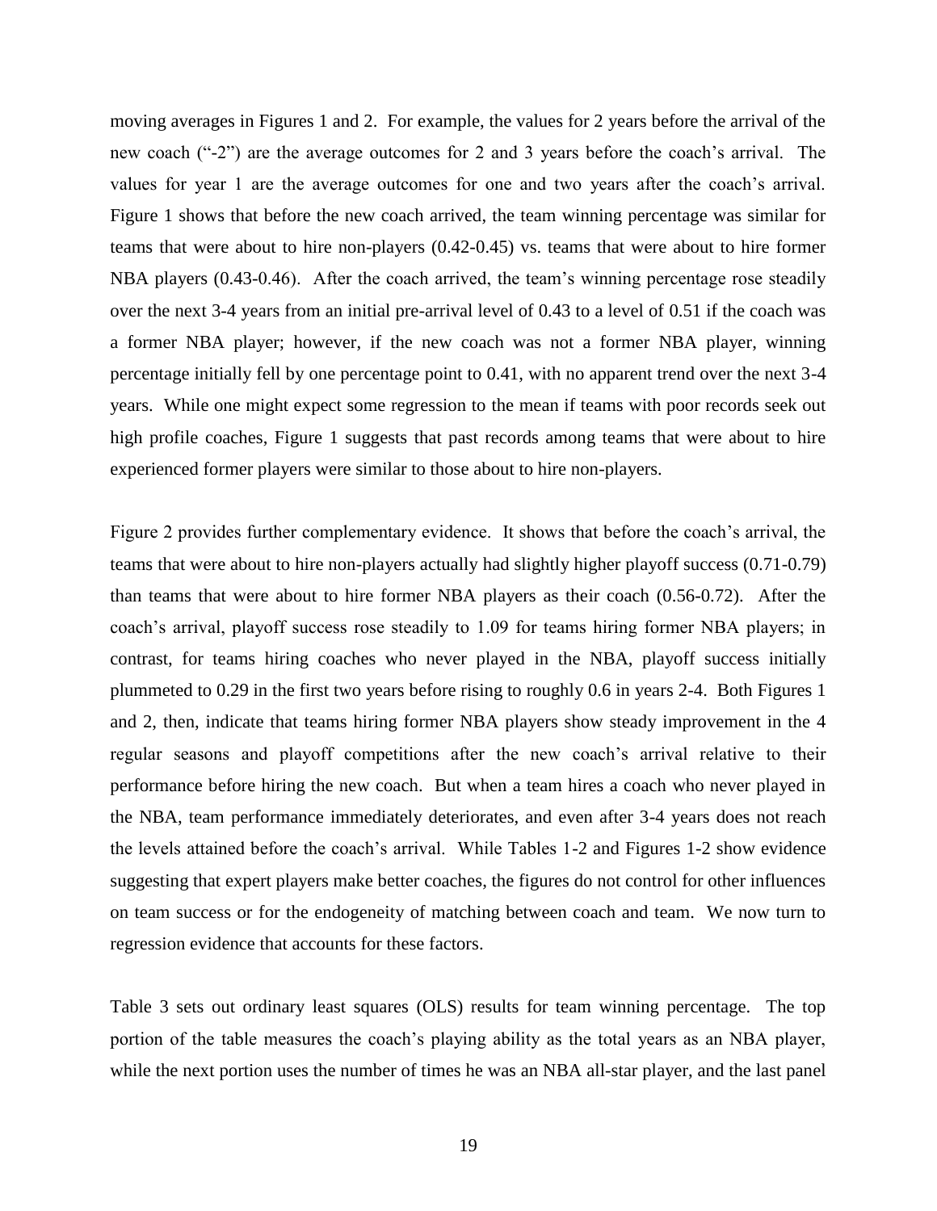moving averages in Figures 1 and 2. For example, the values for 2 years before the arrival of the new coach ("-2") are the average outcomes for 2 and 3 years before the coach's arrival. The values for year 1 are the average outcomes for one and two years after the coach's arrival. Figure 1 shows that before the new coach arrived, the team winning percentage was similar for teams that were about to hire non-players (0.42-0.45) vs. teams that were about to hire former NBA players (0.43-0.46). After the coach arrived, the team's winning percentage rose steadily over the next 3-4 years from an initial pre-arrival level of 0.43 to a level of 0.51 if the coach was a former NBA player; however, if the new coach was not a former NBA player, winning percentage initially fell by one percentage point to 0.41, with no apparent trend over the next 3-4 years. While one might expect some regression to the mean if teams with poor records seek out high profile coaches, Figure 1 suggests that past records among teams that were about to hire experienced former players were similar to those about to hire non-players.

Figure 2 provides further complementary evidence. It shows that before the coach's arrival, the teams that were about to hire non-players actually had slightly higher playoff success (0.71-0.79) than teams that were about to hire former NBA players as their coach (0.56-0.72). After the coach's arrival, playoff success rose steadily to 1.09 for teams hiring former NBA players; in contrast, for teams hiring coaches who never played in the NBA, playoff success initially plummeted to 0.29 in the first two years before rising to roughly 0.6 in years 2-4. Both Figures 1 and 2, then, indicate that teams hiring former NBA players show steady improvement in the 4 regular seasons and playoff competitions after the new coach's arrival relative to their performance before hiring the new coach. But when a team hires a coach who never played in the NBA, team performance immediately deteriorates, and even after 3-4 years does not reach the levels attained before the coach's arrival. While Tables 1-2 and Figures 1-2 show evidence suggesting that expert players make better coaches, the figures do not control for other influences on team success or for the endogeneity of matching between coach and team. We now turn to regression evidence that accounts for these factors.

Table 3 sets out ordinary least squares (OLS) results for team winning percentage. The top portion of the table measures the coach's playing ability as the total years as an NBA player, while the next portion uses the number of times he was an NBA all-star player, and the last panel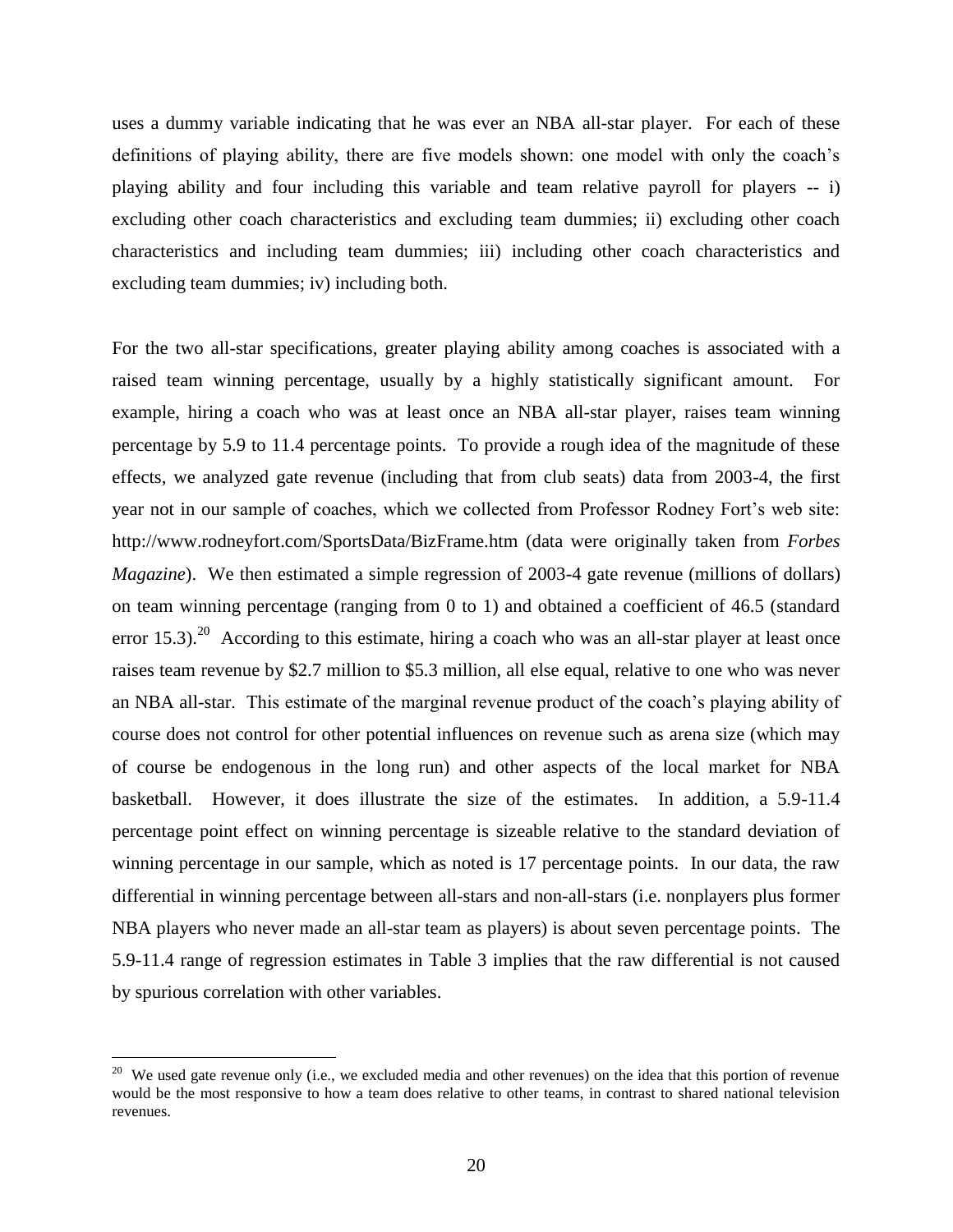uses a dummy variable indicating that he was ever an NBA all-star player. For each of these definitions of playing ability, there are five models shown: one model with only the coach's playing ability and four including this variable and team relative payroll for players -- i) excluding other coach characteristics and excluding team dummies; ii) excluding other coach characteristics and including team dummies; iii) including other coach characteristics and excluding team dummies; iv) including both.

For the two all-star specifications, greater playing ability among coaches is associated with a raised team winning percentage, usually by a highly statistically significant amount. For example, hiring a coach who was at least once an NBA all-star player, raises team winning percentage by 5.9 to 11.4 percentage points. To provide a rough idea of the magnitude of these effects, we analyzed gate revenue (including that from club seats) data from 2003-4, the first year not in our sample of coaches, which we collected from Professor Rodney Fort's web site: http://www.rodneyfort.com/SportsData/BizFrame.htm (data were originally taken from *Forbes Magazine*). We then estimated a simple regression of 2003-4 gate revenue (millions of dollars) on team winning percentage (ranging from 0 to 1) and obtained a coefficient of 46.5 (standard error 15.3).[20] According to this estimate, hiring a coach who was an all-star player at least once raises team revenue by $2.7 million to $5.3 million, all else equal, relative to one who was never an NBA all-star. This estimate of the marginal revenue product of the coach's playing ability of course does not control for other potential influences on revenue such as arena size (which may of course be endogenous in the long run) and other aspects of the local market for NBA basketball. However, it does illustrate the size of the estimates. In addition, a 5.9-11.4 percentage point effect on winning percentage is sizeable relative to the standard deviation of winning percentage in our sample, which as noted is 17 percentage points. In our data, the raw differential in winning percentage between all-stars and non-all-stars (i.e. nonplayers plus former NBA players who never made an all-star team as players) is about seven percentage points. The 5.9-11.4 range of regression estimates in Table 3 implies that the raw differential is not caused by spurious correlation with other variables.

[20] We used gate revenue only (i.e., we excluded media and other revenues) on the idea that this portion of revenue would be the most responsive to how a team does relative to other teams, in contrast to shared national television revenues.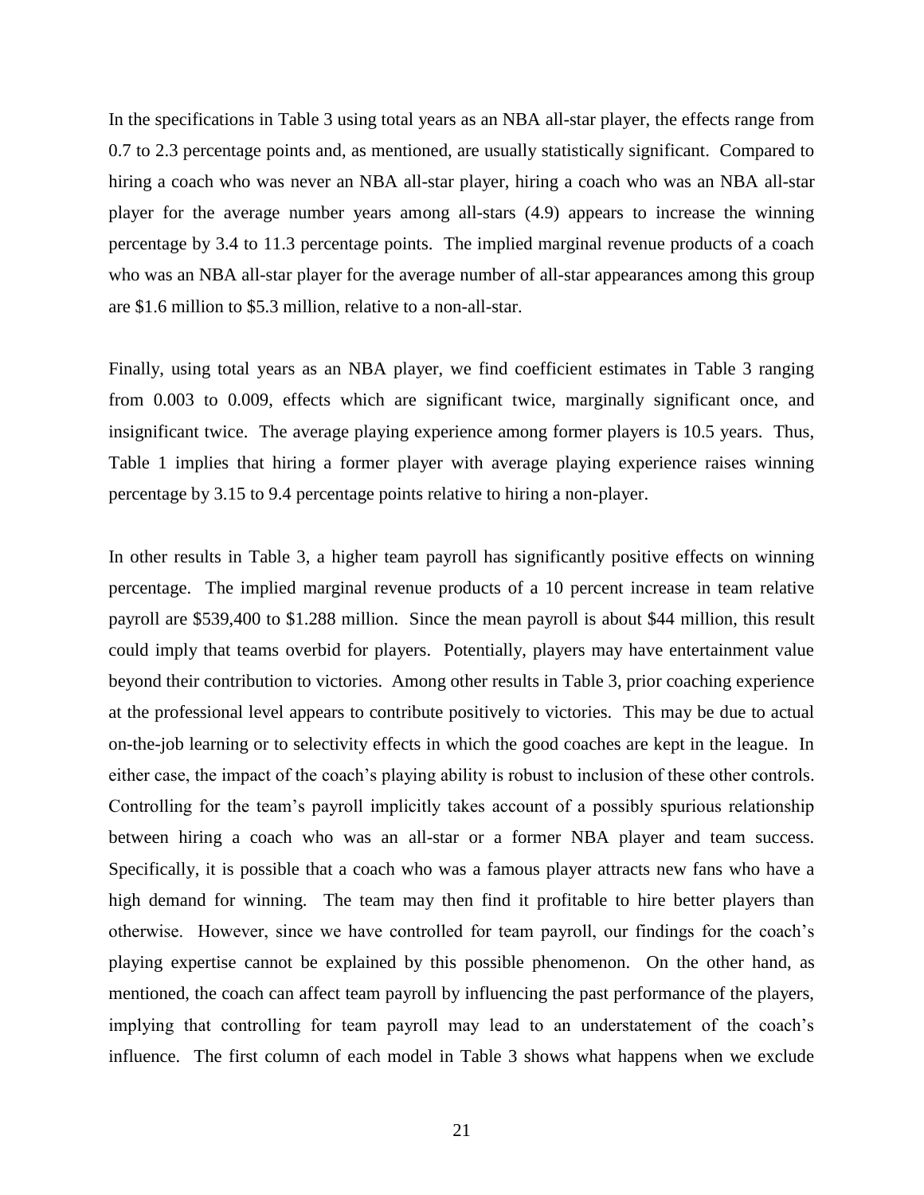In the specifications in Table 3 using total years as an NBA all-star player, the effects range from 0.7 to 2.3 percentage points and, as mentioned, are usually statistically significant. Compared to hiring a coach who was never an NBA all-star player, hiring a coach who was an NBA all-star player for the average number years among all-stars (4.9) appears to increase the winning percentage by 3.4 to 11.3 percentage points. The implied marginal revenue products of a coach who was an NBA all-star player for the average number of all-star appearances among this group are $1.6 million to $5.3 million, relative to a non-all-star.

Finally, using total years as an NBA player, we find coefficient estimates in Table 3 ranging from 0.003 to 0.009, effects which are significant twice, marginally significant once, and insignificant twice. The average playing experience among former players is 10.5 years. Thus, Table 1 implies that hiring a former player with average playing experience raises winning percentage by 3.15 to 9.4 percentage points relative to hiring a non-player.

In other results in Table 3, a higher team payroll has significantly positive effects on winning percentage. The implied marginal revenue products of a 10 percent increase in team relative payroll are $539,400 to $1.288 million. Since the mean payroll is about $44 million, this result could imply that teams overbid for players. Potentially, players may have entertainment value beyond their contribution to victories. Among other results in Table 3, prior coaching experience at the professional level appears to contribute positively to victories. This may be due to actual on-the-job learning or to selectivity effects in which the good coaches are kept in the league. In either case, the impact of the coach's playing ability is robust to inclusion of these other controls. Controlling for the team's payroll implicitly takes account of a possibly spurious relationship between hiring a coach who was an all-star or a former NBA player and team success. Specifically, it is possible that a coach who was a famous player attracts new fans who have a high demand for winning. The team may then find it profitable to hire better players than otherwise. However, since we have controlled for team payroll, our findings for the coach's playing expertise cannot be explained by this possible phenomenon. On the other hand, as mentioned, the coach can affect team payroll by influencing the past performance of the players, implying that controlling for team payroll may lead to an understatement of the coach's influence. The first column of each model in Table 3 shows what happens when we exclude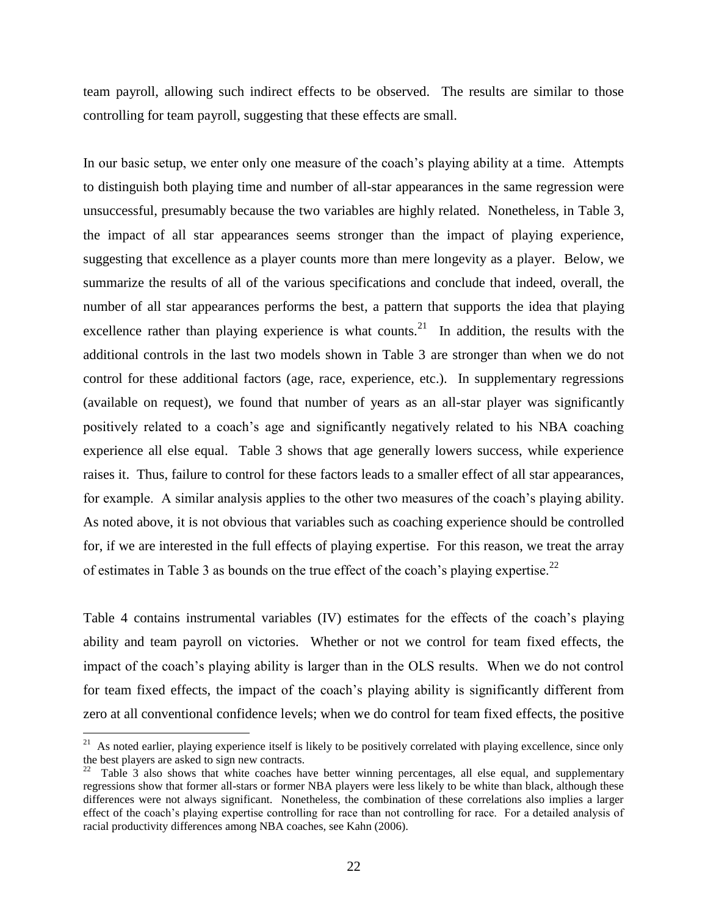team payroll, allowing such indirect effects to be observed. The results are similar to those controlling for team payroll, suggesting that these effects are small.

In our basic setup, we enter only one measure of the coach's playing ability at a time. Attempts to distinguish both playing time and number of all-star appearances in the same regression were unsuccessful, presumably because the two variables are highly related. Nonetheless, in Table 3, the impact of all star appearances seems stronger than the impact of playing experience, suggesting that excellence as a player counts more than mere longevity as a player. Below, we summarize the results of all of the various specifications and conclude that indeed, overall, the number of all star appearances performs the best, a pattern that supports the idea that playing excellence rather than playing experience is what counts.[21] In addition, the results with the additional controls in the last two models shown in Table 3 are stronger than when we do not control for these additional factors (age, race, experience, etc.). In supplementary regressions (available on request), we found that number of years as an all-star player was significantly positively related to a coach's age and significantly negatively related to his NBA coaching experience all else equal. Table 3 shows that age generally lowers success, while experience raises it. Thus, failure to control for these factors leads to a smaller effect of all star appearances, for example. A similar analysis applies to the other two measures of the coach's playing ability. As noted above, it is not obvious that variables such as coaching experience should be controlled for, if we are interested in the full effects of playing expertise. For this reason, we treat the array of estimates in Table 3 as bounds on the true effect of the coach's playing expertise.[22]

Table 4 contains instrumental variables (IV) estimates for the effects of the coach's playing ability and team payroll on victories. Whether or not we control for team fixed effects, the impact of the coach's playing ability is larger than in the OLS results. When we do not control for team fixed effects, the impact of the coach's playing ability is significantly different from zero at all conventional confidence levels; when we do control for team fixed effects, the positive

---

[21] As noted earlier, playing experience itself is likely to be positively correlated with playing excellence, since only the best players are asked to sign new contracts.

[22] Table 3 also shows that white coaches have better winning percentages, all else equal, and supplementary regressions show that former all-stars or former NBA players were less likely to be white than black, although these differences were not always significant. Nonetheless, the combination of these correlations also implies a larger effect of the coach's playing expertise controlling for race than not controlling for race. For a detailed analysis of racial productivity differences among NBA coaches, see Kahn (2006).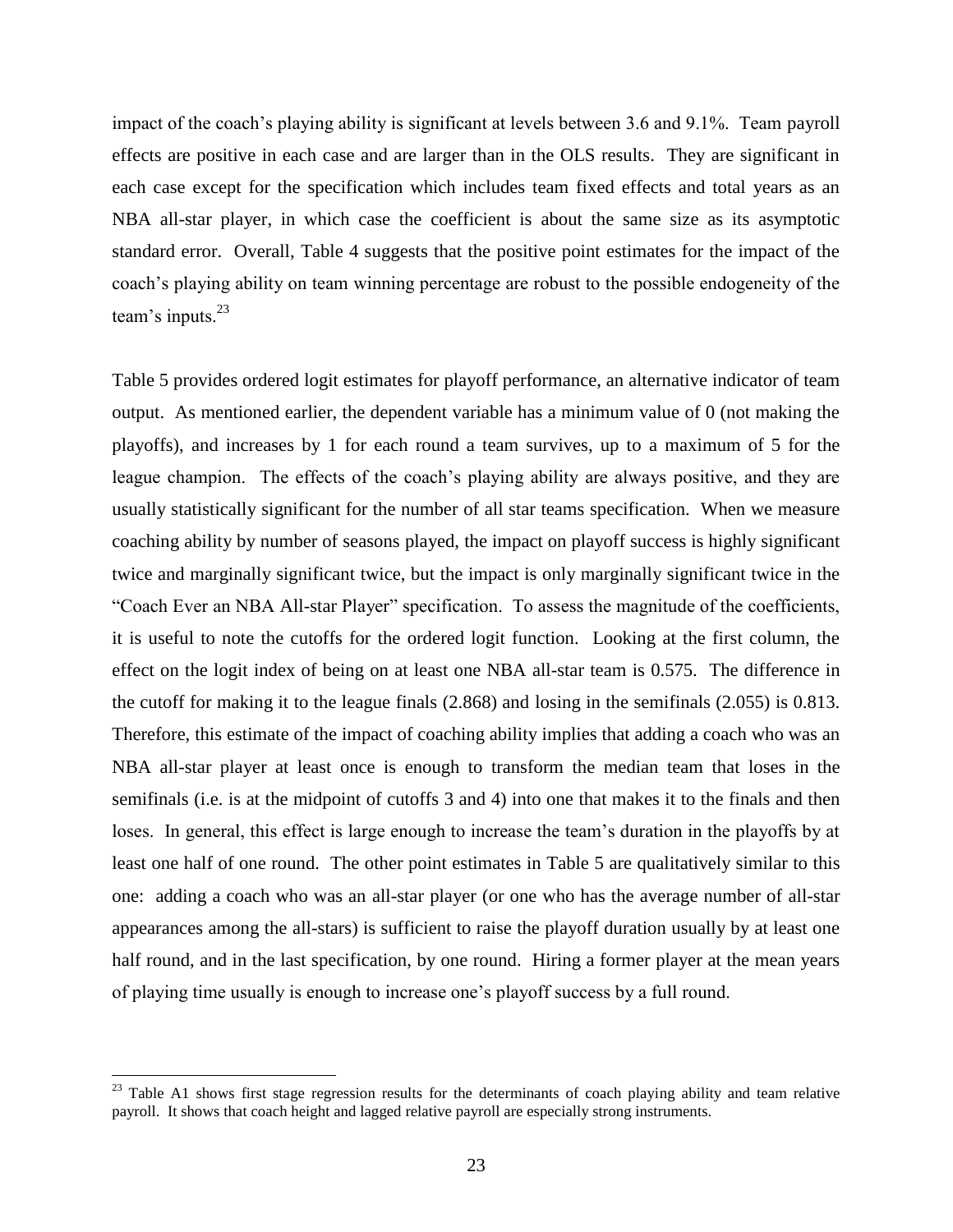impact of the coach's playing ability is significant at levels between 3.6 and 9.1%. Team payroll effects are positive in each case and are larger than in the OLS results. They are significant in each case except for the specification which includes team fixed effects and total years as an NBA all-star player, in which case the coefficient is about the same size as its asymptotic standard error. Overall, Table 4 suggests that the positive point estimates for the impact of the coach's playing ability on team winning percentage are robust to the possible endogeneity of the team's inputs.[23]

Table 5 provides ordered logit estimates for playoff performance, an alternative indicator of team output. As mentioned earlier, the dependent variable has a minimum value of 0 (not making the playoffs), and increases by 1 for each round a team survives, up to a maximum of 5 for the league champion. The effects of the coach's playing ability are always positive, and they are usually statistically significant for the number of all star teams specification. When we measure coaching ability by number of seasons played, the impact on playoff success is highly significant twice and marginally significant twice, but the impact is only marginally significant twice in the "Coach Ever an NBA All-star Player" specification. To assess the magnitude of the coefficients, it is useful to note the cutoffs for the ordered logit function. Looking at the first column, the effect on the logit index of being on at least one NBA all-star team is 0.575. The difference in the cutoff for making it to the league finals (2.868) and losing in the semifinals (2.055) is 0.813. Therefore, this estimate of the impact of coaching ability implies that adding a coach who was an NBA all-star player at least once is enough to transform the median team that loses in the semifinals (i.e. is at the midpoint of cutoffs 3 and 4) into one that makes it to the finals and then loses. In general, this effect is large enough to increase the team's duration in the playoffs by at least one half of one round. The other point estimates in Table 5 are qualitatively similar to this one: adding a coach who was an all-star player (or one who has the average number of all-star appearances among the all-stars) is sufficient to raise the playoff duration usually by at least one half round, and in the last specification, by one round. Hiring a former player at the mean years of playing time usually is enough to increase one's playoff success by a full round.

---

[23] Table A1 shows first stage regression results for the determinants of coach playing ability and team relative payroll. It shows that coach height and lagged relative payroll are especially strong instruments.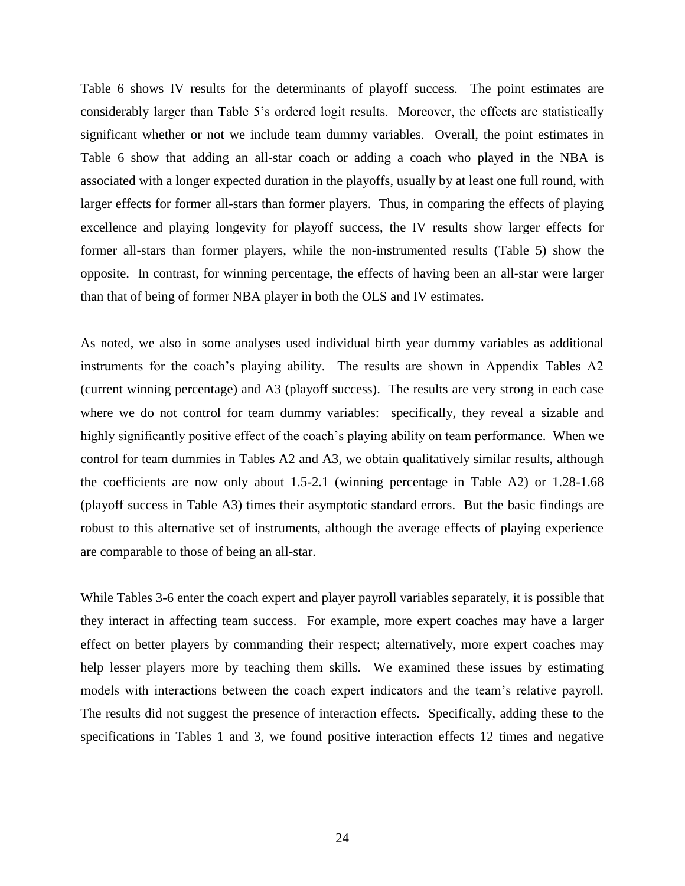Table 6 shows IV results for the determinants of playoff success. The point estimates are considerably larger than Table 5's ordered logit results. Moreover, the effects are statistically significant whether or not we include team dummy variables. Overall, the point estimates in Table 6 show that adding an all-star coach or adding a coach who played in the NBA is associated with a longer expected duration in the playoffs, usually by at least one full round, with larger effects for former all-stars than former players. Thus, in comparing the effects of playing excellence and playing longevity for playoff success, the IV results show larger effects for former all-stars than former players, while the non-instrumented results (Table 5) show the opposite. In contrast, for winning percentage, the effects of having been an all-star were larger than that of being of former NBA player in both the OLS and IV estimates.

As noted, we also in some analyses used individual birth year dummy variables as additional instruments for the coach's playing ability. The results are shown in Appendix Tables A2 (current winning percentage) and A3 (playoff success). The results are very strong in each case where we do not control for team dummy variables: specifically, they reveal a sizable and highly significantly positive effect of the coach's playing ability on team performance. When we control for team dummies in Tables A2 and A3, we obtain qualitatively similar results, although the coefficients are now only about 1.5-2.1 (winning percentage in Table A2) or 1.28-1.68 (playoff success in Table A3) times their asymptotic standard errors. But the basic findings are robust to this alternative set of instruments, although the average effects of playing experience are comparable to those of being an all-star.

While Tables 3-6 enter the coach expert and player payroll variables separately, it is possible that they interact in affecting team success. For example, more expert coaches may have a larger effect on better players by commanding their respect; alternatively, more expert coaches may help lesser players more by teaching them skills. We examined these issues by estimating models with interactions between the coach expert indicators and the team's relative payroll. The results did not suggest the presence of interaction effects. Specifically, adding these to the specifications in Tables 1 and 3, we found positive interaction effects 12 times and negative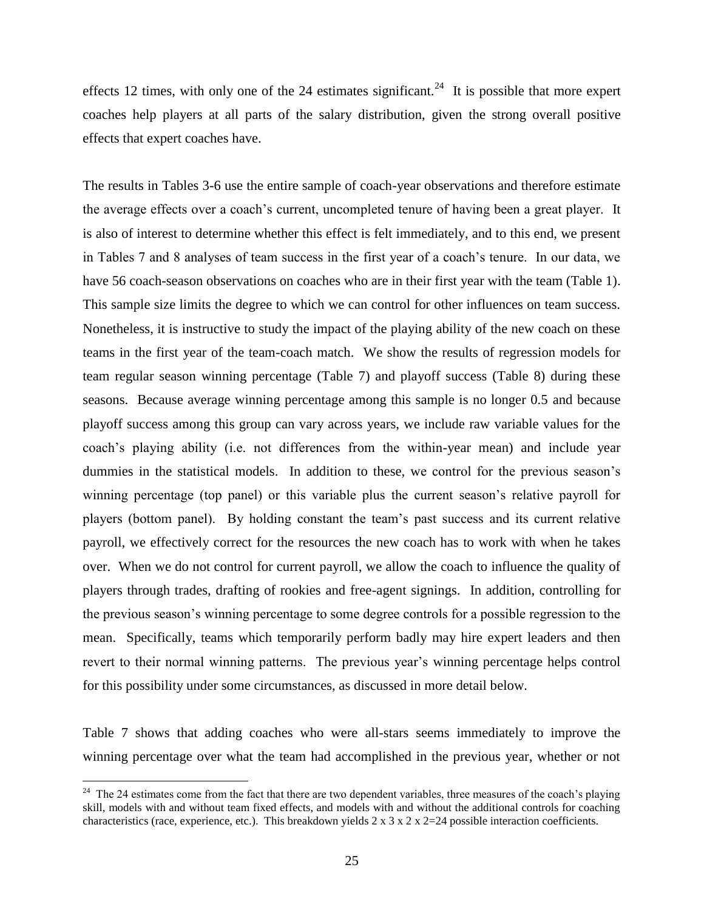effects 12 times, with only one of the 24 estimates significant.[24] It is possible that more expert coaches help players at all parts of the salary distribution, given the strong overall positive effects that expert coaches have.

The results in Tables 3-6 use the entire sample of coach-year observations and therefore estimate the average effects over a coach's current, uncompleted tenure of having been a great player. It is also of interest to determine whether this effect is felt immediately, and to this end, we present in Tables 7 and 8 analyses of team success in the first year of a coach's tenure. In our data, we have 56 coach-season observations on coaches who are in their first year with the team (Table 1). This sample size limits the degree to which we can control for other influences on team success. Nonetheless, it is instructive to study the impact of the playing ability of the new coach on these teams in the first year of the team-coach match. We show the results of regression models for team regular season winning percentage (Table 7) and playoff success (Table 8) during these seasons. Because average winning percentage among this sample is no longer 0.5 and because playoff success among this group can vary across years, we include raw variable values for the coach's playing ability (i.e. not differences from the within-year mean) and include year dummies in the statistical models. In addition to these, we control for the previous season's winning percentage (top panel) or this variable plus the current season's relative payroll for players (bottom panel). By holding constant the team's past success and its current relative payroll, we effectively correct for the resources the new coach has to work with when he takes over. When we do not control for current payroll, we allow the coach to influence the quality of players through trades, drafting of rookies and free-agent signings. In addition, controlling for the previous season's winning percentage to some degree controls for a possible regression to the mean. Specifically, teams which temporarily perform badly may hire expert leaders and then revert to their normal winning patterns. The previous year's winning percentage helps control for this possibility under some circumstances, as discussed in more detail below.

Table 7 shows that adding coaches who were all-stars seems immediately to improve the winning percentage over what the team had accomplished in the previous year, whether or not

[24] The 24 estimates come from the fact that there are two dependent variables, three measures of the coach's playing skill, models with and without team fixed effects, and models with and without the additional controls for coaching characteristics (race, experience, etc.). This breakdown yields 2 x 3 x 2 x 2=24 possible interaction coefficients.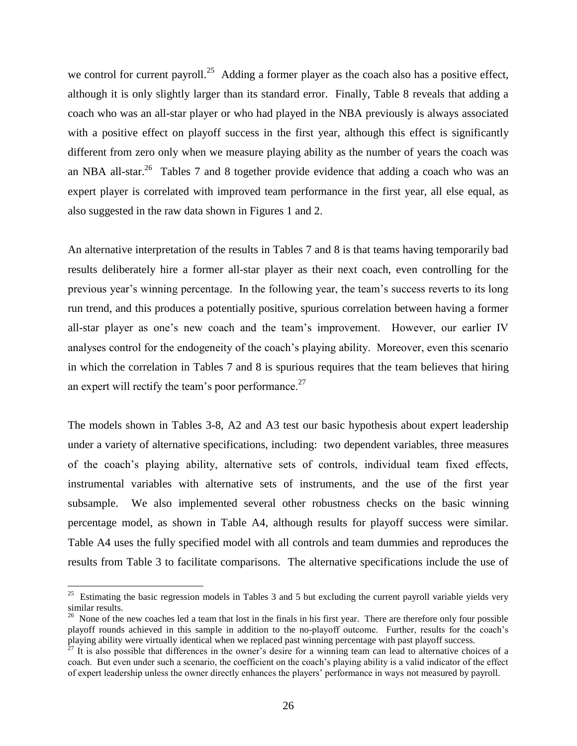we control for current payroll.[25] Adding a former player as the coach also has a positive effect, although it is only slightly larger than its standard error. Finally, Table 8 reveals that adding a coach who was an all-star player or who had played in the NBA previously is always associated with a positive effect on playoff success in the first year, although this effect is significantly different from zero only when we measure playing ability as the number of years the coach was an NBA all-star.[26] Tables 7 and 8 together provide evidence that adding a coach who was an expert player is correlated with improved team performance in the first year, all else equal, as also suggested in the raw data shown in Figures 1 and 2.

An alternative interpretation of the results in Tables 7 and 8 is that teams having temporarily bad results deliberately hire a former all-star player as their next coach, even controlling for the previous year's winning percentage. In the following year, the team's success reverts to its long run trend, and this produces a potentially positive, spurious correlation between having a former all-star player as one's new coach and the team's improvement. However, our earlier IV analyses control for the endogeneity of the coach's playing ability. Moreover, even this scenario in which the correlation in Tables 7 and 8 is spurious requires that the team believes that hiring an expert will rectify the team's poor performance.[27]

The models shown in Tables 3-8, A2 and A3 test our basic hypothesis about expert leadership under a variety of alternative specifications, including: two dependent variables, three measures of the coach's playing ability, alternative sets of controls, individual team fixed effects, instrumental variables with alternative sets of instruments, and the use of the first year subsample. We also implemented several other robustness checks on the basic winning percentage model, as shown in Table A4, although results for playoff success were similar. Table A4 uses the fully specified model with all controls and team dummies and reproduces the results from Table 3 to facilitate comparisons. The alternative specifications include the use of

[25] Estimating the basic regression models in Tables 3 and 5 but excluding the current payroll variable yields very similar results.

[26] None of the new coaches led a team that lost in the finals in his first year. There are therefore only four possible playoff rounds achieved in this sample in addition to the no-playoff outcome. Further, results for the coach's playing ability were virtually identical when we replaced past winning percentage with past playoff success.

[27] It is also possible that differences in the owner's desire for a winning team can lead to alternative choices of a coach. But even under such a scenario, the coefficient on the coach's playing ability is a valid indicator of the effect of expert leadership unless the owner directly enhances the players' performance in ways not measured by payroll.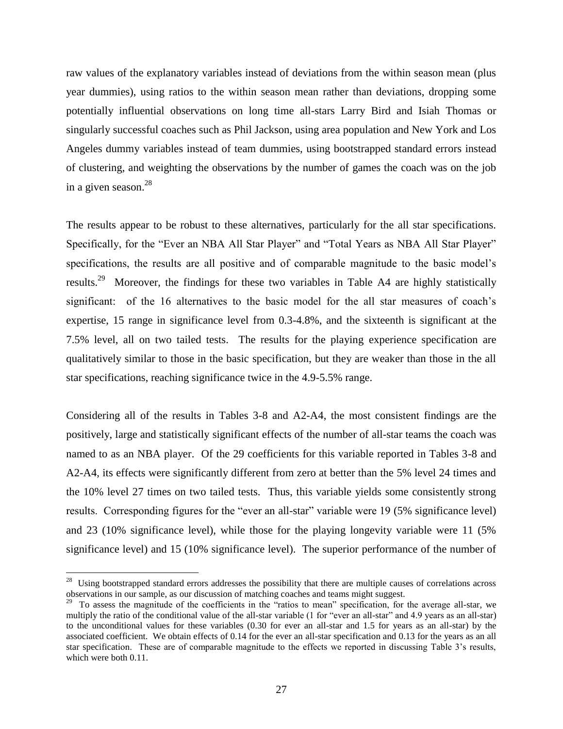raw values of the explanatory variables instead of deviations from the within season mean (plus year dummies), using ratios to the within season mean rather than deviations, dropping some potentially influential observations on long time all-stars Larry Bird and Isiah Thomas or singularly successful coaches such as Phil Jackson, using area population and New York and Los Angeles dummy variables instead of team dummies, using bootstrapped standard errors instead of clustering, and weighting the observations by the number of games the coach was on the job in a given season.[28]

The results appear to be robust to these alternatives, particularly for the all star specifications. Specifically, for the "Ever an NBA All Star Player" and "Total Years as NBA All Star Player" specifications, the results are all positive and of comparable magnitude to the basic model's results.[29] Moreover, the findings for these two variables in Table A4 are highly statistically significant: of the 16 alternatives to the basic model for the all star measures of coach's expertise, 15 range in significance level from 0.3-4.8%, and the sixteenth is significant at the 7.5% level, all on two tailed tests. The results for the playing experience specification are qualitatively similar to those in the basic specification, but they are weaker than those in the all star specifications, reaching significance twice in the 4.9-5.5% range.

Considering all of the results in Tables 3-8 and A2-A4, the most consistent findings are the positively, large and statistically significant effects of the number of all-star teams the coach was named to as an NBA player. Of the 29 coefficients for this variable reported in Tables 3-8 and A2-A4, its effects were significantly different from zero at better than the 5% level 24 times and the 10% level 27 times on two tailed tests. Thus, this variable yields some consistently strong results. Corresponding figures for the "ever an all-star" variable were 19 (5% significance level) and 23 (10% significance level), while those for the playing longevity variable were 11 (5% significance level) and 15 (10% significance level). The superior performance of the number of

---

[28] Using bootstrapped standard errors addresses the possibility that there are multiple causes of correlations across observations in our sample, as our discussion of matching coaches and teams might suggest.

[29] To assess the magnitude of the coefficients in the "ratios to mean" specification, for the average all-star, we multiply the ratio of the conditional value of the all-star variable (1 for "ever an all-star" and 4.9 years as an all-star) to the unconditional values for these variables (0.30 for ever an all-star and 1.5 for years as an all-star) by the associated coefficient. We obtain effects of 0.14 for the ever an all-star specification and 0.13 for the years as an all star specification. These are of comparable magnitude to the effects we reported in discussing Table 3's results, which were both 0.11.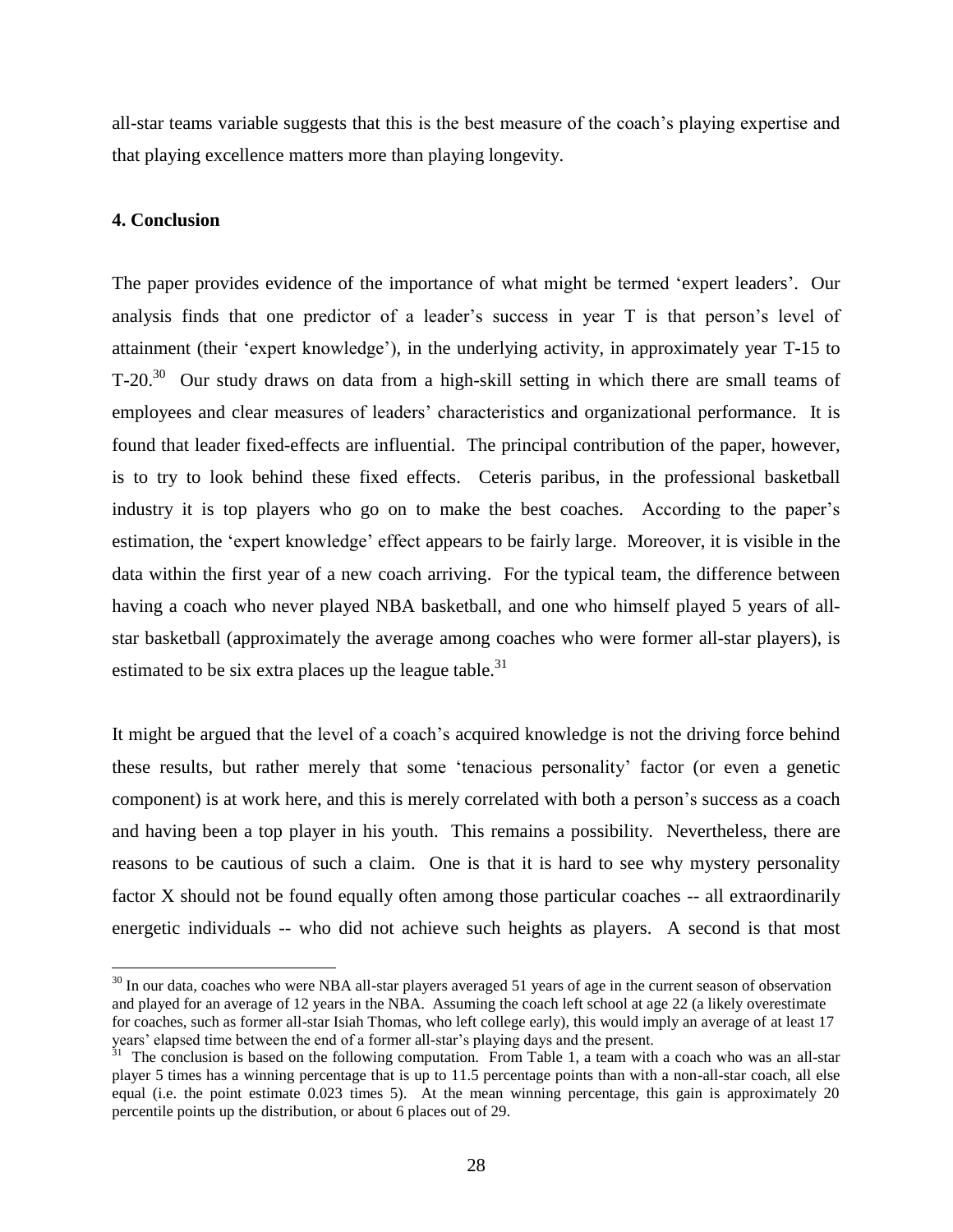all-star teams variable suggests that this is the best measure of the coach's playing expertise and that playing excellence matters more than playing longevity.

**4. Conclusion**

The paper provides evidence of the importance of what might be termed 'expert leaders'. Our analysis finds that one predictor of a leader's success in year T is that person's level of attainment (their 'expert knowledge'), in the underlying activity, in approximately year T-15 to T-20.[30] Our study draws on data from a high-skill setting in which there are small teams of employees and clear measures of leaders' characteristics and organizational performance. It is found that leader fixed-effects are influential. The principal contribution of the paper, however, is to try to look behind these fixed effects. Ceteris paribus, in the professional basketball industry it is top players who go on to make the best coaches. According to the paper's estimation, the 'expert knowledge' effect appears to be fairly large. Moreover, it is visible in the data within the first year of a new coach arriving. For the typical team, the difference between having a coach who never played NBA basketball, and one who himself played 5 years of all-star basketball (approximately the average among coaches who were former all-star players), is estimated to be six extra places up the league table.[31]

It might be argued that the level of a coach's acquired knowledge is not the driving force behind these results, but rather merely that some 'tenacious personality' factor (or even a genetic component) is at work here, and this is merely correlated with both a person's success as a coach and having been a top player in his youth. This remains a possibility. Nevertheless, there are reasons to be cautious of such a claim. One is that it is hard to see why mystery personality factor X should not be found equally often among those particular coaches -- all extraordinarily energetic individuals -- who did not achieve such heights as players. A second is that most

---

[30] In our data, coaches who were NBA all-star players averaged 51 years of age in the current season of observation and played for an average of 12 years in the NBA. Assuming the coach left school at age 22 (a likely overestimate for coaches, such as former all-star Isiah Thomas, who left college early), this would imply an average of at least 17 years' elapsed time between the end of a former all-star's playing days and the present.

[31] The conclusion is based on the following computation. From Table 1, a team with a coach who was an all-star player 5 times has a winning percentage that is up to 11.5 percentage points than with a non-all-star coach, all else equal (i.e. the point estimate 0.023 times 5). At the mean winning percentage, this gain is approximately 20 percentile points up the distribution, or about 6 places out of 29.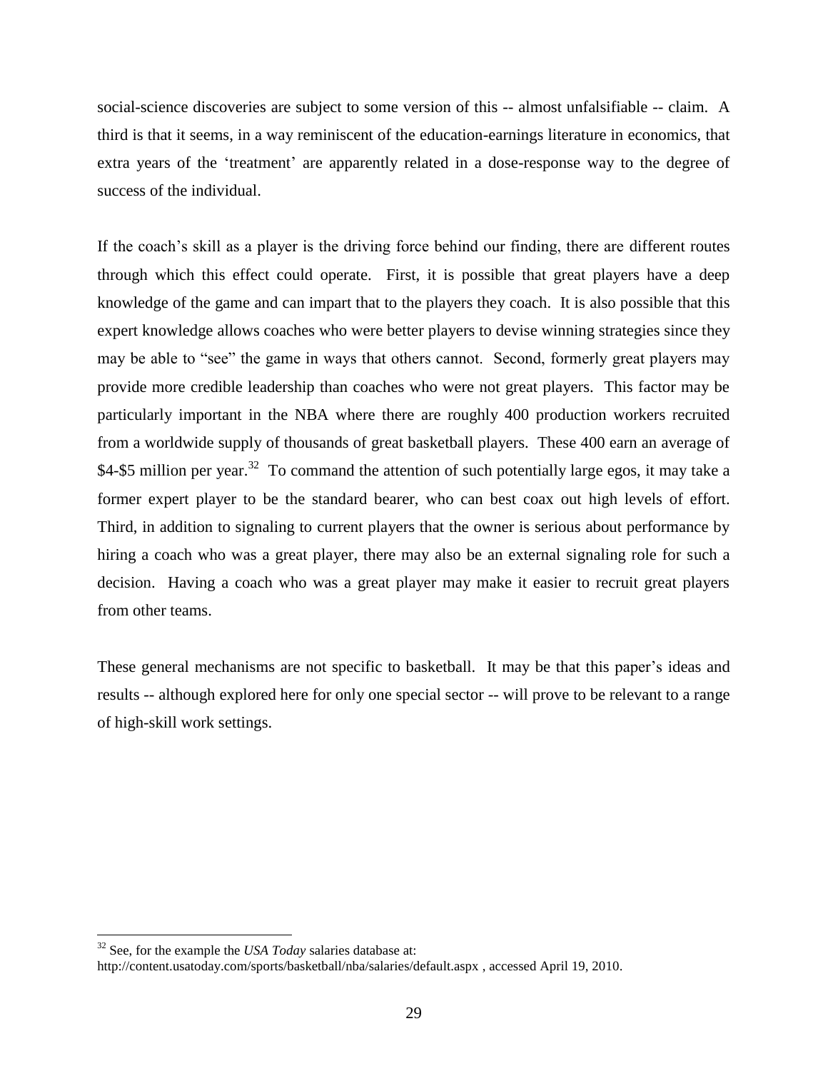social-science discoveries are subject to some version of this -- almost unfalsifiable -- claim. A third is that it seems, in a way reminiscent of the education-earnings literature in economics, that extra years of the 'treatment' are apparently related in a dose-response way to the degree of success of the individual.

If the coach's skill as a player is the driving force behind our finding, there are different routes through which this effect could operate. First, it is possible that great players have a deep knowledge of the game and can impart that to the players they coach. It is also possible that this expert knowledge allows coaches who were better players to devise winning strategies since they may be able to "see" the game in ways that others cannot. Second, formerly great players may provide more credible leadership than coaches who were not great players. This factor may be particularly important in the NBA where there are roughly 400 production workers recruited from a worldwide supply of thousands of great basketball players. These 400 earn an average of \$4-\$5 million per year.[32] To command the attention of such potentially large egos, it may take a former expert player to be the standard bearer, who can best coax out high levels of effort. Third, in addition to signaling to current players that the owner is serious about performance by hiring a coach who was a great player, there may also be an external signaling role for such a decision. Having a coach who was a great player may make it easier to recruit great players from other teams.

These general mechanisms are not specific to basketball. It may be that this paper's ideas and results -- although explored here for only one special sector -- will prove to be relevant to a range of high-skill work settings.

---

[32] See, for the example the *USA Today* salaries database at: http://content.usatoday.com/sports/basketball/nba/salaries/default.aspx , accessed April 19, 2010.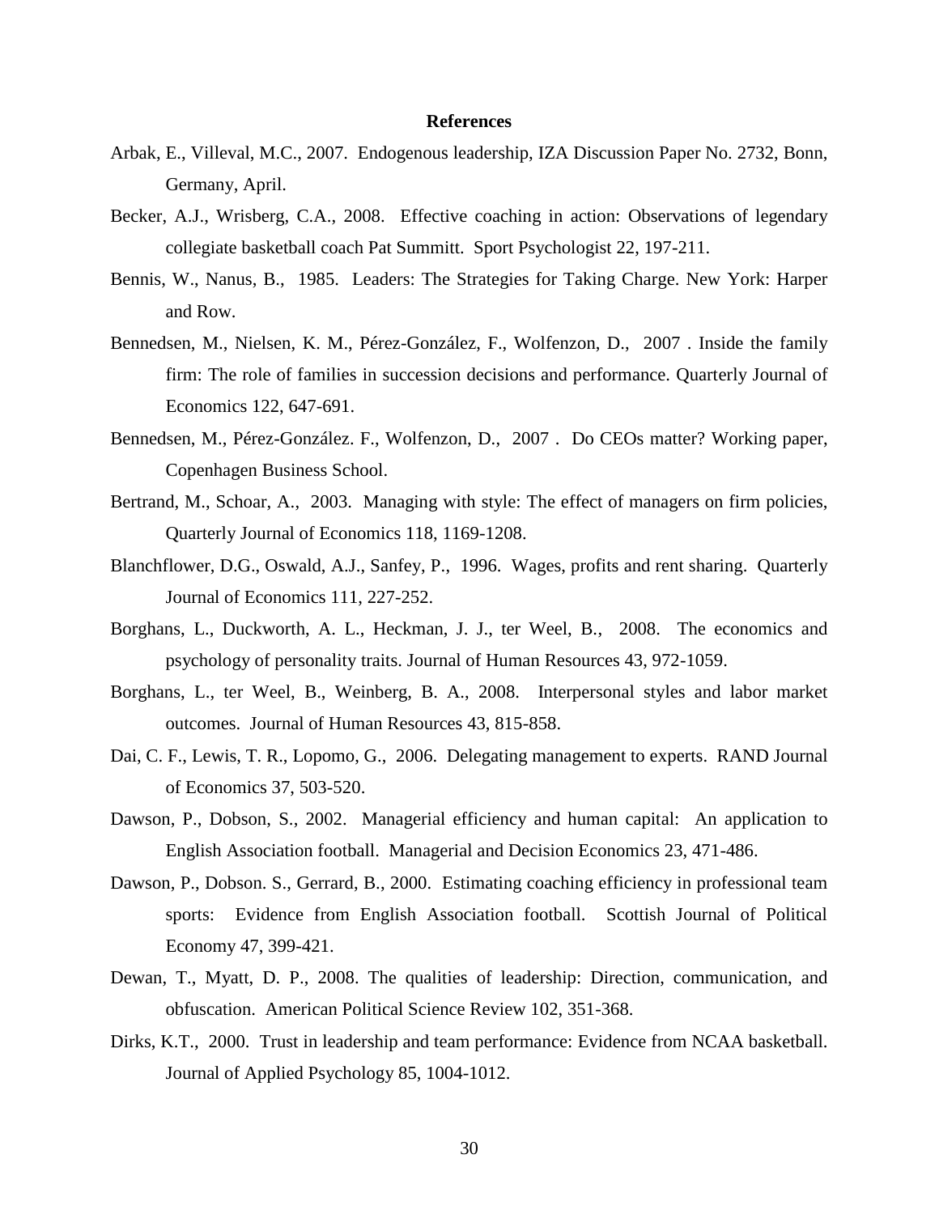# References

Arbak, E., Villeval, M.C., 2007. Endogenous leadership, IZA Discussion Paper No. 2732, Bonn, Germany, April.

Becker, A.J., Wrisberg, C.A., 2008. Effective coaching in action: Observations of legendary collegiate basketball coach Pat Summitt. Sport Psychologist 22, 197-211.

Bennis, W., Nanus, B., 1985. Leaders: The Strategies for Taking Charge. New York: Harper and Row.

Bennedsen, M., Nielsen, K. M., Pérez-González, F., Wolfenzon, D., 2007 . Inside the family firm: The role of families in succession decisions and performance. Quarterly Journal of Economics 122, 647-691.

Bennedsen, M., Pérez-González. F., Wolfenzon, D., 2007 . Do CEOs matter? Working paper, Copenhagen Business School.

Bertrand, M., Schoar, A., 2003. Managing with style: The effect of managers on firm policies, Quarterly Journal of Economics 118, 1169-1208.

Blanchflower, D.G., Oswald, A.J., Sanfey, P., 1996. Wages, profits and rent sharing. Quarterly Journal of Economics 111, 227-252.

Borghans, L., Duckworth, A. L., Heckman, J. J., ter Weel, B., 2008. The economics and psychology of personality traits. Journal of Human Resources 43, 972-1059.

Borghans, L., ter Weel, B., Weinberg, B. A., 2008. Interpersonal styles and labor market outcomes. Journal of Human Resources 43, 815-858.

Dai, C. F., Lewis, T. R., Lopomo, G., 2006. Delegating management to experts. RAND Journal of Economics 37, 503-520.

Dawson, P., Dobson, S., 2002. Managerial efficiency and human capital: An application to English Association football. Managerial and Decision Economics 23, 471-486.

Dawson, P., Dobson. S., Gerrard, B., 2000. Estimating coaching efficiency in professional team sports: Evidence from English Association football. Scottish Journal of Political Economy 47, 399-421.

Dewan, T., Myatt, D. P., 2008. The qualities of leadership: Direction, communication, and obfuscation. American Political Science Review 102, 351-368.

Dirks, K.T., 2000. Trust in leadership and team performance: Evidence from NCAA basketball. Journal of Applied Psychology 85, 1004-1012.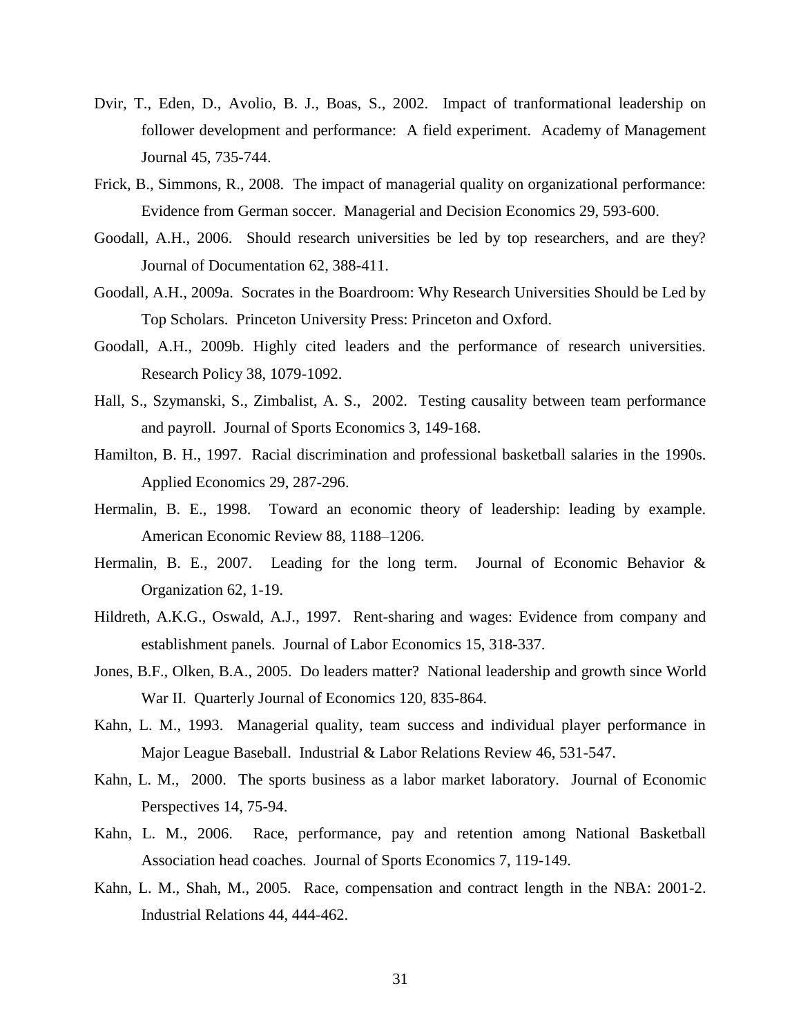Dvir, T., Eden, D., Avolio, B. J., Boas, S., 2002. Impact of tranformational leadership on follower development and performance: A field experiment. Academy of Management Journal 45, 735-744.

Frick, B., Simmons, R., 2008. The impact of managerial quality on organizational performance: Evidence from German soccer. Managerial and Decision Economics 29, 593-600.

Goodall, A.H., 2006. Should research universities be led by top researchers, and are they? Journal of Documentation 62, 388-411.

Goodall, A.H., 2009a. Socrates in the Boardroom: Why Research Universities Should be Led by Top Scholars. Princeton University Press: Princeton and Oxford.

Goodall, A.H., 2009b. Highly cited leaders and the performance of research universities. Research Policy 38, 1079-1092.

Hall, S., Szymanski, S., Zimbalist, A. S., 2002. Testing causality between team performance and payroll. Journal of Sports Economics 3, 149-168.

Hamilton, B. H., 1997. Racial discrimination and professional basketball salaries in the 1990s. Applied Economics 29, 287-296.

Hermalin, B. E., 1998. Toward an economic theory of leadership: leading by example. American Economic Review 88, 1188–1206.

Hermalin, B. E., 2007. Leading for the long term. Journal of Economic Behavior & Organization 62, 1-19.

Hildreth, A.K.G., Oswald, A.J., 1997. Rent-sharing and wages: Evidence from company and establishment panels. Journal of Labor Economics 15, 318-337.

Jones, B.F., Olken, B.A., 2005. Do leaders matter? National leadership and growth since World War II. Quarterly Journal of Economics 120, 835-864.

Kahn, L. M., 1993. Managerial quality, team success and individual player performance in Major League Baseball. Industrial & Labor Relations Review 46, 531-547.

Kahn, L. M., 2000. The sports business as a labor market laboratory. Journal of Economic Perspectives 14, 75-94.

Kahn, L. M., 2006. Race, performance, pay and retention among National Basketball Association head coaches. Journal of Sports Economics 7, 119-149.

Kahn, L. M., Shah, M., 2005. Race, compensation and contract length in the NBA: 2001-2. Industrial Relations 44, 444-462.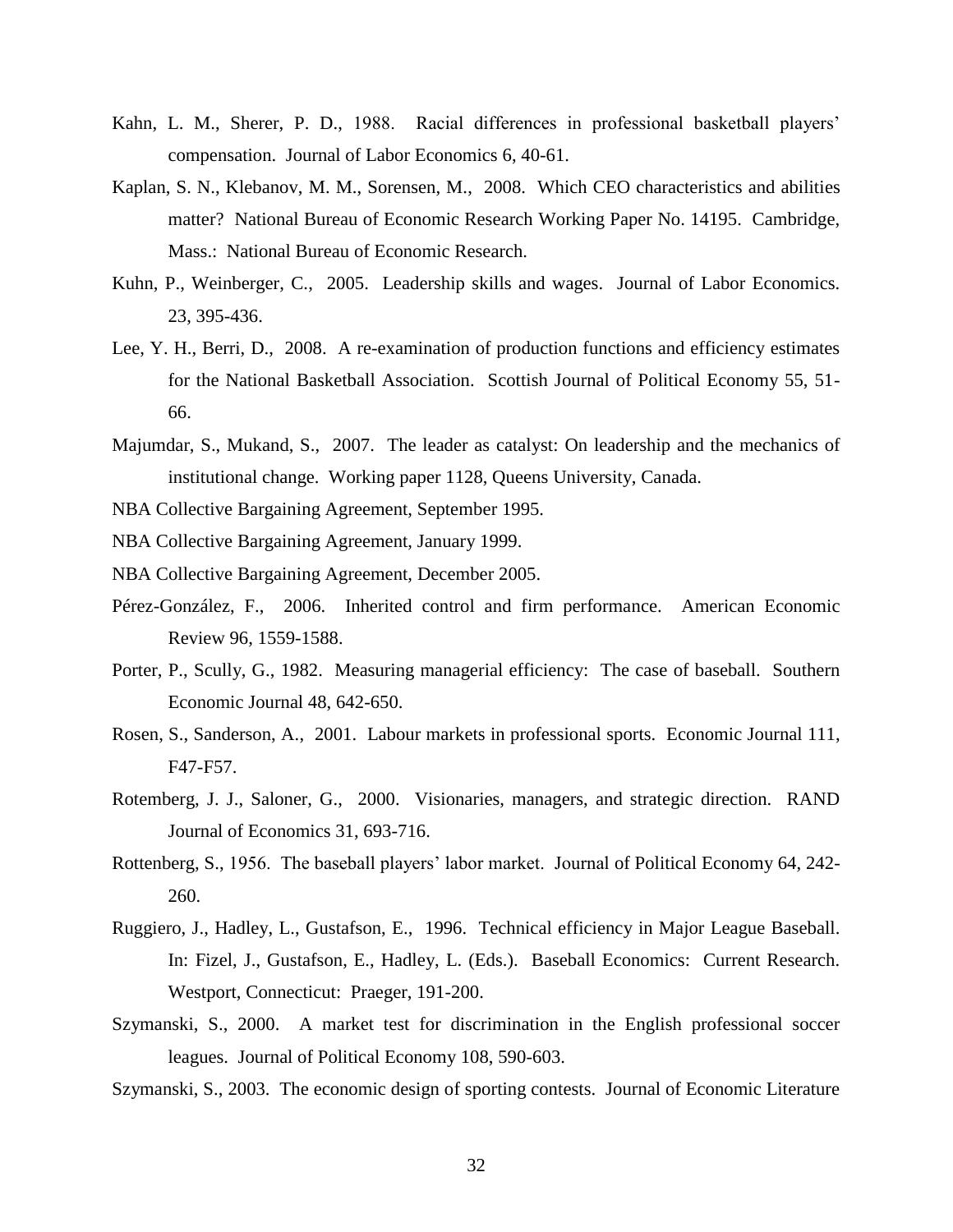Kahn, L. M., Sherer, P. D., 1988. Racial differences in professional basketball players' compensation. Journal of Labor Economics 6, 40-61.

Kaplan, S. N., Klebanov, M. M., Sorensen, M., 2008. Which CEO characteristics and abilities matter? National Bureau of Economic Research Working Paper No. 14195. Cambridge, Mass.: National Bureau of Economic Research.

Kuhn, P., Weinberger, C., 2005. Leadership skills and wages. Journal of Labor Economics. 23, 395-436.

Lee, Y. H., Berri, D., 2008. A re-examination of production functions and efficiency estimates for the National Basketball Association. Scottish Journal of Political Economy 55, 51-66.

Majumdar, S., Mukand, S., 2007. The leader as catalyst: On leadership and the mechanics of institutional change. Working paper 1128, Queens University, Canada.

NBA Collective Bargaining Agreement, September 1995.

NBA Collective Bargaining Agreement, January 1999.

NBA Collective Bargaining Agreement, December 2005.

Pérez-González, F., 2006. Inherited control and firm performance. American Economic Review 96, 1559-1588.

Porter, P., Scully, G., 1982. Measuring managerial efficiency: The case of baseball. Southern Economic Journal 48, 642-650.

Rosen, S., Sanderson, A., 2001. Labour markets in professional sports. Economic Journal 111, F47-F57.

Rotemberg, J. J., Saloner, G., 2000. Visionaries, managers, and strategic direction. RAND Journal of Economics 31, 693-716.

Rottenberg, S., 1956. The baseball players' labor market. Journal of Political Economy 64, 242-260.

Ruggiero, J., Hadley, L., Gustafson, E., 1996. Technical efficiency in Major League Baseball. In: Fizel, J., Gustafson, E., Hadley, L. (Eds.). Baseball Economics: Current Research. Westport, Connecticut: Praeger, 191-200.

Szymanski, S., 2000. A market test for discrimination in the English professional soccer leagues. Journal of Political Economy 108, 590-603.

Szymanski, S., 2003. The economic design of sporting contests. Journal of Economic Literature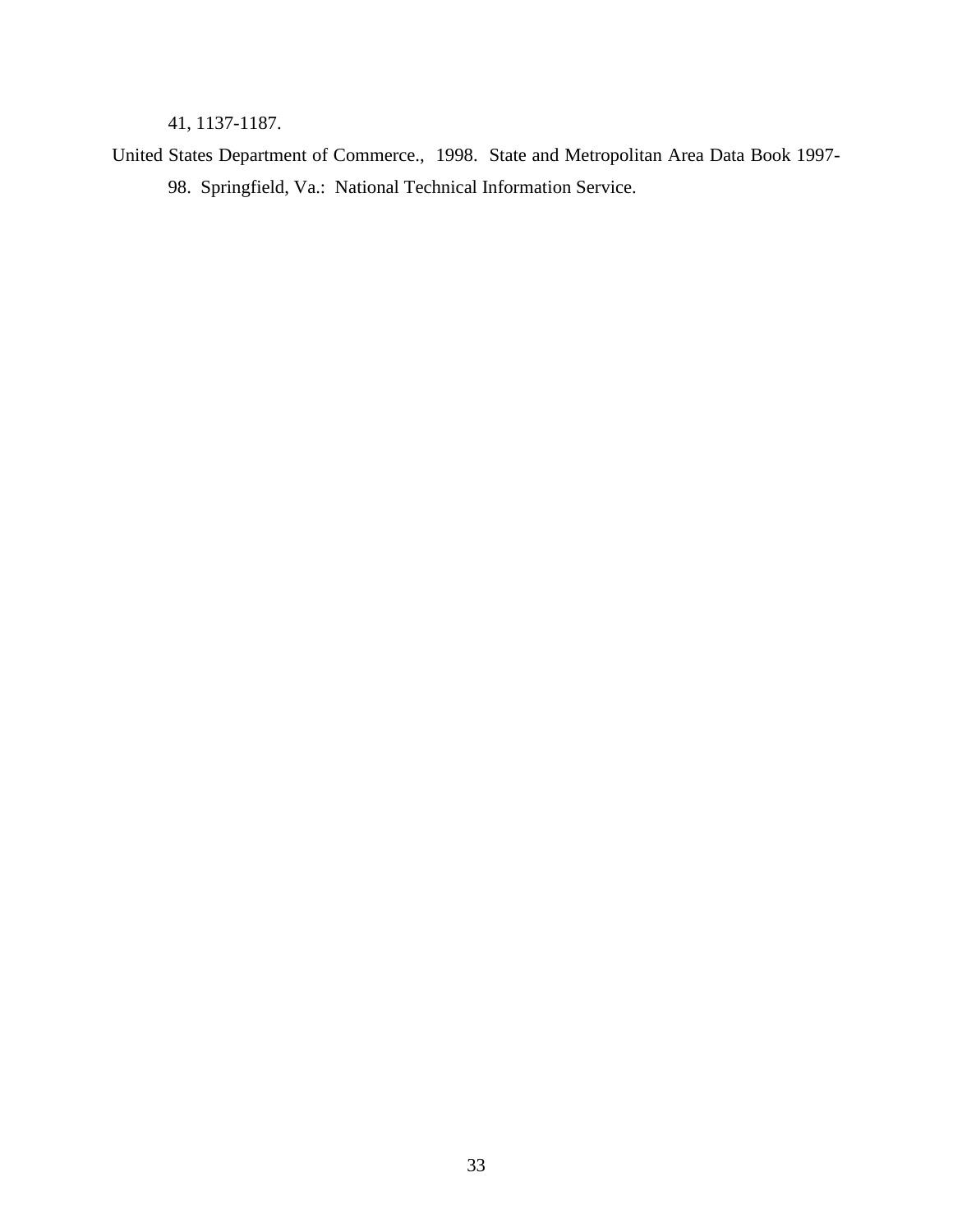41, 1137-1187.

United States Department of Commerce., 1998. State and Metropolitan Area Data Book 1997-98. Springfield, Va.: National Technical Information Service.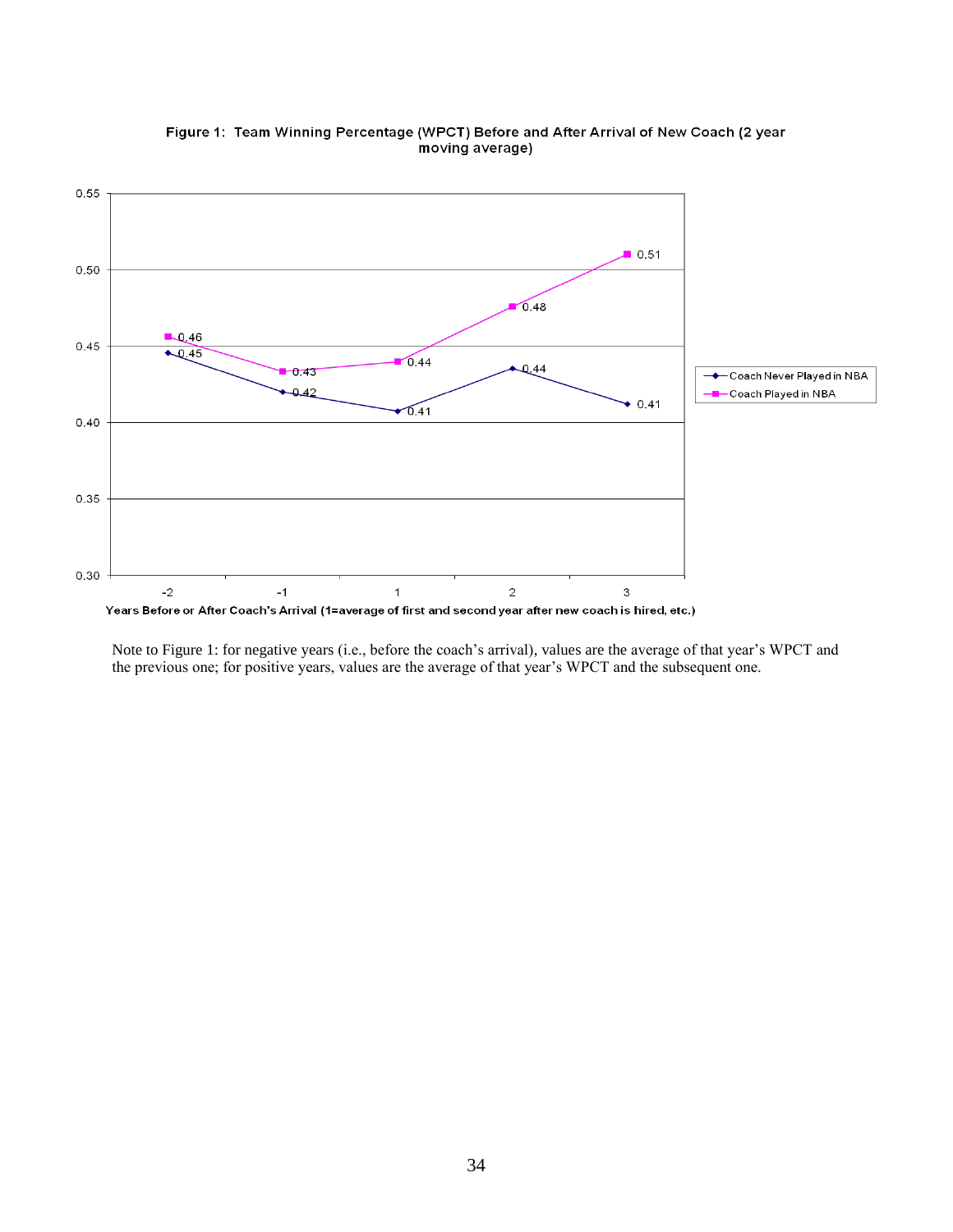**Figure 1: Team Winning Percentage (WPCT) Before and After Arrival of New Coach (2 year moving average)**

| Years Before or After Coach's Arrival | Coach Never Played in NBA | Coach Played in NBA |
|---|---|---|
| -2 | 0.45 | 0.46 |
| -1 | 0.42 | 0.43 |
| 1 | 0.41 | 0.44 |
| 2 | 0.44 | 0.48 |
| 3 | 0.41 | 0.51 |

Years Before or After Coach's Arrival (1=average of first and second year after new coach is hired, etc.)

Note to Figure 1: for negative years (i.e., before the coach's arrival), values are the average of that year's WPCT and the previous one; for positive years, values are the average of that year's WPCT and the subsequent one.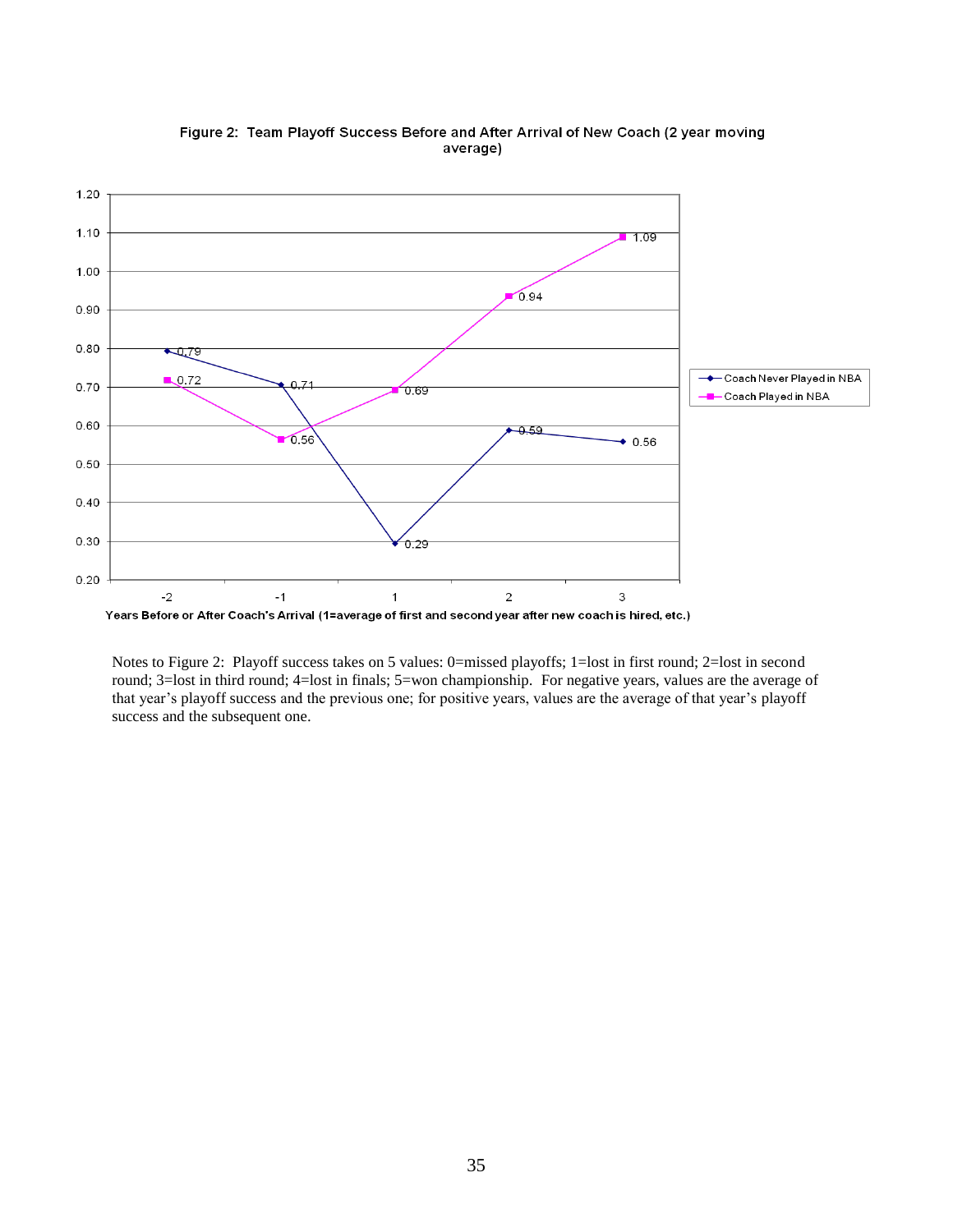Figure 2: Team Playoff Success Before and After Arrival of New Coach (2 year moving average)

| Years Before or After Coach's Arrival | -2 | -1 | 1 | 2 | 3 |
|---|---|---|---|---|---|
| Coach Never Played in NBA | 0.79 | 0.71 | 0.29 | 0.59 | 0.56 |
| Coach Played in NBA | 0.72 | 0.56 | 0.69 | 0.94 | 1.09 |

Years Before or After Coach's Arrival (1=average of first and second year after new coach is hired, etc.)

Notes to Figure 2: Playoff success takes on 5 values: 0=missed playoffs; 1=lost in first round; 2=lost in second round; 3=lost in third round; 4=lost in finals; 5=won championship. For negative years, values are the average of that year's playoff success and the previous one; for positive years, values are the average of that year's playoff success and the subsequent one.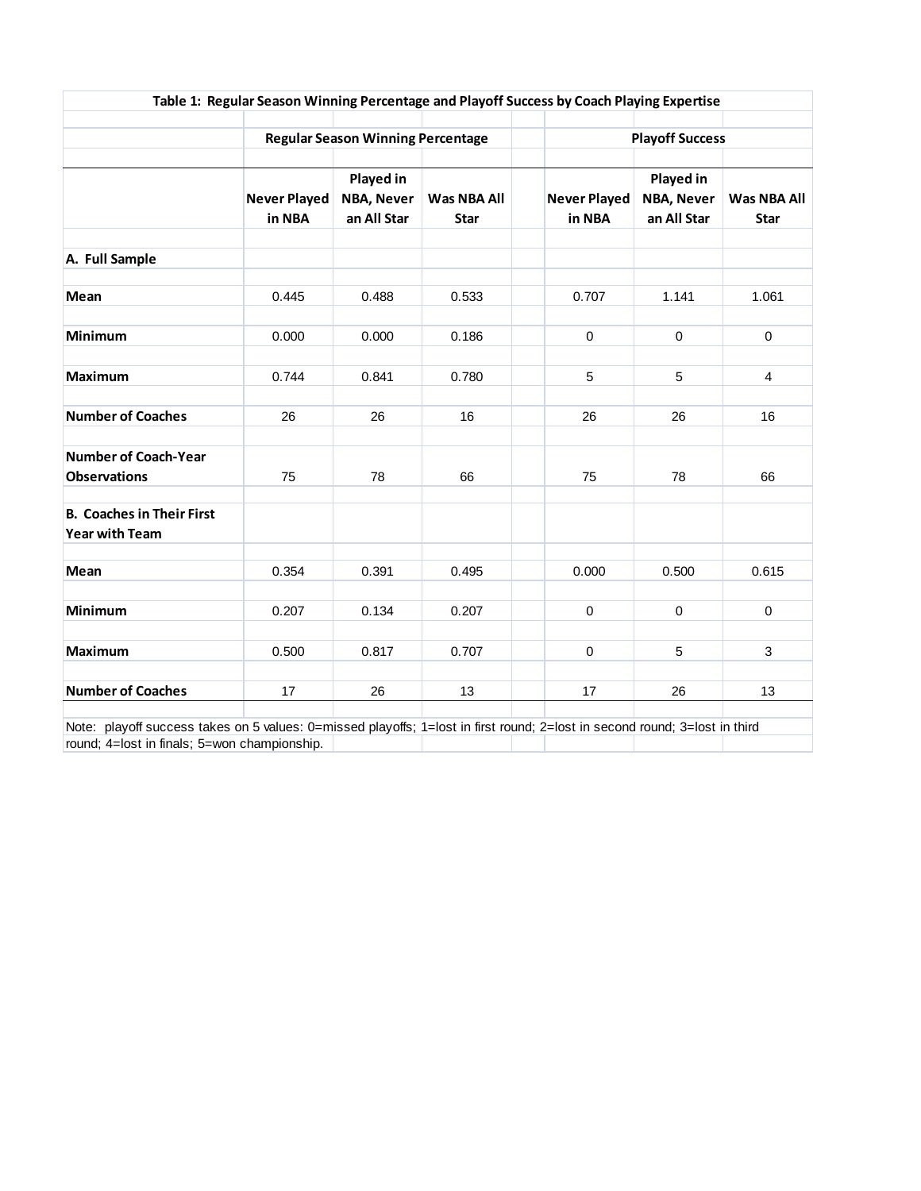**Table 1: Regular Season Winning Percentage and Playoff Success by Coach Playing Expertise**

| | Regular Season Winning Percentage | | | Playoff Success | | |
|---|---|---|---|---|---|---|
| | Never Played in NBA | Played in NBA, Never an All Star | Was NBA All Star | Never Played in NBA | Played in NBA, Never an All Star | Was NBA All Star |
| **A. Full Sample** | | | | | | |
| **Mean** | 0.445 | 0.488 | 0.533 | 0.707 | 1.141 | 1.061 |
| **Minimum** | 0.000 | 0.000 | 0.186 | 0 | 0 | 0 |
| **Maximum** | 0.744 | 0.841 | 0.780 | 5 | 5 | 4 |
| **Number of Coaches** | 26 | 26 | 16 | 26 | 26 | 16 |
| **Number of Coach-Year Observations** | 75 | 78 | 66 | 75 | 78 | 66 |
| **B. Coaches in Their First Year with Team** | | | | | | |
| **Mean** | 0.354 | 0.391 | 0.495 | 0.000 | 0.500 | 0.615 |
| **Minimum** | 0.207 | 0.134 | 0.207 | 0 | 0 | 0 |
| **Maximum** | 0.500 | 0.817 | 0.707 | 0 | 5 | 3 |
| **Number of Coaches** | 17 | 26 | 13 | 17 | 26 | 13 |

Note: playoff success takes on 5 values: 0=missed playoffs; 1=lost in first round; 2=lost in second round; 3=lost in third round; 4=lost in finals; 5=won championship.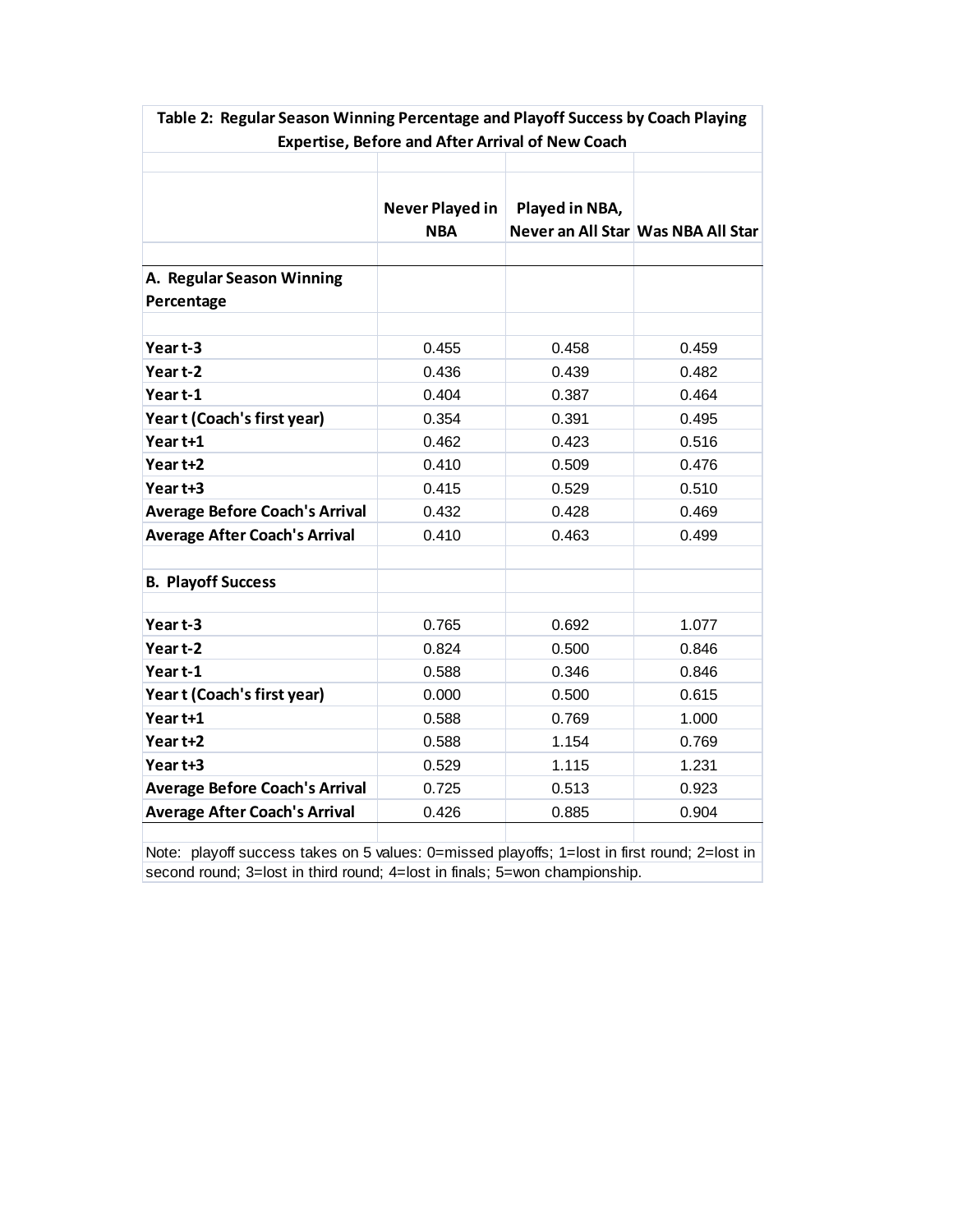**Table 2: Regular Season Winning Percentage and Playoff Success by Coach Playing Expertise, Before and After Arrival of New Coach**

| | Never Played in NBA | Played in NBA, Never an All Star | Was NBA All Star |
|---|---|---|---|
| **A. Regular Season Winning Percentage** | | | |
| **Year t-3** | 0.455 | 0.458 | 0.459 |
| **Year t-2** | 0.436 | 0.439 | 0.482 |
| **Year t-1** | 0.404 | 0.387 | 0.464 |
| **Year t (Coach's first year)** | 0.354 | 0.391 | 0.495 |
| **Year t+1** | 0.462 | 0.423 | 0.516 |
| **Year t+2** | 0.410 | 0.509 | 0.476 |
| **Year t+3** | 0.415 | 0.529 | 0.510 |
| **Average Before Coach's Arrival** | 0.432 | 0.428 | 0.469 |
| **Average After Coach's Arrival** | 0.410 | 0.463 | 0.499 |
| **B. Playoff Success** | | | |
| **Year t-3** | 0.765 | 0.692 | 1.077 |
| **Year t-2** | 0.824 | 0.500 | 0.846 |
| **Year t-1** | 0.588 | 0.346 | 0.846 |
| **Year t (Coach's first year)** | 0.000 | 0.500 | 0.615 |
| **Year t+1** | 0.588 | 0.769 | 1.000 |
| **Year t+2** | 0.588 | 1.154 | 0.769 |
| **Year t+3** | 0.529 | 1.115 | 1.231 |
| **Average Before Coach's Arrival** | 0.725 | 0.513 | 0.923 |
| **Average After Coach's Arrival** | 0.426 | 0.885 | 0.904 |

Note: playoff success takes on 5 values: 0=missed playoffs; 1=lost in first round; 2=lost in second round; 3=lost in third round; 4=lost in finals; 5=won championship.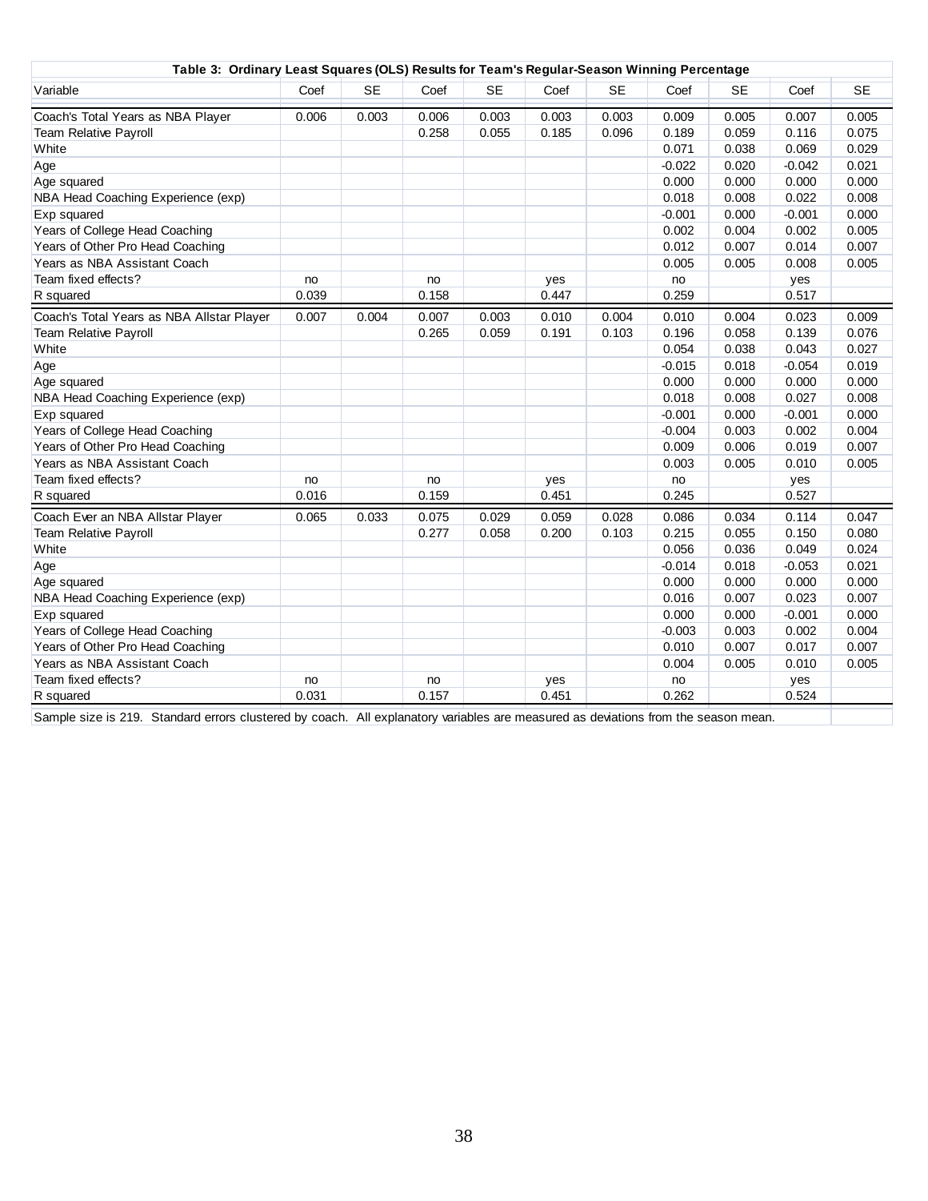**Table 3: Ordinary Least Squares (OLS) Results for Team's Regular-Season Winning Percentage**

| Variable | Coef | SE | Coef | SE | Coef | SE | Coef | SE | Coef | SE |
|---|---|---|---|---|---|---|---|---|---|---|
| Coach's Total Years as NBA Player | 0.006 | 0.003 | 0.006 | 0.003 | 0.003 | 0.003 | 0.009 | 0.005 | 0.007 | 0.005 |
| Team Relative Payroll | | | 0.258 | 0.055 | 0.185 | 0.096 | 0.189 | 0.059 | 0.116 | 0.075 |
| White | | | | | | | 0.071 | 0.038 | 0.069 | 0.029 |
| Age | | | | | | | -0.022 | 0.020 | -0.042 | 0.021 |
| Age squared | | | | | | | 0.000 | 0.000 | 0.000 | 0.000 |
| NBA Head Coaching Experience (exp) | | | | | | | 0.018 | 0.008 | 0.022 | 0.008 |
| Exp squared | | | | | | | -0.001 | 0.000 | -0.001 | 0.000 |
| Years of College Head Coaching | | | | | | | 0.002 | 0.004 | 0.002 | 0.005 |
| Years of Other Pro Head Coaching | | | | | | | 0.012 | 0.007 | 0.014 | 0.007 |
| Years as NBA Assistant Coach | | | | | | | 0.005 | 0.005 | 0.008 | 0.005 |
| Team fixed effects? | no | | no | | yes | | no | | yes | |
| R squared | 0.039 | | 0.158 | | 0.447 | | 0.259 | | 0.517 | |
| Coach's Total Years as NBA Allstar Player | 0.007 | 0.004 | 0.007 | 0.003 | 0.010 | 0.004 | 0.010 | 0.004 | 0.023 | 0.009 |
| Team Relative Payroll | | | 0.265 | 0.059 | 0.191 | 0.103 | 0.196 | 0.058 | 0.139 | 0.076 |
| White | | | | | | | 0.054 | 0.038 | 0.043 | 0.027 |
| Age | | | | | | | -0.015 | 0.018 | -0.054 | 0.019 |
| Age squared | | | | | | | 0.000 | 0.000 | 0.000 | 0.000 |
| NBA Head Coaching Experience (exp) | | | | | | | 0.018 | 0.008 | 0.027 | 0.008 |
| Exp squared | | | | | | | -0.001 | 0.000 | -0.001 | 0.000 |
| Years of College Head Coaching | | | | | | | -0.004 | 0.003 | 0.002 | 0.004 |
| Years of Other Pro Head Coaching | | | | | | | 0.009 | 0.006 | 0.019 | 0.007 |
| Years as NBA Assistant Coach | | | | | | | 0.003 | 0.005 | 0.010 | 0.005 |
| Team fixed effects? | no | | no | | yes | | no | | yes | |
| R squared | 0.016 | | 0.159 | | 0.451 | | 0.245 | | 0.527 | |
| Coach Ever an NBA Allstar Player | 0.065 | 0.033 | 0.075 | 0.029 | 0.059 | 0.028 | 0.086 | 0.034 | 0.114 | 0.047 |
| Team Relative Payroll | | | 0.277 | 0.058 | 0.200 | 0.103 | 0.215 | 0.055 | 0.150 | 0.080 |
| White | | | | | | | 0.056 | 0.036 | 0.049 | 0.024 |
| Age | | | | | | | -0.014 | 0.018 | -0.053 | 0.021 |
| Age squared | | | | | | | 0.000 | 0.000 | 0.000 | 0.000 |
| NBA Head Coaching Experience (exp) | | | | | | | 0.016 | 0.007 | 0.023 | 0.007 |
| Exp squared | | | | | | | 0.000 | 0.000 | -0.001 | 0.000 |
| Years of College Head Coaching | | | | | | | -0.003 | 0.003 | 0.002 | 0.004 |
| Years of Other Pro Head Coaching | | | | | | | 0.010 | 0.007 | 0.017 | 0.007 |
| Years as NBA Assistant Coach | | | | | | | 0.004 | 0.005 | 0.010 | 0.005 |
| Team fixed effects? | no | | no | | yes | | no | | yes | |
| R squared | 0.031 | | 0.157 | | 0.451 | | 0.262 | | 0.524 | |

Sample size is 219. Standard errors clustered by coach. All explanatory variables are measured as deviations from the season mean.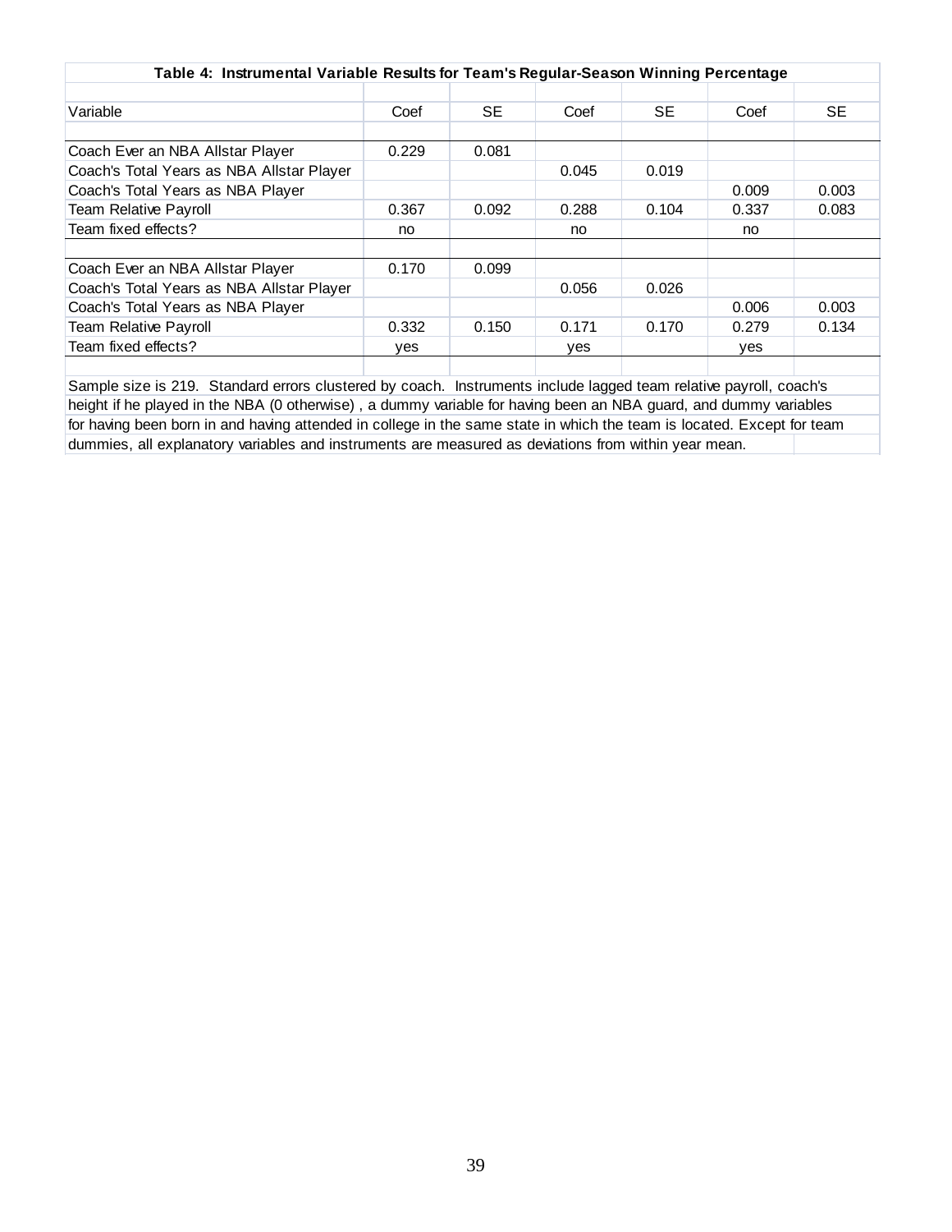**Table 4: Instrumental Variable Results for Team's Regular-Season Winning Percentage**

| Variable | Coef | SE | Coef | SE | Coef | SE |
|---|---|---|---|---|---|---|
| Coach Ever an NBA Allstar Player | 0.229 | 0.081 | | | | |
| Coach's Total Years as NBA Allstar Player | | | 0.045 | 0.019 | | |
| Coach's Total Years as NBA Player | | | | | 0.009 | 0.003 |
| Team Relative Payroll | 0.367 | 0.092 | 0.288 | 0.104 | 0.337 | 0.083 |
| Team fixed effects? | no | | no | | no | |
| | | | | | | |
| Coach Ever an NBA Allstar Player | 0.170 | 0.099 | | | | |
| Coach's Total Years as NBA Allstar Player | | | 0.056 | 0.026 | | |
| Coach's Total Years as NBA Player | | | | | 0.006 | 0.003 |
| Team Relative Payroll | 0.332 | 0.150 | 0.171 | 0.170 | 0.279 | 0.134 |
| Team fixed effects? | yes | | yes | | yes | |

Sample size is 219. Standard errors clustered by coach. Instruments include lagged team relative payroll, coach's height if he played in the NBA (0 otherwise) , a dummy variable for having been an NBA guard, and dummy variables for having been born in and having attended in college in the same state in which the team is located. Except for team dummies, all explanatory variables and instruments are measured as deviations from within year mean.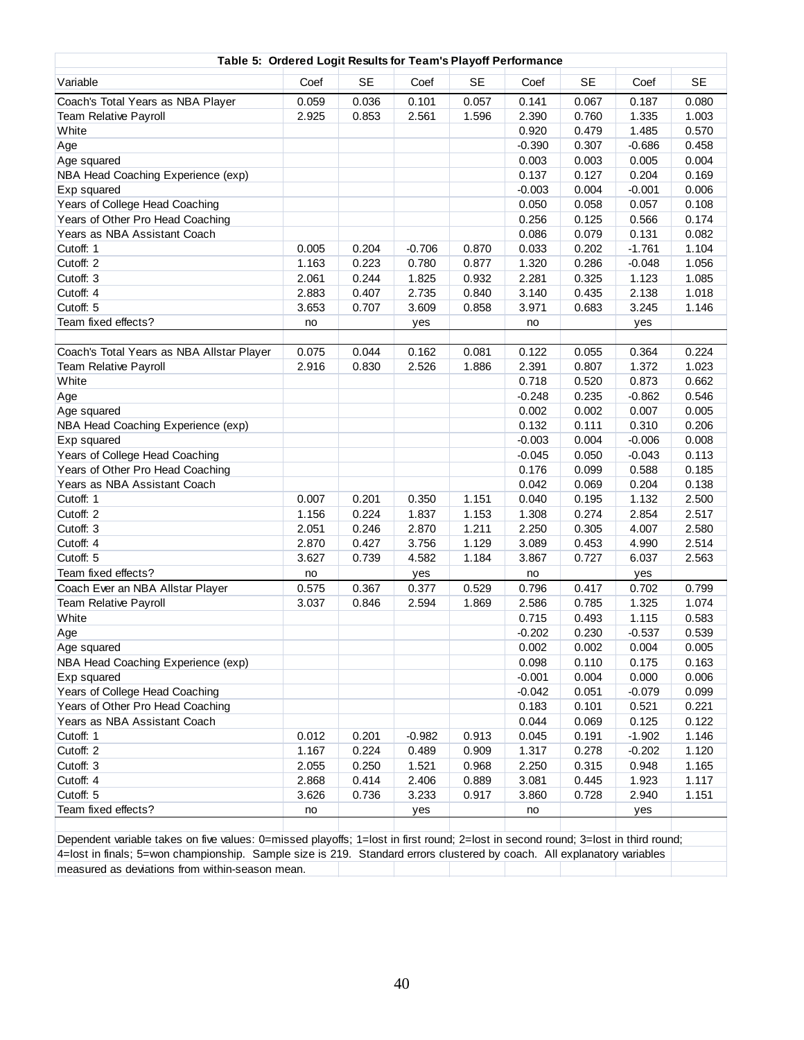**Table 5: Ordered Logit Results for Team's Playoff Performance**

| Variable | Coef | SE | Coef | SE | Coef | SE | Coef | SE |
|---|---|---|---|---|---|---|---|---|
| Coach's Total Years as NBA Player | 0.059 | 0.036 | 0.101 | 0.057 | 0.141 | 0.067 | 0.187 | 0.080 |
| Team Relative Payroll | 2.925 | 0.853 | 2.561 | 1.596 | 2.390 | 0.760 | 1.335 | 1.003 |
| White | | | | | 0.920 | 0.479 | 1.485 | 0.570 |
| Age | | | | | -0.390 | 0.307 | -0.686 | 0.458 |
| Age squared | | | | | 0.003 | 0.003 | 0.005 | 0.004 |
| NBA Head Coaching Experience (exp) | | | | | 0.137 | 0.127 | 0.204 | 0.169 |
| Exp squared | | | | | -0.003 | 0.004 | -0.001 | 0.006 |
| Years of College Head Coaching | | | | | 0.050 | 0.058 | 0.057 | 0.108 |
| Years of Other Pro Head Coaching | | | | | 0.256 | 0.125 | 0.566 | 0.174 |
| Years as NBA Assistant Coach | | | | | 0.086 | 0.079 | 0.131 | 0.082 |
| Cutoff: 1 | 0.005 | 0.204 | -0.706 | 0.870 | 0.033 | 0.202 | -1.761 | 1.104 |
| Cutoff: 2 | 1.163 | 0.223 | 0.780 | 0.877 | 1.320 | 0.286 | -0.048 | 1.056 |
| Cutoff: 3 | 2.061 | 0.244 | 1.825 | 0.932 | 2.281 | 0.325 | 1.123 | 1.085 |
| Cutoff: 4 | 2.883 | 0.407 | 2.735 | 0.840 | 3.140 | 0.435 | 2.138 | 1.018 |
| Cutoff: 5 | 3.653 | 0.707 | 3.609 | 0.858 | 3.971 | 0.683 | 3.245 | 1.146 |
| Team fixed effects? | no | | yes | | no | | yes | |
| | | | | | | | | |
| Coach's Total Years as NBA Allstar Player | 0.075 | 0.044 | 0.162 | 0.081 | 0.122 | 0.055 | 0.364 | 0.224 |
| Team Relative Payroll | 2.916 | 0.830 | 2.526 | 1.886 | 2.391 | 0.807 | 1.372 | 1.023 |
| White | | | | | 0.718 | 0.520 | 0.873 | 0.662 |
| Age | | | | | -0.248 | 0.235 | -0.862 | 0.546 |
| Age squared | | | | | 0.002 | 0.002 | 0.007 | 0.005 |
| NBA Head Coaching Experience (exp) | | | | | 0.132 | 0.111 | 0.310 | 0.206 |
| Exp squared | | | | | -0.003 | 0.004 | -0.006 | 0.008 |
| Years of College Head Coaching | | | | | -0.045 | 0.050 | -0.043 | 0.113 |
| Years of Other Pro Head Coaching | | | | | 0.176 | 0.099 | 0.588 | 0.185 |
| Years as NBA Assistant Coach | | | | | 0.042 | 0.069 | 0.204 | 0.138 |
| Cutoff: 1 | 0.007 | 0.201 | 0.350 | 1.151 | 0.040 | 0.195 | 1.132 | 2.500 |
| Cutoff: 2 | 1.156 | 0.224 | 1.837 | 1.153 | 1.308 | 0.274 | 2.854 | 2.517 |
| Cutoff: 3 | 2.051 | 0.246 | 2.870 | 1.211 | 2.250 | 0.305 | 4.007 | 2.580 |
| Cutoff: 4 | 2.870 | 0.427 | 3.756 | 1.129 | 3.089 | 0.453 | 4.990 | 2.514 |
| Cutoff: 5 | 3.627 | 0.739 | 4.582 | 1.184 | 3.867 | 0.727 | 6.037 | 2.563 |
| Team fixed effects? | no | | yes | | no | | yes | |
| Coach Ever an NBA Allstar Player | 0.575 | 0.367 | 0.377 | 0.529 | 0.796 | 0.417 | 0.702 | 0.799 |
| Team Relative Payroll | 3.037 | 0.846 | 2.594 | 1.869 | 2.586 | 0.785 | 1.325 | 1.074 |
| White | | | | | 0.715 | 0.493 | 1.115 | 0.583 |
| Age | | | | | -0.202 | 0.230 | -0.537 | 0.539 |
| Age squared | | | | | 0.002 | 0.002 | 0.004 | 0.005 |
| NBA Head Coaching Experience (exp) | | | | | 0.098 | 0.110 | 0.175 | 0.163 |
| Exp squared | | | | | -0.001 | 0.004 | 0.000 | 0.006 |
| Years of College Head Coaching | | | | | -0.042 | 0.051 | -0.079 | 0.099 |
| Years of Other Pro Head Coaching | | | | | 0.183 | 0.101 | 0.521 | 0.221 |
| Years as NBA Assistant Coach | | | | | 0.044 | 0.069 | 0.125 | 0.122 |
| Cutoff: 1 | 0.012 | 0.201 | -0.982 | 0.913 | 0.045 | 0.191 | -1.902 | 1.146 |
| Cutoff: 2 | 1.167 | 0.224 | 0.489 | 0.909 | 1.317 | 0.278 | -0.202 | 1.120 |
| Cutoff: 3 | 2.055 | 0.250 | 1.521 | 0.968 | 2.250 | 0.315 | 0.948 | 1.165 |
| Cutoff: 4 | 2.868 | 0.414 | 2.406 | 0.889 | 3.081 | 0.445 | 1.923 | 1.117 |
| Cutoff: 5 | 3.626 | 0.736 | 3.233 | 0.917 | 3.860 | 0.728 | 2.940 | 1.151 |
| Team fixed effects? | no | | yes | | no | | yes | |

Dependent variable takes on five values: 0=missed playoffs; 1=lost in first round; 2=lost in second round; 3=lost in third round; 4=lost in finals; 5=won championship. Sample size is 219. Standard errors clustered by coach. All explanatory variables measured as deviations from within-season mean.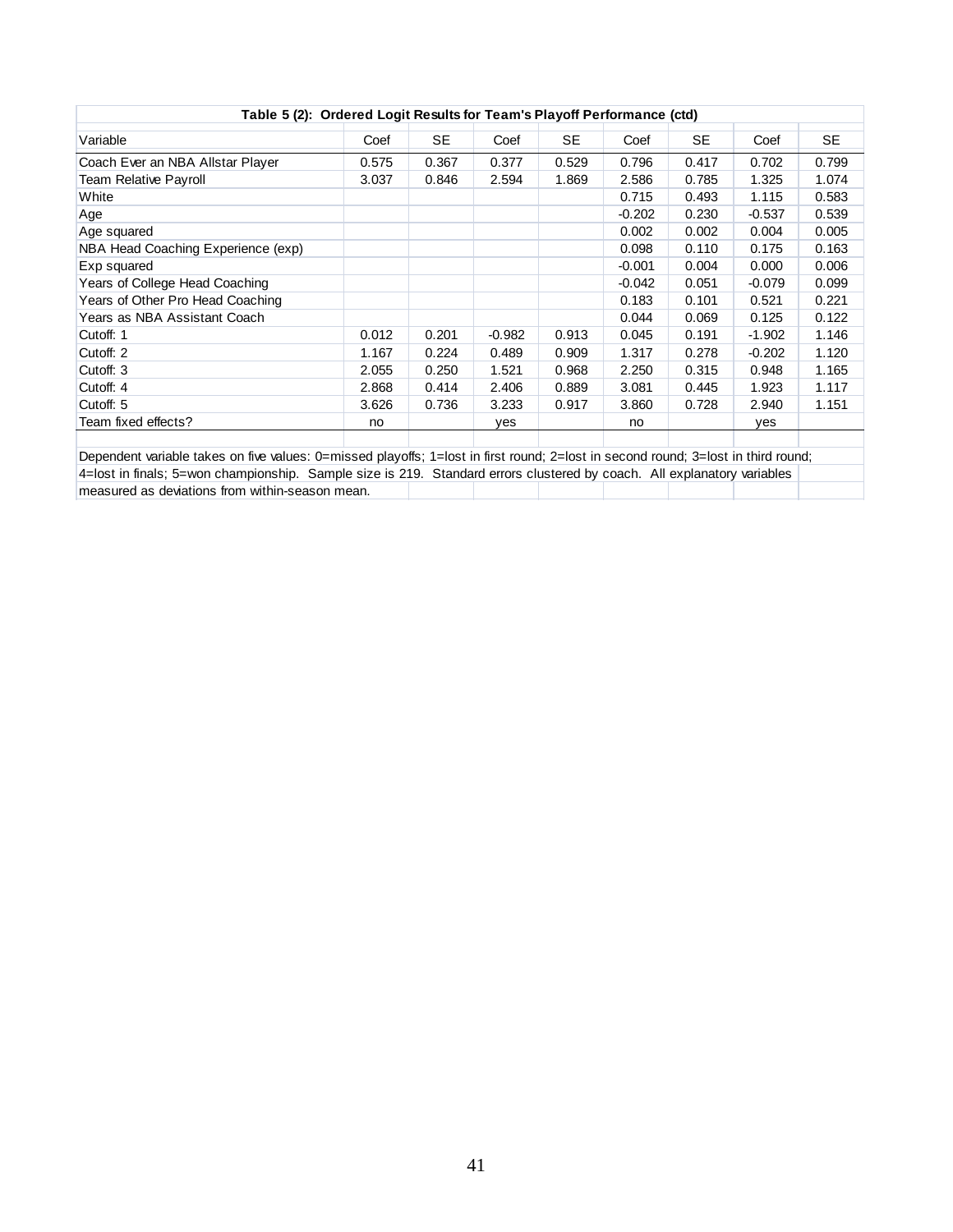**Table 5 (2): Ordered Logit Results for Team's Playoff Performance (ctd)**

| Variable | Coef | SE | Coef | SE | Coef | SE | Coef | SE |
|---|---|---|---|---|---|---|---|---|
| Coach Ever an NBA Allstar Player | 0.575 | 0.367 | 0.377 | 0.529 | 0.796 | 0.417 | 0.702 | 0.799 |
| Team Relative Payroll | 3.037 | 0.846 | 2.594 | 1.869 | 2.586 | 0.785 | 1.325 | 1.074 |
| White | | | | | 0.715 | 0.493 | 1.115 | 0.583 |
| Age | | | | | -0.202 | 0.230 | -0.537 | 0.539 |
| Age squared | | | | | 0.002 | 0.002 | 0.004 | 0.005 |
| NBA Head Coaching Experience (exp) | | | | | 0.098 | 0.110 | 0.175 | 0.163 |
| Exp squared | | | | | -0.001 | 0.004 | 0.000 | 0.006 |
| Years of College Head Coaching | | | | | -0.042 | 0.051 | -0.079 | 0.099 |
| Years of Other Pro Head Coaching | | | | | 0.183 | 0.101 | 0.521 | 0.221 |
| Years as NBA Assistant Coach | | | | | 0.044 | 0.069 | 0.125 | 0.122 |
| Cutoff: 1 | 0.012 | 0.201 | -0.982 | 0.913 | 0.045 | 0.191 | -1.902 | 1.146 |
| Cutoff: 2 | 1.167 | 0.224 | 0.489 | 0.909 | 1.317 | 0.278 | -0.202 | 1.120 |
| Cutoff: 3 | 2.055 | 0.250 | 1.521 | 0.968 | 2.250 | 0.315 | 0.948 | 1.165 |
| Cutoff: 4 | 2.868 | 0.414 | 2.406 | 0.889 | 3.081 | 0.445 | 1.923 | 1.117 |
| Cutoff: 5 | 3.626 | 0.736 | 3.233 | 0.917 | 3.860 | 0.728 | 2.940 | 1.151 |
| Team fixed effects? | no | | yes | | no | | yes | |

Dependent variable takes on five values: 0=missed playoffs; 1=lost in first round; 2=lost in second round; 3=lost in third round; 4=lost in finals; 5=won championship. Sample size is 219. Standard errors clustered by coach. All explanatory variables measured as deviations from within-season mean.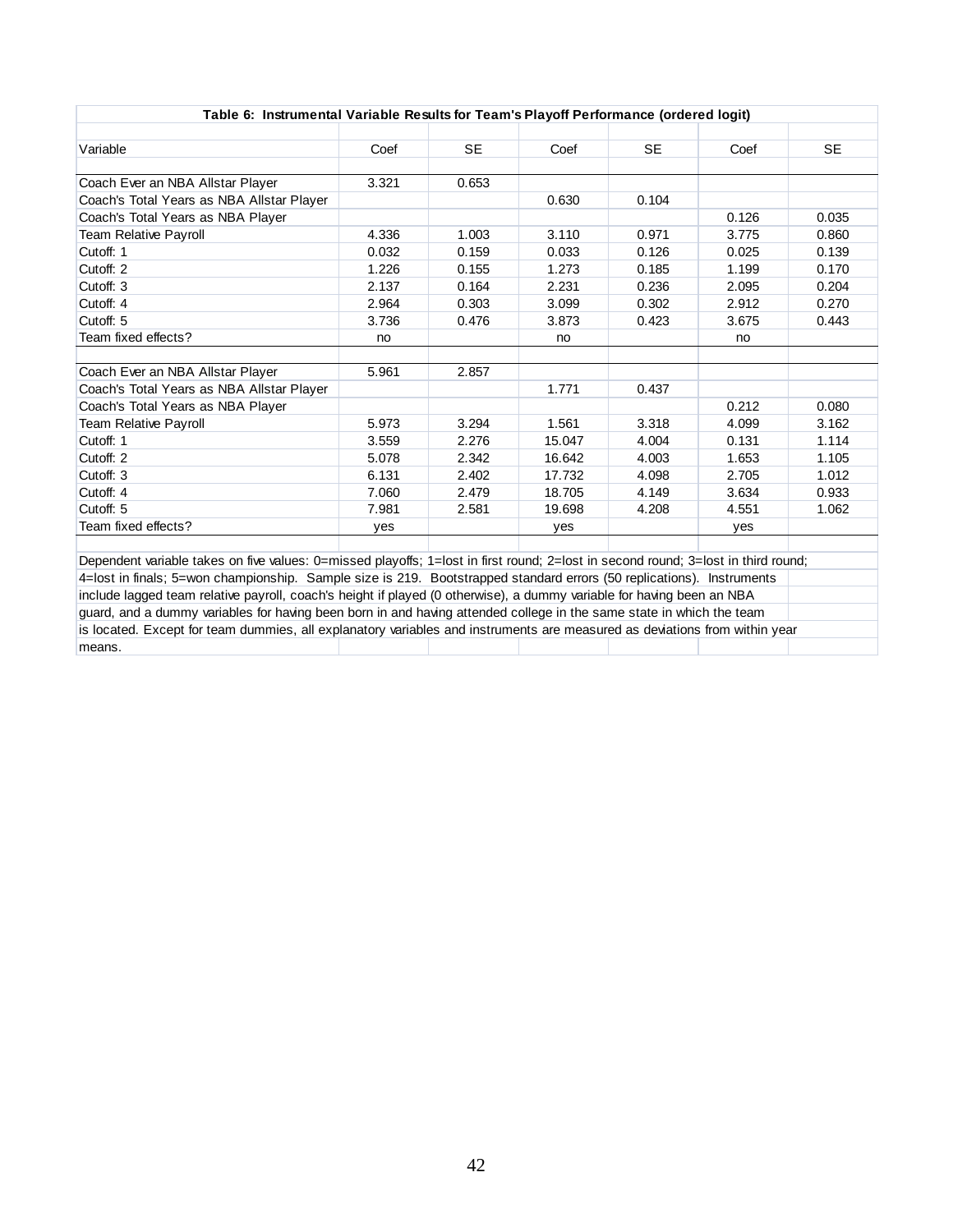**Table 6: Instrumental Variable Results for Team's Playoff Performance (ordered logit)**

| Variable | Coef | SE | Coef | SE | Coef | SE |
|---|---|---|---|---|---|---|
| Coach Ever an NBA Allstar Player | 3.321 | 0.653 | | | | |
| Coach's Total Years as NBA Allstar Player | | | 0.630 | 0.104 | | |
| Coach's Total Years as NBA Player | | | | | 0.126 | 0.035 |
| Team Relative Payroll | 4.336 | 1.003 | 3.110 | 0.971 | 3.775 | 0.860 |
| Cutoff: 1 | 0.032 | 0.159 | 0.033 | 0.126 | 0.025 | 0.139 |
| Cutoff: 2 | 1.226 | 0.155 | 1.273 | 0.185 | 1.199 | 0.170 |
| Cutoff: 3 | 2.137 | 0.164 | 2.231 | 0.236 | 2.095 | 0.204 |
| Cutoff: 4 | 2.964 | 0.303 | 3.099 | 0.302 | 2.912 | 0.270 |
| Cutoff: 5 | 3.736 | 0.476 | 3.873 | 0.423 | 3.675 | 0.443 |
| Team fixed effects? | no | | no | | no | |
| | | | | | | |
| Coach Ever an NBA Allstar Player | 5.961 | 2.857 | | | | |
| Coach's Total Years as NBA Allstar Player | | | 1.771 | 0.437 | | |
| Coach's Total Years as NBA Player | | | | | 0.212 | 0.080 |
| Team Relative Payroll | 5.973 | 3.294 | 1.561 | 3.318 | 4.099 | 3.162 |
| Cutoff: 1 | 3.559 | 2.276 | 15.047 | 4.004 | 0.131 | 1.114 |
| Cutoff: 2 | 5.078 | 2.342 | 16.642 | 4.003 | 1.653 | 1.105 |
| Cutoff: 3 | 6.131 | 2.402 | 17.732 | 4.098 | 2.705 | 1.012 |
| Cutoff: 4 | 7.060 | 2.479 | 18.705 | 4.149 | 3.634 | 0.933 |
| Cutoff: 5 | 7.981 | 2.581 | 19.698 | 4.208 | 4.551 | 1.062 |
| Team fixed effects? | yes | | yes | | yes | |

Dependent variable takes on five values: 0=missed playoffs; 1=lost in first round; 2=lost in second round; 3=lost in third round; 4=lost in finals; 5=won championship. Sample size is 219. Bootstrapped standard errors (50 replications). Instruments include lagged team relative payroll, coach's height if played (0 otherwise), a dummy variable for having been an NBA guard, and a dummy variables for having been born in and having attended college in the same state in which the team is located. Except for team dummies, all explanatory variables and instruments are measured as deviations from within year means.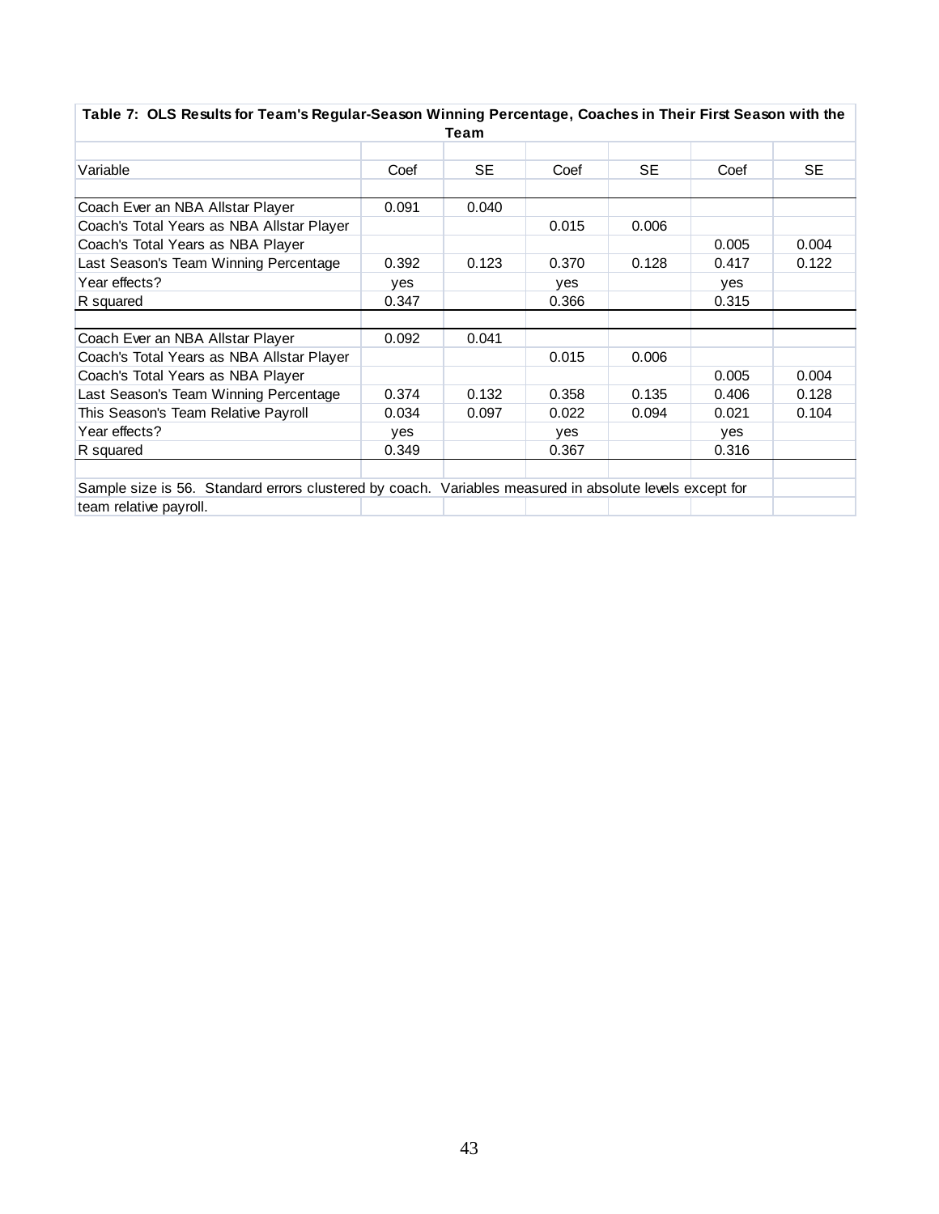**Table 7: OLS Results for Team's Regular-Season Winning Percentage, Coaches in Their First Season with the Team**

| Variable | Coef | SE | Coef | SE | Coef | SE |
|---|---|---|---|---|---|---|
| Coach Ever an NBA Allstar Player | 0.091 | 0.040 | | | | |
| Coach's Total Years as NBA Allstar Player | | | 0.015 | 0.006 | | |
| Coach's Total Years as NBA Player | | | | | 0.005 | 0.004 |
| Last Season's Team Winning Percentage | 0.392 | 0.123 | 0.370 | 0.128 | 0.417 | 0.122 |
| Year effects? | yes | | yes | | yes | |
| R squared | 0.347 | | 0.366 | | 0.315 | |
| | | | | | | |
| Coach Ever an NBA Allstar Player | 0.092 | 0.041 | | | | |
| Coach's Total Years as NBA Allstar Player | | | 0.015 | 0.006 | | |
| Coach's Total Years as NBA Player | | | | | 0.005 | 0.004 |
| Last Season's Team Winning Percentage | 0.374 | 0.132 | 0.358 | 0.135 | 0.406 | 0.128 |
| This Season's Team Relative Payroll | 0.034 | 0.097 | 0.022 | 0.094 | 0.021 | 0.104 |
| Year effects? | yes | | yes | | yes | |
| R squared | 0.349 | | 0.367 | | 0.316 | |

Sample size is 56. Standard errors clustered by coach. Variables measured in absolute levels except for team relative payroll.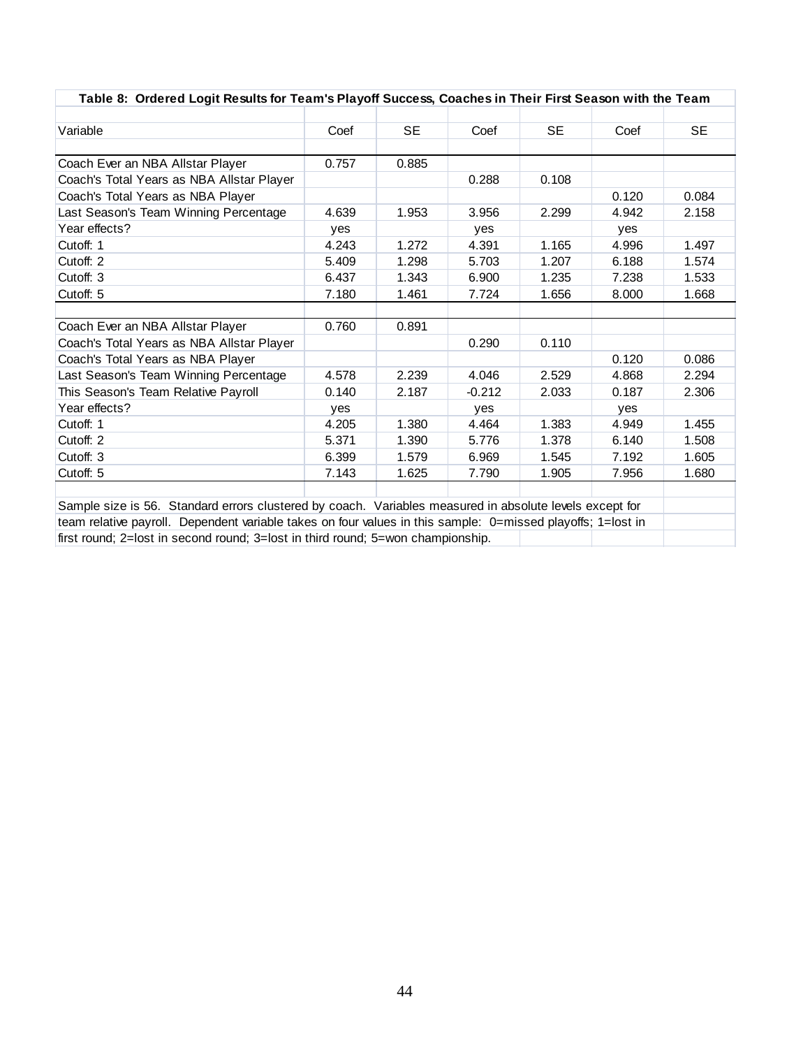**Table 8: Ordered Logit Results for Team's Playoff Success, Coaches in Their First Season with the Team**

| Variable | Coef | SE | Coef | SE | Coef | SE |
|---|---|---|---|---|---|---|
| Coach Ever an NBA Allstar Player | 0.757 | 0.885 | | | | |
| Coach's Total Years as NBA Allstar Player | | | 0.288 | 0.108 | | |
| Coach's Total Years as NBA Player | | | | | 0.120 | 0.084 |
| Last Season's Team Winning Percentage | 4.639 | 1.953 | 3.956 | 2.299 | 4.942 | 2.158 |
| Year effects? | yes | | yes | | yes | |
| Cutoff: 1 | 4.243 | 1.272 | 4.391 | 1.165 | 4.996 | 1.497 |
| Cutoff: 2 | 5.409 | 1.298 | 5.703 | 1.207 | 6.188 | 1.574 |
| Cutoff: 3 | 6.437 | 1.343 | 6.900 | 1.235 | 7.238 | 1.533 |
| Cutoff: 5 | 7.180 | 1.461 | 7.724 | 1.656 | 8.000 | 1.668 |
| | | | | | | |
| Coach Ever an NBA Allstar Player | 0.760 | 0.891 | | | | |
| Coach's Total Years as NBA Allstar Player | | | 0.290 | 0.110 | | |
| Coach's Total Years as NBA Player | | | | | 0.120 | 0.086 |
| Last Season's Team Winning Percentage | 4.578 | 2.239 | 4.046 | 2.529 | 4.868 | 2.294 |
| This Season's Team Relative Payroll | 0.140 | 2.187 | -0.212 | 2.033 | 0.187 | 2.306 |
| Year effects? | yes | | yes | | yes | |
| Cutoff: 1 | 4.205 | 1.380 | 4.464 | 1.383 | 4.949 | 1.455 |
| Cutoff: 2 | 5.371 | 1.390 | 5.776 | 1.378 | 6.140 | 1.508 |
| Cutoff: 3 | 6.399 | 1.579 | 6.969 | 1.545 | 7.192 | 1.605 |
| Cutoff: 5 | 7.143 | 1.625 | 7.790 | 1.905 | 7.956 | 1.680 |

Sample size is 56. Standard errors clustered by coach. Variables measured in absolute levels except for team relative payroll. Dependent variable takes on four values in this sample: 0=missed playoffs; 1=lost in first round; 2=lost in second round; 3=lost in third round; 5=won championship.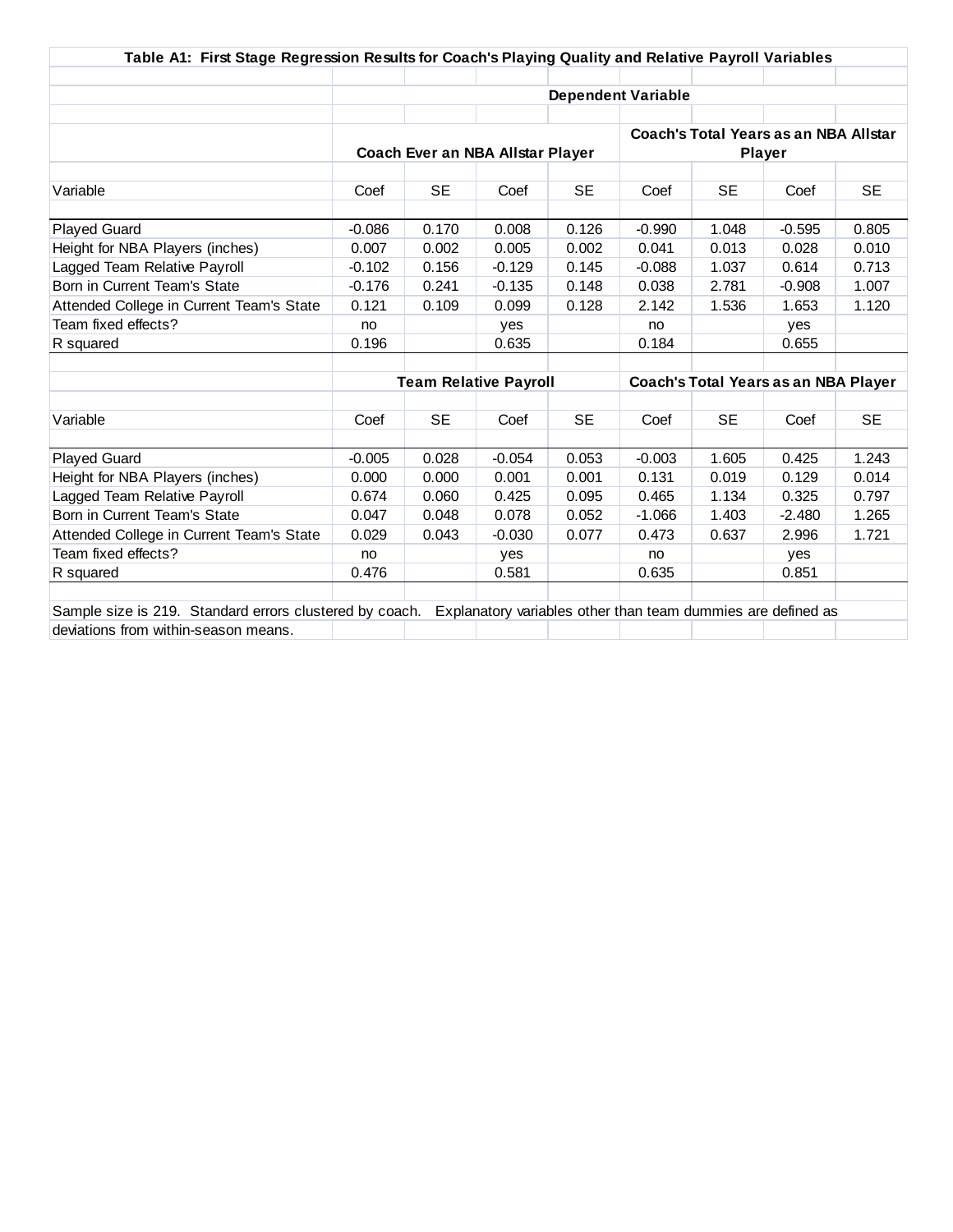**Table A1: First Stage Regression Results for Coach's Playing Quality and Relative Payroll Variables**

| | Dependent Variable | | | | | | | |
|---|---|---|---|---|---|---|---|---|
| | Coach Ever an NBA Allstar Player | | | | Coach's Total Years as an NBA Allstar Player | | | |
| Variable | Coef | SE | Coef | SE | Coef | SE | Coef | SE |
| Played Guard | -0.086 | 0.170 | 0.008 | 0.126 | -0.990 | 1.048 | -0.595 | 0.805 |
| Height for NBA Players (inches) | 0.007 | 0.002 | 0.005 | 0.002 | 0.041 | 0.013 | 0.028 | 0.010 |
| Lagged Team Relative Payroll | -0.102 | 0.156 | -0.129 | 0.145 | -0.088 | 1.037 | 0.614 | 0.713 |
| Born in Current Team's State | -0.176 | 0.241 | -0.135 | 0.148 | 0.038 | 2.781 | -0.908 | 1.007 |
| Attended College in Current Team's State | 0.121 | 0.109 | 0.099 | 0.128 | 2.142 | 1.536 | 1.653 | 1.120 |
| Team fixed effects? | no | | yes | | no | | yes | |
| R squared | 0.196 | | 0.635 | | 0.184 | | 0.655 | |
| | Team Relative Payroll | | | | Coach's Total Years as an NBA Player | | | |
| Variable | Coef | SE | Coef | SE | Coef | SE | Coef | SE |
| Played Guard | -0.005 | 0.028 | -0.054 | 0.053 | -0.003 | 1.605 | 0.425 | 1.243 |
| Height for NBA Players (inches) | 0.000 | 0.000 | 0.001 | 0.001 | 0.131 | 0.019 | 0.129 | 0.014 |
| Lagged Team Relative Payroll | 0.674 | 0.060 | 0.425 | 0.095 | 0.465 | 1.134 | 0.325 | 0.797 |
| Born in Current Team's State | 0.047 | 0.048 | 0.078 | 0.052 | -1.066 | 1.403 | -2.480 | 1.265 |
| Attended College in Current Team's State | 0.029 | 0.043 | -0.030 | 0.077 | 0.473 | 0.637 | 2.996 | 1.721 |
| Team fixed effects? | no | | yes | | no | | yes | |
| R squared | 0.476 | | 0.581 | | 0.635 | | 0.851 | |

Sample size is 219. Standard errors clustered by coach. Explanatory variables other than team dummies are defined as deviations from within-season means.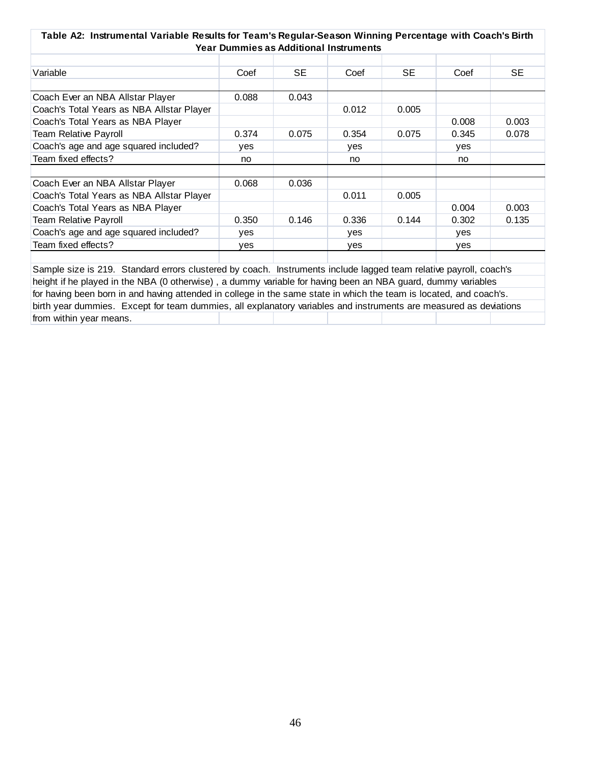**Table A2: Instrumental Variable Results for Team's Regular-Season Winning Percentage with Coach's Birth Year Dummies as Additional Instruments**

| Variable | Coef | SE | Coef | SE | Coef | SE |
|---|---|---|---|---|---|---|
| Coach Ever an NBA Allstar Player | 0.088 | 0.043 | | | | |
| Coach's Total Years as NBA Allstar Player | | | 0.012 | 0.005 | | |
| Coach's Total Years as NBA Player | | | | | 0.008 | 0.003 |
| Team Relative Payroll | 0.374 | 0.075 | 0.354 | 0.075 | 0.345 | 0.078 |
| Coach's age and age squared included? | yes | | yes | | yes | |
| Team fixed effects? | no | | no | | no | |
| | | | | | | |
| Coach Ever an NBA Allstar Player | 0.068 | 0.036 | | | | |
| Coach's Total Years as NBA Allstar Player | | | 0.011 | 0.005 | | |
| Coach's Total Years as NBA Player | | | | | 0.004 | 0.003 |
| Team Relative Payroll | 0.350 | 0.146 | 0.336 | 0.144 | 0.302 | 0.135 |
| Coach's age and age squared included? | yes | | yes | | yes | |
| Team fixed effects? | yes | | yes | | yes | |

Sample size is 219. Standard errors clustered by coach. Instruments include lagged team relative payroll, coach's height if he played in the NBA (0 otherwise) , a dummy variable for having been an NBA guard, dummy variables for having been born in and having attended in college in the same state in which the team is located, and coach's. birth year dummies. Except for team dummies, all explanatory variables and instruments are measured as deviations from within year means.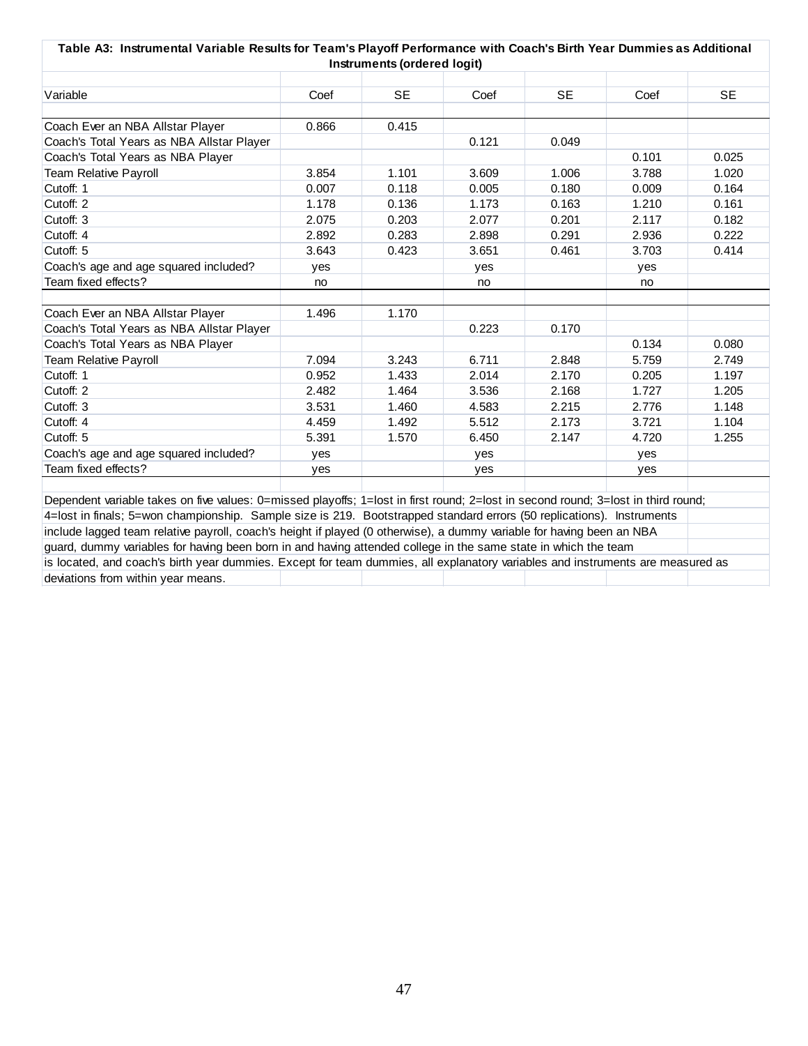**Table A3: Instrumental Variable Results for Team's Playoff Performance with Coach's Birth Year Dummies as Additional Instruments (ordered logit)**

| Variable | Coef | SE | Coef | SE | Coef | SE |
|---|---|---|---|---|---|---|
| Coach Ever an NBA Allstar Player | 0.866 | 0.415 | | | | |
| Coach's Total Years as NBA Allstar Player | | | 0.121 | 0.049 | | |
| Coach's Total Years as NBA Player | | | | | 0.101 | 0.025 |
| Team Relative Payroll | 3.854 | 1.101 | 3.609 | 1.006 | 3.788 | 1.020 |
| Cutoff: 1 | 0.007 | 0.118 | 0.005 | 0.180 | 0.009 | 0.164 |
| Cutoff: 2 | 1.178 | 0.136 | 1.173 | 0.163 | 1.210 | 0.161 |
| Cutoff: 3 | 2.075 | 0.203 | 2.077 | 0.201 | 2.117 | 0.182 |
| Cutoff: 4 | 2.892 | 0.283 | 2.898 | 0.291 | 2.936 | 0.222 |
| Cutoff: 5 | 3.643 | 0.423 | 3.651 | 0.461 | 3.703 | 0.414 |
| Coach's age and age squared included? | yes | | yes | | yes | |
| Team fixed effects? | no | | no | | no | |
| | | | | | | |
| Coach Ever an NBA Allstar Player | 1.496 | 1.170 | | | | |
| Coach's Total Years as NBA Allstar Player | | | 0.223 | 0.170 | | |
| Coach's Total Years as NBA Player | | | | | 0.134 | 0.080 |
| Team Relative Payroll | 7.094 | 3.243 | 6.711 | 2.848 | 5.759 | 2.749 |
| Cutoff: 1 | 0.952 | 1.433 | 2.014 | 2.170 | 0.205 | 1.197 |
| Cutoff: 2 | 2.482 | 1.464 | 3.536 | 2.168 | 1.727 | 1.205 |
| Cutoff: 3 | 3.531 | 1.460 | 4.583 | 2.215 | 2.776 | 1.148 |
| Cutoff: 4 | 4.459 | 1.492 | 5.512 | 2.173 | 3.721 | 1.104 |
| Cutoff: 5 | 5.391 | 1.570 | 6.450 | 2.147 | 4.720 | 1.255 |
| Coach's age and age squared included? | yes | | yes | | yes | |
| Team fixed effects? | yes | | yes | | yes | |

Dependent variable takes on five values: 0=missed playoffs; 1=lost in first round; 2=lost in second round; 3=lost in third round; 4=lost in finals; 5=won championship. Sample size is 219. Bootstrapped standard errors (50 replications). Instruments include lagged team relative payroll, coach's height if played (0 otherwise), a dummy variable for having been an NBA guard, dummy variables for having been born in and having attended college in the same state in which the team is located, and coach's birth year dummies. Except for team dummies, all explanatory variables and instruments are measured as deviations from within year means.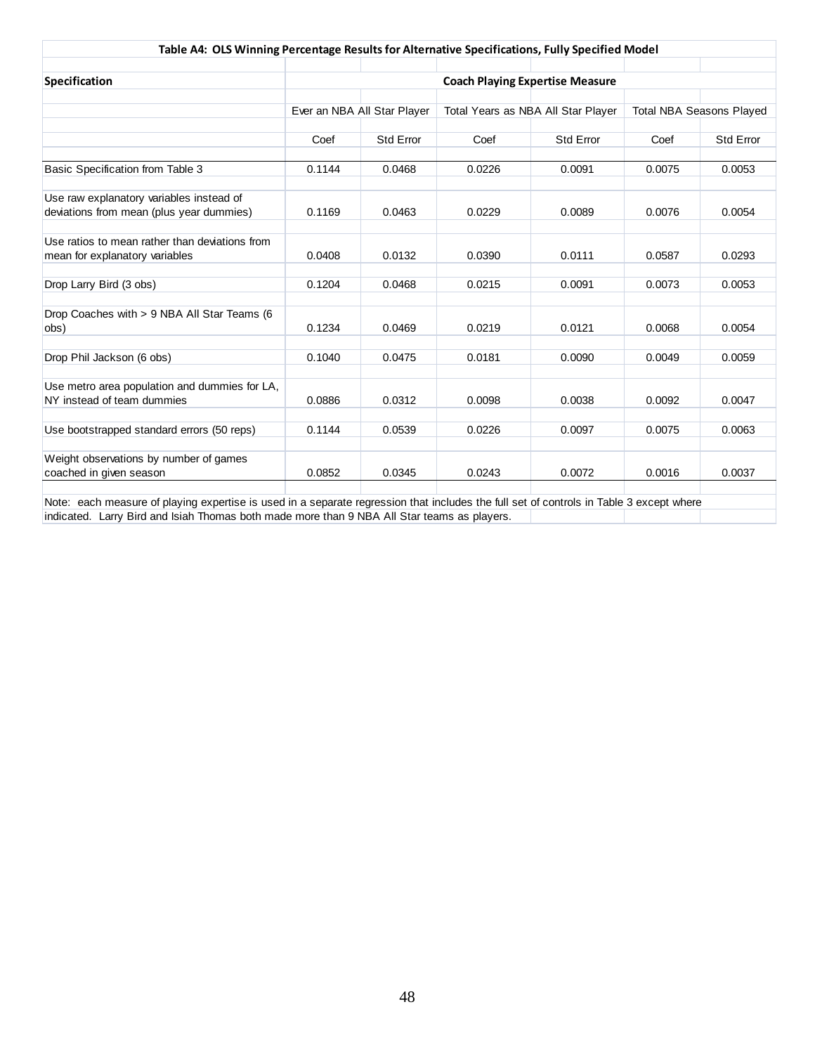**Table A4: OLS Winning Percentage Results for Alternative Specifications, Fully Specified Model**

| Specification | Coach Playing Expertise Measure | | | | | |
|---|---|---|---|---|---|---|
| | Ever an NBA All Star Player | | Total Years as NBA All Star Player | | Total NBA Seasons Played | |
| | Coef | Std Error | Coef | Std Error | Coef | Std Error |
| Basic Specification from Table 3 | 0.1144 | 0.0468 | 0.0226 | 0.0091 | 0.0075 | 0.0053 |
| Use raw explanatory variables instead of deviations from mean (plus year dummies) | 0.1169 | 0.0463 | 0.0229 | 0.0089 | 0.0076 | 0.0054 |
| Use ratios to mean rather than deviations from mean for explanatory variables | 0.0408 | 0.0132 | 0.0390 | 0.0111 | 0.0587 | 0.0293 |
| Drop Larry Bird (3 obs) | 0.1204 | 0.0468 | 0.0215 | 0.0091 | 0.0073 | 0.0053 |
| Drop Coaches with > 9 NBA All Star Teams (6 obs) | 0.1234 | 0.0469 | 0.0219 | 0.0121 | 0.0068 | 0.0054 |
| Drop Phil Jackson (6 obs) | 0.1040 | 0.0475 | 0.0181 | 0.0090 | 0.0049 | 0.0059 |
| Use metro area population and dummies for LA, NY instead of team dummies | 0.0886 | 0.0312 | 0.0098 | 0.0038 | 0.0092 | 0.0047 |
| Use bootstrapped standard errors (50 reps) | 0.1144 | 0.0539 | 0.0226 | 0.0097 | 0.0075 | 0.0063 |
| Weight observations by number of games coached in given season | 0.0852 | 0.0345 | 0.0243 | 0.0072 | 0.0016 | 0.0037 |

Note: each measure of playing expertise is used in a separate regression that includes the full set of controls in Table 3 except where indicated. Larry Bird and Isiah Thomas both made more than 9 NBA All Star teams as players.